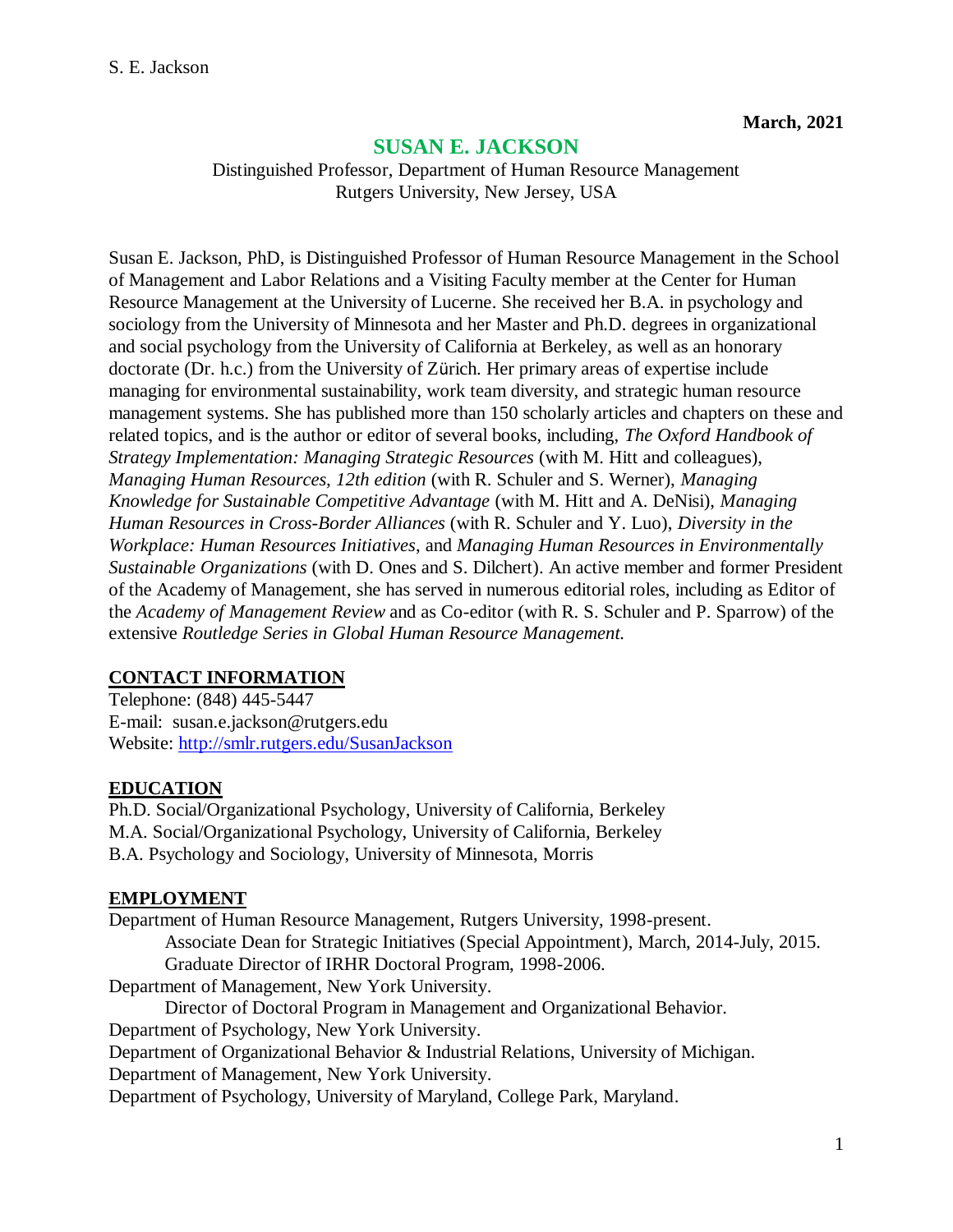**March, 2021**

# SUSAN E. JACKSON

Distinguished Professor, Department of Human Resource Management
Rutgers University, New Jersey, USA

Susan E. Jackson, PhD, is Distinguished Professor of Human Resource Management in the School of Management and Labor Relations and a Visiting Faculty member at the Center for Human Resource Management at the University of Lucerne. She received her B.A. in psychology and sociology from the University of Minnesota and her Master and Ph.D. degrees in organizational and social psychology from the University of California at Berkeley, as well as an honorary doctorate (Dr. h.c.) from the University of Zürich. Her primary areas of expertise include managing for environmental sustainability, work team diversity, and strategic human resource management systems. She has published more than 150 scholarly articles and chapters on these and related topics, and is the author or editor of several books, including, *The Oxford Handbook of Strategy Implementation: Managing Strategic Resources* (with M. Hitt and colleagues), *Managing Human Resources, 12th edition* (with R. Schuler and S. Werner), *Managing Knowledge for Sustainable Competitive Advantage* (with M. Hitt and A. DeNisi), *Managing Human Resources in Cross-Border Alliances* (with R. Schuler and Y. Luo), *Diversity in the Workplace: Human Resources Initiatives*, and *Managing Human Resources in Environmentally Sustainable Organizations* (with D. Ones and S. Dilchert). An active member and former President of the Academy of Management, she has served in numerous editorial roles, including as Editor of the *Academy of Management Review* and as Co-editor (with R. S. Schuler and P. Sparrow) of the extensive *Routledge Series in Global Human Resource Management.*

## CONTACT INFORMATION

Telephone: (848) 445-5447
E-mail: susan.e.jackson@rutgers.edu
Website: [http://smlr.rutgers.edu/SusanJackson](http://smlr.rutgers.edu/SusanJackson)

## EDUCATION

Ph.D. Social/Organizational Psychology, University of California, Berkeley
M.A. Social/Organizational Psychology, University of California, Berkeley
B.A. Psychology and Sociology, University of Minnesota, Morris

## EMPLOYMENT

Department of Human Resource Management, Rutgers University, 1998-present.
- Associate Dean for Strategic Initiatives (Special Appointment), March, 2014-July, 2015.
- Graduate Director of IRHR Doctoral Program, 1998-2006.

Department of Management, New York University.
- Director of Doctoral Program in Management and Organizational Behavior.

Department of Psychology, New York University.
Department of Organizational Behavior & Industrial Relations, University of Michigan.
Department of Management, New York University.
Department of Psychology, University of Maryland, College Park, Maryland.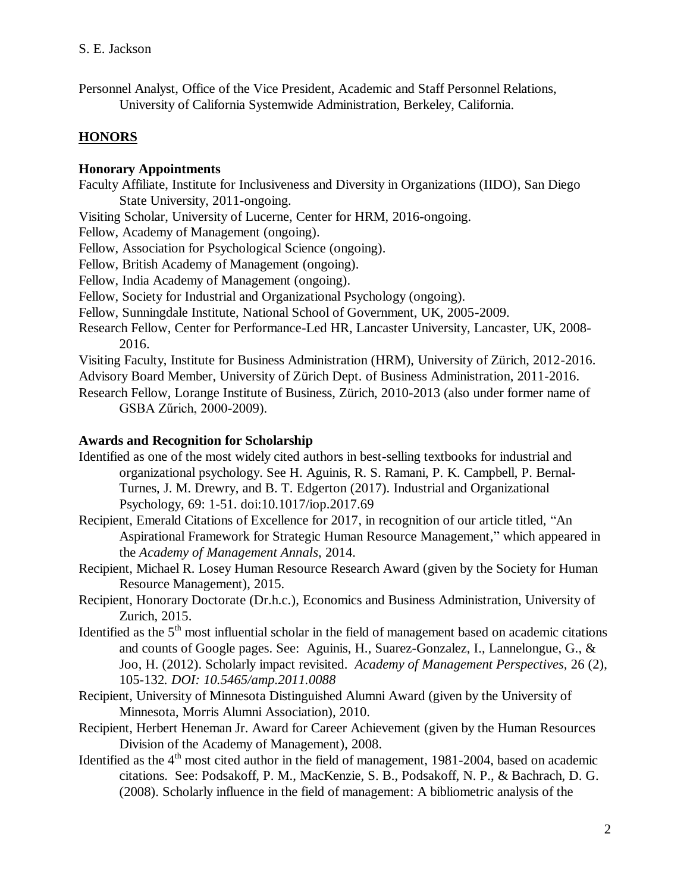Personnel Analyst, Office of the Vice President, Academic and Staff Personnel Relations, University of California Systemwide Administration, Berkeley, California.

## HONORS

### Honorary Appointments

Faculty Affiliate, Institute for Inclusiveness and Diversity in Organizations (IIDO), San Diego State University, 2011-ongoing.

Visiting Scholar, University of Lucerne, Center for HRM, 2016-ongoing.

Fellow, Academy of Management (ongoing).

Fellow, Association for Psychological Science (ongoing).

Fellow, British Academy of Management (ongoing).

Fellow, India Academy of Management (ongoing).

Fellow, Society for Industrial and Organizational Psychology (ongoing).

Fellow, Sunningdale Institute, National School of Government, UK, 2005-2009.

Research Fellow, Center for Performance-Led HR, Lancaster University, Lancaster, UK, 2008-2016.

Visiting Faculty, Institute for Business Administration (HRM), University of Zürich, 2012-2016.

Advisory Board Member, University of Zürich Dept. of Business Administration, 2011-2016.

Research Fellow, Lorange Institute of Business, Zürich, 2010-2013 (also under former name of GSBA Zűrich, 2000-2009).

### Awards and Recognition for Scholarship

Identified as one of the most widely cited authors in best-selling textbooks for industrial and organizational psychology. See H. Aguinis, R. S. Ramani, P. K. Campbell, P. Bernal-Turnes, J. M. Drewry, and B. T. Edgerton (2017). Industrial and Organizational Psychology, 69: 1-51. doi:10.1017/iop.2017.69

Recipient, Emerald Citations of Excellence for 2017, in recognition of our article titled, "An Aspirational Framework for Strategic Human Resource Management," which appeared in the *Academy of Management Annals*, 2014.

Recipient, Michael R. Losey Human Resource Research Award (given by the Society for Human Resource Management), 2015.

Recipient, Honorary Doctorate (Dr.h.c.), Economics and Business Administration, University of Zurich, 2015.

Identified as the 5th most influential scholar in the field of management based on academic citations and counts of Google pages. See: Aguinis, H., Suarez-Gonzalez, I., Lannelongue, G., & Joo, H. (2012). Scholarly impact revisited. *Academy of Management Perspectives*, 26 (2), 105-132. *DOI: 10.5465/amp.2011.0088*

Recipient, University of Minnesota Distinguished Alumni Award (given by the University of Minnesota, Morris Alumni Association), 2010.

Recipient, Herbert Heneman Jr. Award for Career Achievement (given by the Human Resources Division of the Academy of Management), 2008.

Identified as the 4th most cited author in the field of management, 1981-2004, based on academic citations. See: Podsakoff, P. M., MacKenzie, S. B., Podsakoff, N. P., & Bachrach, D. G. (2008). Scholarly influence in the field of management: A bibliometric analysis of the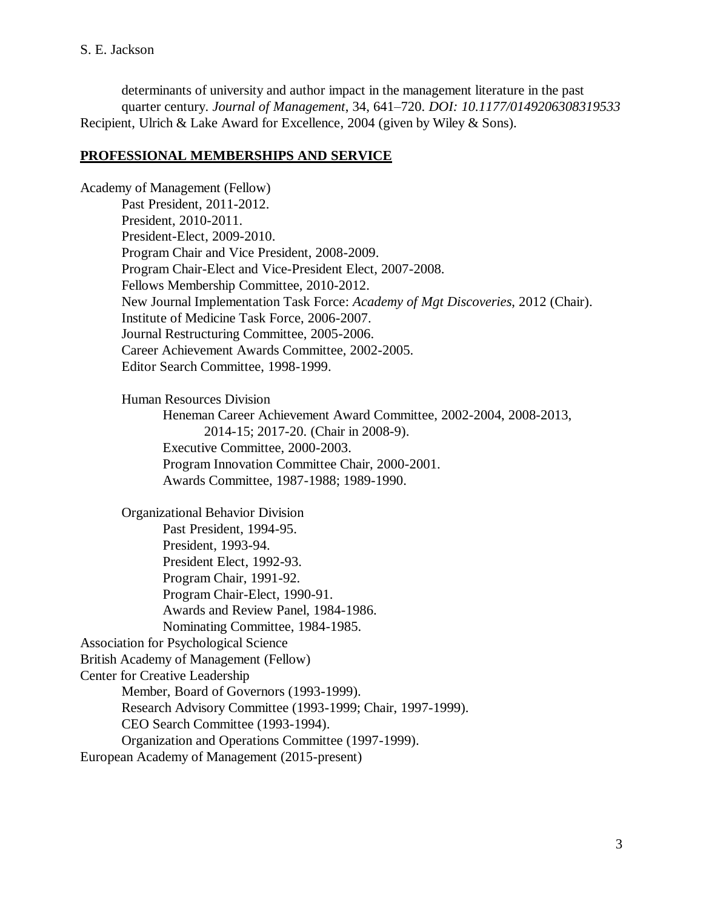determinants of university and author impact in the management literature in the past quarter century. *Journal of Management*, 34, 641–720. *DOI: 10.1177/0149206308319533*

Recipient, Ulrich & Lake Award for Excellence, 2004 (given by Wiley & Sons).

## PROFESSIONAL MEMBERSHIPS AND SERVICE

Academy of Management (Fellow)

- Past President, 2011-2012.
- President, 2010-2011.
- President-Elect, 2009-2010.
- Program Chair and Vice President, 2008-2009.
- Program Chair-Elect and Vice-President Elect, 2007-2008.
- Fellows Membership Committee, 2010-2012.
- New Journal Implementation Task Force: *Academy of Mgt Discoveries,* 2012 (Chair).
- Institute of Medicine Task Force, 2006-2007.
- Journal Restructuring Committee, 2005-2006.
- Career Achievement Awards Committee, 2002-2005.
- Editor Search Committee, 1998-1999.

- Human Resources Division
    - Heneman Career Achievement Award Committee, 2002-2004, 2008-2013, 2014-15; 2017-20. (Chair in 2008-9).
    - Executive Committee, 2000-2003.
    - Program Innovation Committee Chair, 2000-2001.
    - Awards Committee, 1987-1988; 1989-1990.

- Organizational Behavior Division
    - Past President, 1994-95.
    - President, 1993-94.
    - President Elect, 1992-93.
    - Program Chair, 1991-92.
    - Program Chair-Elect, 1990-91.
    - Awards and Review Panel, 1984-1986.
    - Nominating Committee, 1984-1985.

Association for Psychological Science

British Academy of Management (Fellow)

Center for Creative Leadership

- Member, Board of Governors (1993-1999).
- Research Advisory Committee (1993-1999; Chair, 1997-1999).
- CEO Search Committee (1993-1994).
- Organization and Operations Committee (1997-1999).

European Academy of Management (2015-present)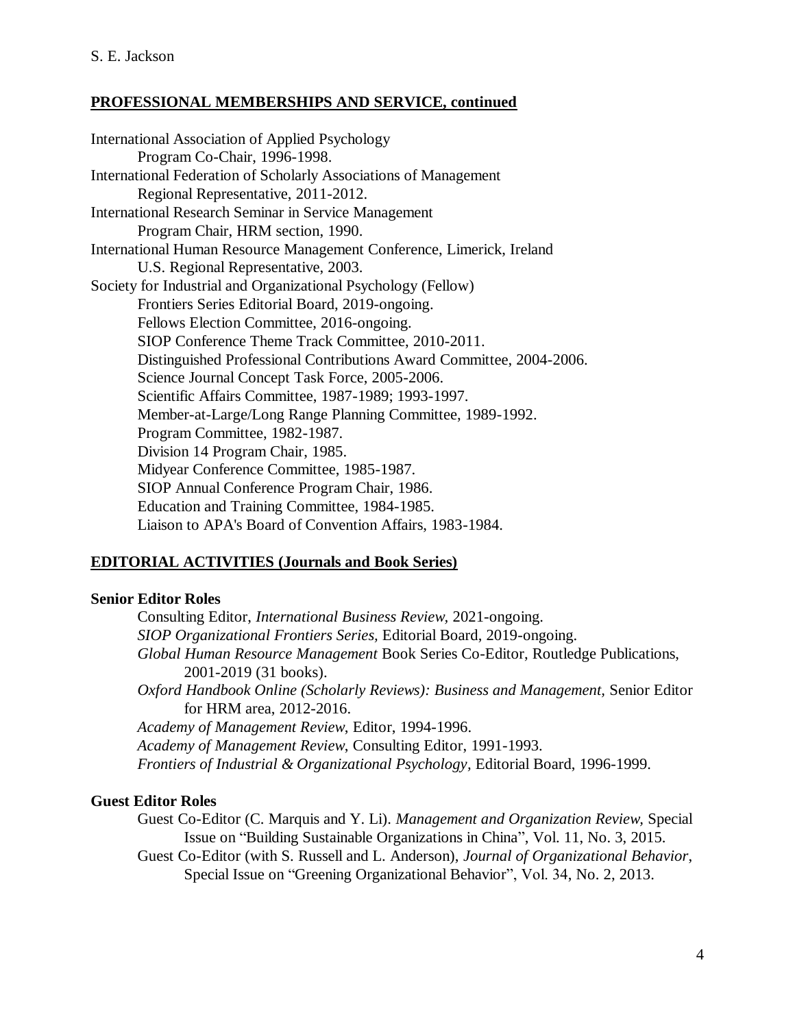## PROFESSIONAL MEMBERSHIPS AND SERVICE, continued

International Association of Applied Psychology
- Program Co-Chair, 1996-1998.

International Federation of Scholarly Associations of Management
- Regional Representative, 2011-2012.

International Research Seminar in Service Management
- Program Chair, HRM section, 1990.

International Human Resource Management Conference, Limerick, Ireland
- U.S. Regional Representative, 2003.

Society for Industrial and Organizational Psychology (Fellow)
- Frontiers Series Editorial Board, 2019-ongoing.
- Fellows Election Committee, 2016-ongoing.
- SIOP Conference Theme Track Committee, 2010-2011.
- Distinguished Professional Contributions Award Committee, 2004-2006.
- Science Journal Concept Task Force, 2005-2006.
- Scientific Affairs Committee, 1987-1989; 1993-1997.
- Member-at-Large/Long Range Planning Committee, 1989-1992.
- Program Committee, 1982-1987.
- Division 14 Program Chair, 1985.
- Midyear Conference Committee, 1985-1987.
- SIOP Annual Conference Program Chair, 1986.
- Education and Training Committee, 1984-1985.
- Liaison to APA's Board of Convention Affairs, 1983-1984.

## EDITORIAL ACTIVITIES (Journals and Book Series)

**Senior Editor Roles**

- Consulting Editor, *International Business Review,* 2021-ongoing.
- *SIOP Organizational Frontiers Series,* Editorial Board, 2019-ongoing.
- *Global Human Resource Management* Book Series Co-Editor, Routledge Publications, 2001-2019 (31 books).
- *Oxford Handbook Online (Scholarly Reviews): Business and Management,* Senior Editor for HRM area, 2012-2016.
- *Academy of Management Review*, Editor, 1994-1996.
- *Academy of Management Review*, Consulting Editor, 1991-1993.
- *Frontiers of Industrial & Organizational Psychology*, Editorial Board, 1996-1999.

**Guest Editor Roles**

- Guest Co-Editor (C. Marquis and Y. Li). *Management and Organization Review*, Special Issue on "Building Sustainable Organizations in China", Vol. 11, No. 3, 2015.
- Guest Co-Editor (with S. Russell and L. Anderson), *Journal of Organizational Behavior*, Special Issue on "Greening Organizational Behavior", Vol. 34, No. 2, 2013.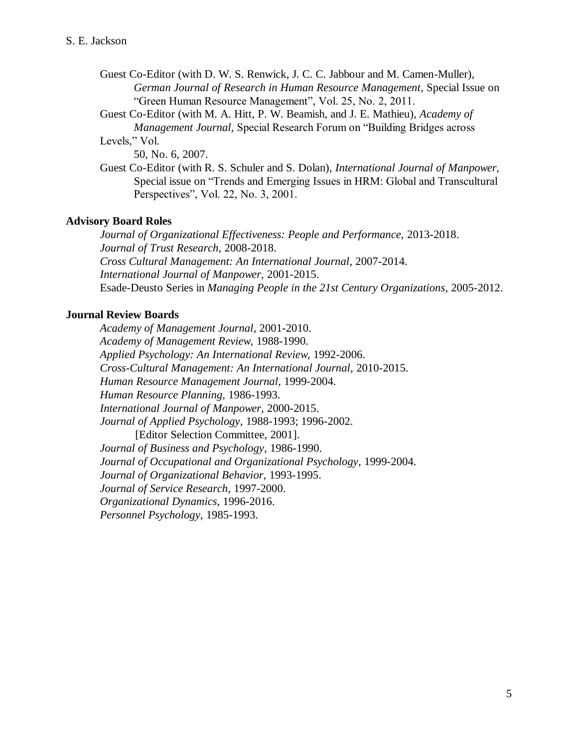Guest Co-Editor (with D. W. S. Renwick, J. C. C. Jabbour and M. Camen-Muller), *German Journal of Research in Human Resource Management,* Special Issue on "Green Human Resource Management", Vol. 25, No. 2, 2011.

Guest Co-Editor (with M. A. Hitt, P. W. Beamish, and J. E. Mathieu), *Academy of Management Journal,* Special Research Forum on "Building Bridges across Levels," Vol. 50, No. 6, 2007.

Guest Co-Editor (with R. S. Schuler and S. Dolan), *International Journal of Manpower,* Special issue on "Trends and Emerging Issues in HRM: Global and Transcultural Perspectives", Vol. 22, No. 3, 2001.

**Advisory Board Roles**

*Journal of Organizational Effectiveness: People and Performance,* 2013-2018.
*Journal of Trust Research,* 2008-2018.
*Cross Cultural Management: An International Journal*, 2007-2014.
*International Journal of Manpower*, 2001-2015.
Esade-Deusto Series in *Managing People in the 21st Century Organizations*, 2005-2012.

**Journal Review Boards**

*Academy of Management Journal,* 2001-2010.
*Academy of Management Review,* 1988-1990.
*Applied Psychology: An International Review,* 1992-2006.
*Cross-Cultural Management: An International Journal,* 2010-2015.
*Human Resource Management Journal*, 1999-2004.
*Human Resource Planning,* 1986-1993.
*International Journal of Manpower,* 2000-2015.
*Journal of Applied Psychology,* 1988-1993; 1996-2002.
[Editor Selection Committee, 2001].
*Journal of Business and Psychology*, 1986-1990.
*Journal of Occupational and Organizational Psychology,* 1999-2004.
*Journal of Organizational Behavior,* 1993-1995.
*Journal of Service Research,* 1997-2000.
*Organizational Dynamics*, 1996-2016.
*Personnel Psychology,* 1985-1993.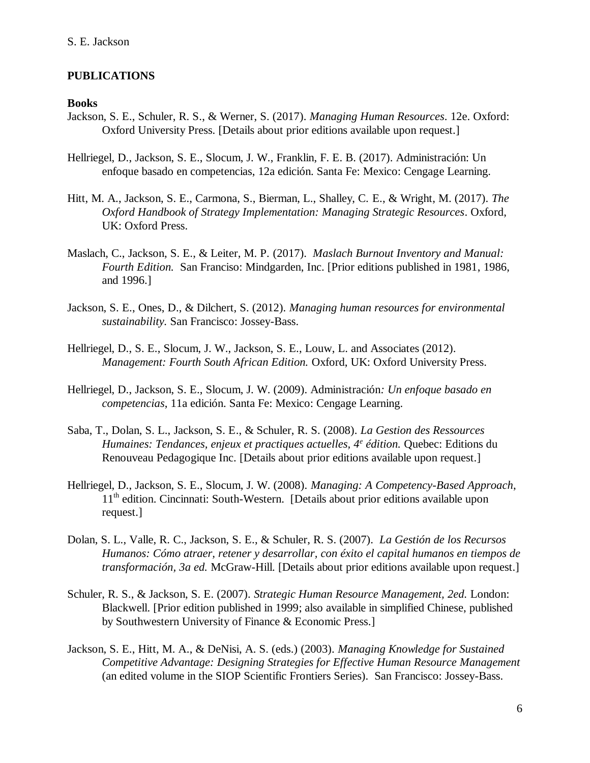## PUBLICATIONS

### Books

Jackson, S. E., Schuler, R. S., & Werner, S. (2017). *Managing Human Resources*. 12e. Oxford: Oxford University Press. [Details about prior editions available upon request.]

Hellriegel, D., Jackson, S. E., Slocum, J. W., Franklin, F. E. B. (2017). Administración: Un enfoque basado en competencias, 12a edición. Santa Fe: Mexico: Cengage Learning.

Hitt, M. A., Jackson, S. E., Carmona, S., Bierman, L., Shalley, C. E., & Wright, M. (2017). *The Oxford Handbook of Strategy Implementation: Managing Strategic Resources*. Oxford, UK: Oxford Press.

Maslach, C., Jackson, S. E., & Leiter, M. P. (2017). *Maslach Burnout Inventory and Manual: Fourth Edition.* San Franciso: Mindgarden, Inc. [Prior editions published in 1981, 1986, and 1996.]

Jackson, S. E., Ones, D., & Dilchert, S. (2012). *Managing human resources for environmental sustainability.* San Francisco: Jossey-Bass.

Hellriegel, D., S. E., Slocum, J. W., Jackson, S. E., Louw, L. and Associates (2012). *Management: Fourth South African Edition.* Oxford, UK: Oxford University Press.

Hellriegel, D., Jackson, S. E., Slocum, J. W. (2009). Administración*: Un enfoque basado en competencias*, 11a edición. Santa Fe: Mexico: Cengage Learning.

Saba, T., Dolan, S. L., Jackson, S. E., & Schuler, R. S. (2008). *La Gestion des Ressources Humaines: Tendances, enjeux et practiques actuelles, 4e édition.* Quebec: Editions du Renouveau Pedagogique Inc. [Details about prior editions available upon request.]

Hellriegel, D., Jackson, S. E., Slocum, J. W. (2008). *Managing: A Competency-Based Approach*, 11th edition. Cincinnati: South-Western. [Details about prior editions available upon request.]

Dolan, S. L., Valle, R. C., Jackson, S. E., & Schuler, R. S. (2007). *La Gestión de los Recursos Humanos: Cómo atraer, retener y desarrollar, con éxito el capital humanos en tiempos de transformación, 3a ed.* McGraw-Hill. [Details about prior editions available upon request.]

Schuler, R. S., & Jackson, S. E. (2007). *Strategic Human Resource Management, 2ed.* London: Blackwell. [Prior edition published in 1999; also available in simplified Chinese, published by Southwestern University of Finance & Economic Press.]

Jackson, S. E., Hitt, M. A., & DeNisi, A. S. (eds.) (2003). *Managing Knowledge for Sustained Competitive Advantage: Designing Strategies for Effective Human Resource Management* (an edited volume in the SIOP Scientific Frontiers Series). San Francisco: Jossey-Bass.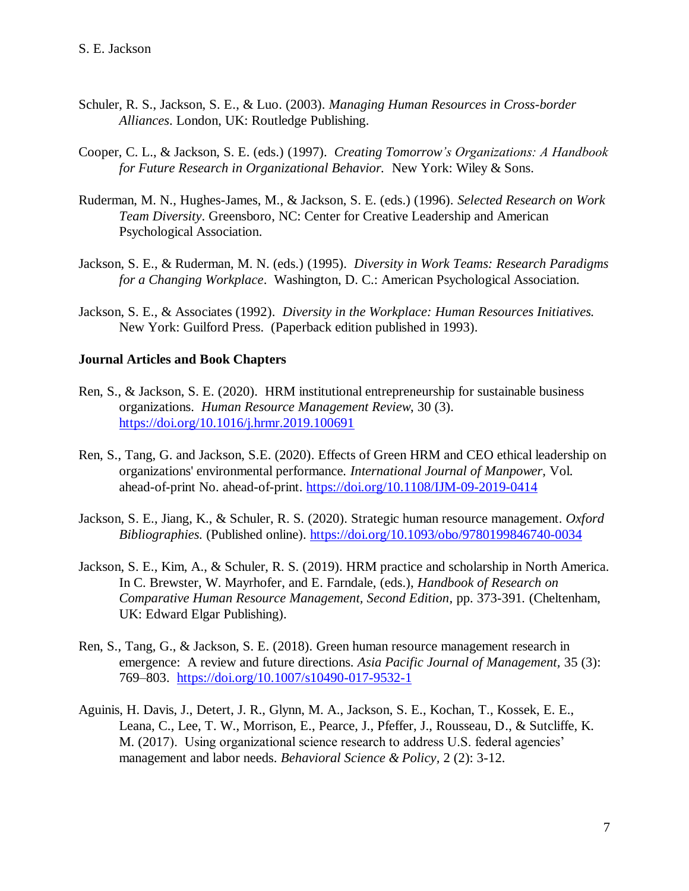Schuler, R. S., Jackson, S. E., & Luo. (2003). *Managing Human Resources in Cross-border Alliances*. London, UK: Routledge Publishing.

Cooper, C. L., & Jackson, S. E. (eds.) (1997). *Creating Tomorrow's Organizations: A Handbook for Future Research in Organizational Behavior.* New York: Wiley & Sons.

Ruderman, M. N., Hughes-James, M., & Jackson, S. E. (eds.) (1996). *Selected Research on Work Team Diversity*. Greensboro, NC: Center for Creative Leadership and American Psychological Association.

Jackson, S. E., & Ruderman, M. N. (eds.) (1995). *Diversity in Work Teams: Research Paradigms for a Changing Workplace*. Washington, D. C.: American Psychological Association.

Jackson, S. E., & Associates (1992). *Diversity in the Workplace: Human Resources Initiatives.* New York: Guilford Press. (Paperback edition published in 1993).

**Journal Articles and Book Chapters**

Ren, S., & Jackson, S. E. (2020). HRM institutional entrepreneurship for sustainable business organizations. *Human Resource Management Review*, 30 (3). https://doi.org/10.1016/j.hrmr.2019.100691

Ren, S., Tang, G. and Jackson, S.E. (2020). Effects of Green HRM and CEO ethical leadership on organizations' environmental performance. *International Journal of Manpower*, Vol. ahead-of-print No. ahead-of-print. https://doi.org/10.1108/IJM-09-2019-0414

Jackson, S. E., Jiang, K., & Schuler, R. S. (2020). Strategic human resource management. *Oxford Bibliographies.* (Published online). https://doi.org/10.1093/obo/9780199846740-0034

Jackson, S. E., Kim, A., & Schuler, R. S. (2019). HRM practice and scholarship in North America. In C. Brewster, W. Mayrhofer, and E. Farndale, (eds.), *Handbook of Research on Comparative Human Resource Management, Second Edition*, pp. 373-391. (Cheltenham, UK: Edward Elgar Publishing).

Ren, S., Tang, G., & Jackson, S. E. (2018). Green human resource management research in emergence: A review and future directions. *Asia Pacific Journal of Management*, 35 (3): 769–803. https://doi.org/10.1007/s10490-017-9532-1

Aguinis, H. Davis, J., Detert, J. R., Glynn, M. A., Jackson, S. E., Kochan, T., Kossek, E. E., Leana, C., Lee, T. W., Morrison, E., Pearce, J., Pfeffer, J., Rousseau, D., & Sutcliffe, K. M. (2017). Using organizational science research to address U.S. federal agencies' management and labor needs. *Behavioral Science & Policy*, 2 (2): 3-12.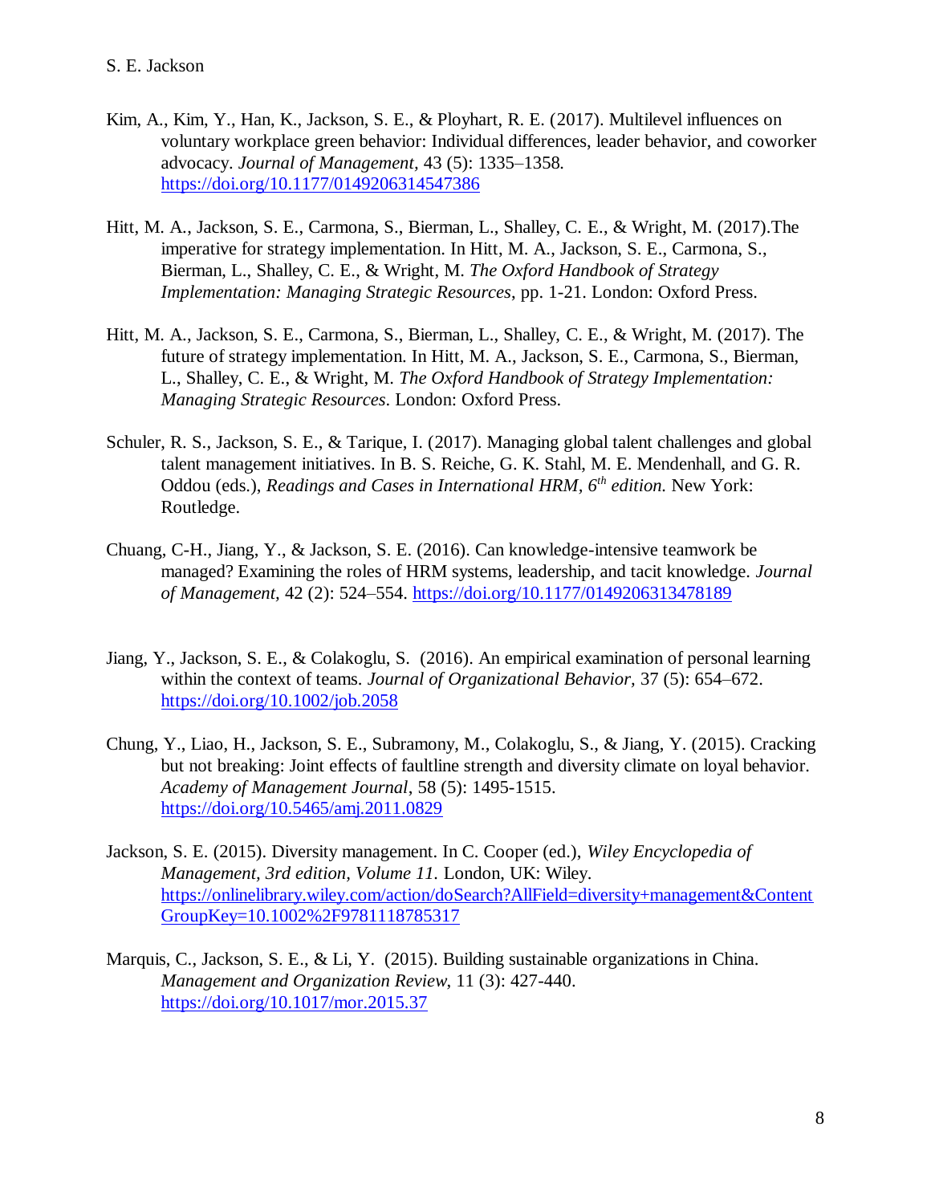Kim, A., Kim, Y., Han, K., Jackson, S. E., & Ployhart, R. E. (2017). Multilevel influences on voluntary workplace green behavior: Individual differences, leader behavior, and coworker advocacy. *Journal of Management,* 43 (5): 1335–1358. https://doi.org/10.1177/0149206314547386

Hitt, M. A., Jackson, S. E., Carmona, S., Bierman, L., Shalley, C. E., & Wright, M. (2017).The imperative for strategy implementation. In Hitt, M. A., Jackson, S. E., Carmona, S., Bierman, L., Shalley, C. E., & Wright, M. *The Oxford Handbook of Strategy Implementation: Managing Strategic Resources*, pp. 1-21. London: Oxford Press.

Hitt, M. A., Jackson, S. E., Carmona, S., Bierman, L., Shalley, C. E., & Wright, M. (2017). The future of strategy implementation. In Hitt, M. A., Jackson, S. E., Carmona, S., Bierman, L., Shalley, C. E., & Wright, M. *The Oxford Handbook of Strategy Implementation: Managing Strategic Resources*. London: Oxford Press.

Schuler, R. S., Jackson, S. E., & Tarique, I. (2017). Managing global talent challenges and global talent management initiatives. In B. S. Reiche, G. K. Stahl, M. E. Mendenhall, and G. R. Oddou (eds.), *Readings and Cases in International HRM, 6th edition.* New York: Routledge.

Chuang, C-H., Jiang, Y., & Jackson, S. E. (2016). Can knowledge-intensive teamwork be managed? Examining the roles of HRM systems, leadership, and tacit knowledge. *Journal of Management,* 42 (2): 524–554. https://doi.org/10.1177/0149206313478189

Jiang, Y., Jackson, S. E., & Colakoglu, S. (2016). An empirical examination of personal learning within the context of teams. *Journal of Organizational Behavior,* 37 (5): 654–672. https://doi.org/10.1002/job.2058

Chung, Y., Liao, H., Jackson, S. E., Subramony, M., Colakoglu, S., & Jiang, Y. (2015). Cracking but not breaking: Joint effects of faultline strength and diversity climate on loyal behavior. *Academy of Management Journal*, 58 (5): 1495-1515. https://doi.org/10.5465/amj.2011.0829

Jackson, S. E. (2015). Diversity management. In C. Cooper (ed.), *Wiley Encyclopedia of Management, 3rd edition, Volume 11.* London, UK: Wiley. https://onlinelibrary.wiley.com/action/doSearch?AllField=diversity+management&ContentGroupKey=10.1002%2F9781118785317

Marquis, C., Jackson, S. E., & Li, Y. (2015). Building sustainable organizations in China. *Management and Organization Review*, 11 (3): 427-440. https://doi.org/10.1017/mor.2015.37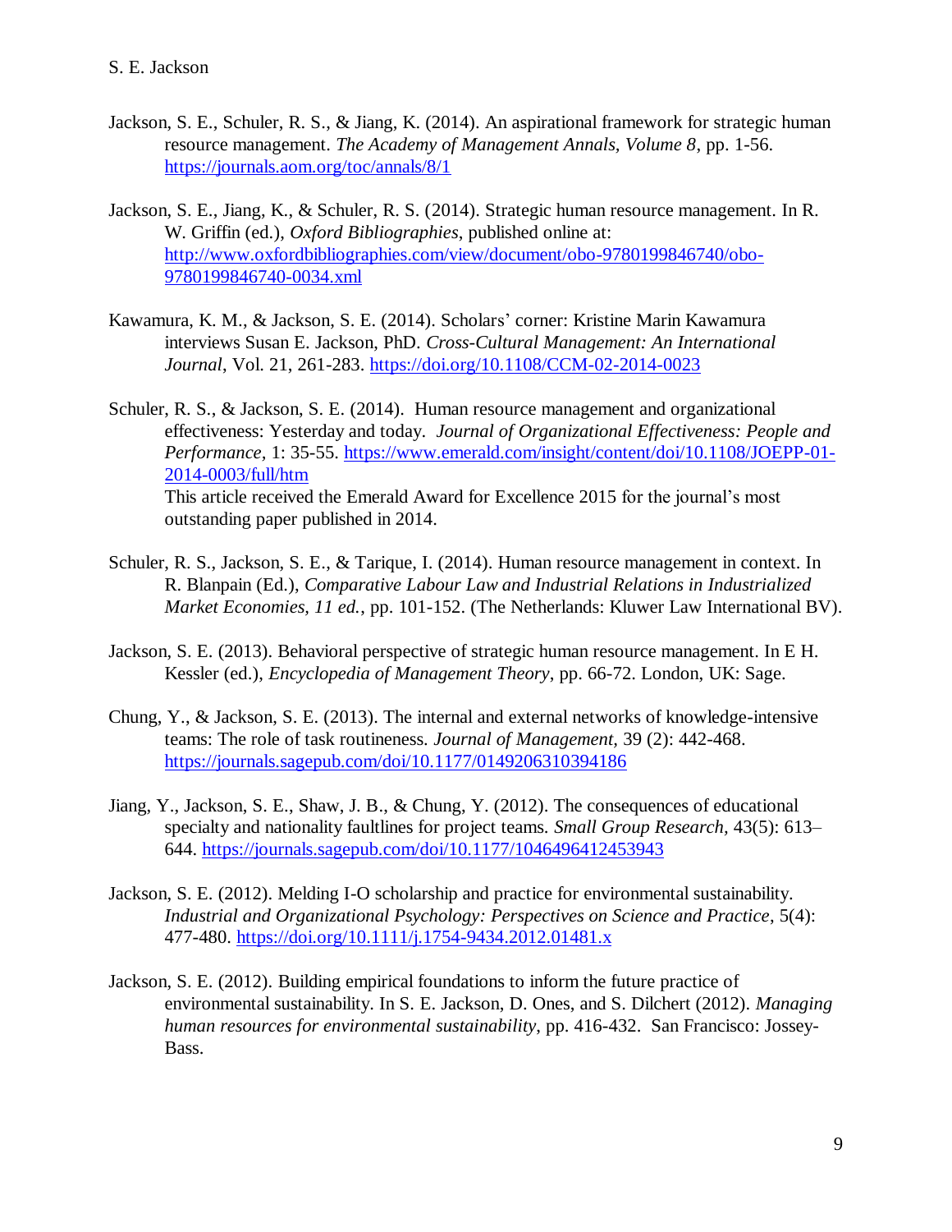Jackson, S. E., Schuler, R. S., & Jiang, K. (2014). An aspirational framework for strategic human resource management. *The Academy of Management Annals, Volume 8*, pp. 1-56. https://journals.aom.org/toc/annals/8/1

Jackson, S. E., Jiang, K., & Schuler, R. S. (2014). Strategic human resource management. In R. W. Griffin (ed.), *Oxford Bibliographies*, published online at: http://www.oxfordbibliographies.com/view/document/obo-9780199846740/obo-9780199846740-0034.xml

Kawamura, K. M., & Jackson, S. E. (2014). Scholars' corner: Kristine Marin Kawamura interviews Susan E. Jackson, PhD. *Cross-Cultural Management: An International Journal*, Vol. 21, 261-283. https://doi.org/10.1108/CCM-02-2014-0023

Schuler, R. S., & Jackson, S. E. (2014). Human resource management and organizational effectiveness: Yesterday and today. *Journal of Organizational Effectiveness: People and Performance,* 1: 35-55. https://www.emerald.com/insight/content/doi/10.1108/JOEPP-01-2014-0003/full/htm
This article received the Emerald Award for Excellence 2015 for the journal's most outstanding paper published in 2014.

Schuler, R. S., Jackson, S. E., & Tarique, I. (2014). Human resource management in context. In R. Blanpain (Ed.), *Comparative Labour Law and Industrial Relations in Industrialized Market Economies, 11 ed.*, pp. 101-152. (The Netherlands: Kluwer Law International BV).

Jackson, S. E. (2013). Behavioral perspective of strategic human resource management. In E H. Kessler (ed.), *Encyclopedia of Management Theory*, pp. 66-72. London, UK: Sage.

Chung, Y., & Jackson, S. E. (2013). The internal and external networks of knowledge-intensive teams: The role of task routineness. *Journal of Management,* 39 (2): 442-468. https://journals.sagepub.com/doi/10.1177/0149206310394186

Jiang, Y., Jackson, S. E., Shaw, J. B., & Chung, Y. (2012). The consequences of educational specialty and nationality faultlines for project teams. *Small Group Research,* 43(5): 613–644. https://journals.sagepub.com/doi/10.1177/1046496412453943

Jackson, S. E. (2012). Melding I-O scholarship and practice for environmental sustainability. *Industrial and Organizational Psychology: Perspectives on Science and Practice*, 5(4): 477-480. https://doi.org/10.1111/j.1754-9434.2012.01481.x

Jackson, S. E. (2012). Building empirical foundations to inform the future practice of environmental sustainability. In S. E. Jackson, D. Ones, and S. Dilchert (2012). *Managing human resources for environmental sustainability*, pp. 416-432. San Francisco: Jossey-Bass.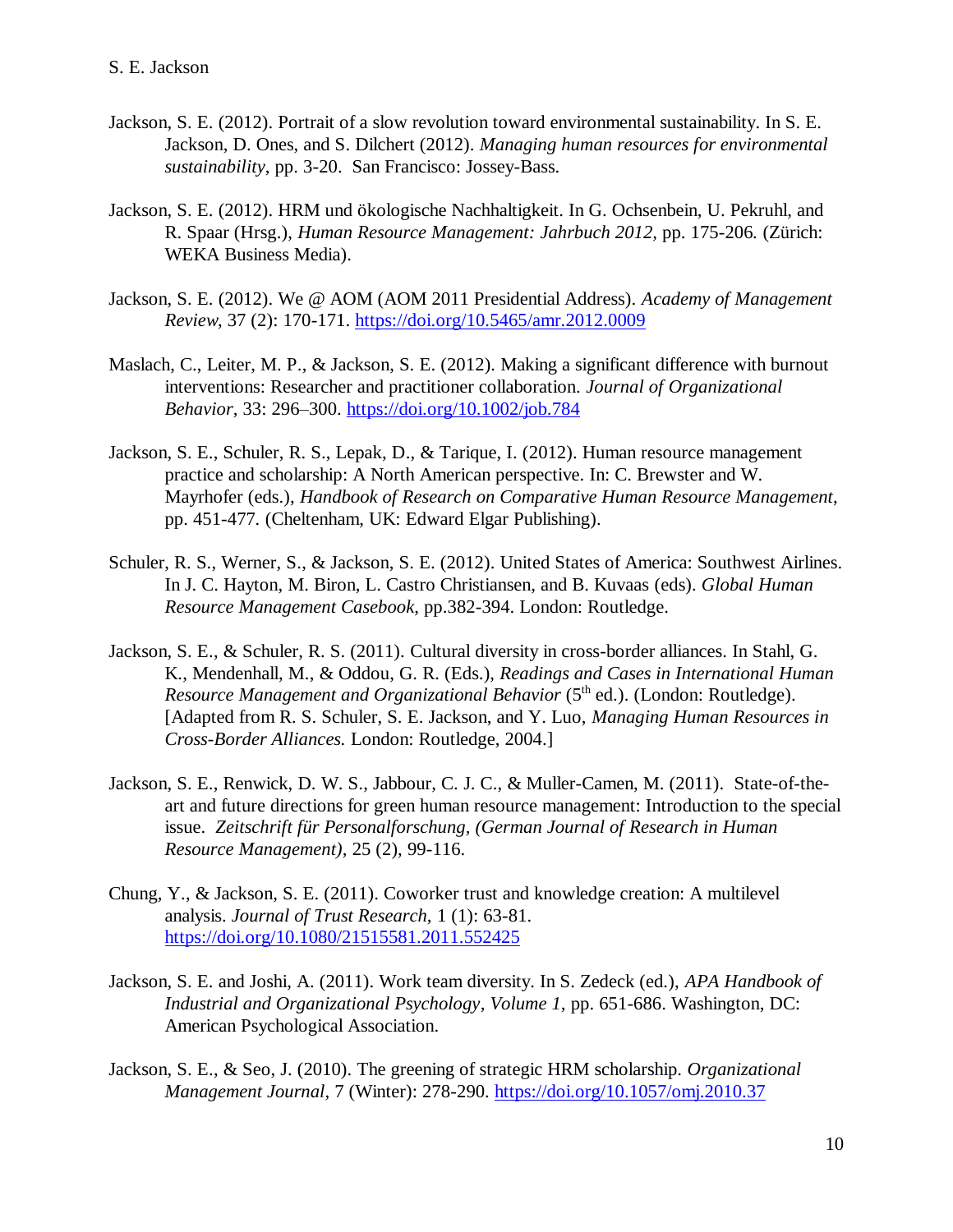Jackson, S. E. (2012). Portrait of a slow revolution toward environmental sustainability. In S. E. Jackson, D. Ones, and S. Dilchert (2012). *Managing human resources for environmental sustainability*, pp. 3-20. San Francisco: Jossey-Bass.

Jackson, S. E. (2012). HRM und ökologische Nachhaltigkeit. In G. Ochsenbein, U. Pekruhl, and R. Spaar (Hrsg.), *Human Resource Management: Jahrbuch 2012*, pp. 175-206. (Zürich: WEKA Business Media).

Jackson, S. E. (2012). We @ AOM (AOM 2011 Presidential Address). *Academy of Management Review*, 37 (2): 170-171. https://doi.org/10.5465/amr.2012.0009

Maslach, C., Leiter, M. P., & Jackson, S. E. (2012). Making a significant difference with burnout interventions: Researcher and practitioner collaboration. *Journal of Organizational Behavior*, 33: 296–300. https://doi.org/10.1002/job.784

Jackson, S. E., Schuler, R. S., Lepak, D., & Tarique, I. (2012). Human resource management practice and scholarship: A North American perspective. In: C. Brewster and W. Mayrhofer (eds.), *Handbook of Research on Comparative Human Resource Management*, pp. 451-477. (Cheltenham, UK: Edward Elgar Publishing).

Schuler, R. S., Werner, S., & Jackson, S. E. (2012). United States of America: Southwest Airlines. In J. C. Hayton, M. Biron, L. Castro Christiansen, and B. Kuvaas (eds). *Global Human Resource Management Casebook*, pp.382-394. London: Routledge.

Jackson, S. E., & Schuler, R. S. (2011). Cultural diversity in cross-border alliances. In Stahl, G. K., Mendenhall, M., & Oddou, G. R. (Eds.), *Readings and Cases in International Human Resource Management and Organizational Behavior* (5th ed.). (London: Routledge). [Adapted from R. S. Schuler, S. E. Jackson, and Y. Luo, *Managing Human Resources in Cross-Border Alliances.* London: Routledge, 2004.]

Jackson, S. E., Renwick, D. W. S., Jabbour, C. J. C., & Muller-Camen, M. (2011). State-of-the-art and future directions for green human resource management: Introduction to the special issue. *Zeitschrift für Personalforschung, (German Journal of Research in Human Resource Management)*, 25 (2), 99-116.

Chung, Y., & Jackson, S. E. (2011). Coworker trust and knowledge creation: A multilevel analysis. *Journal of Trust Research*, 1 (1): 63-81. https://doi.org/10.1080/21515581.2011.552425

Jackson, S. E. and Joshi, A. (2011). Work team diversity. In S. Zedeck (ed.), *APA Handbook of Industrial and Organizational Psychology, Volume 1*, pp. 651-686. Washington, DC: American Psychological Association.

Jackson, S. E., & Seo, J. (2010). The greening of strategic HRM scholarship. *Organizational Management Journal*, 7 (Winter): 278-290. https://doi.org/10.1057/omj.2010.37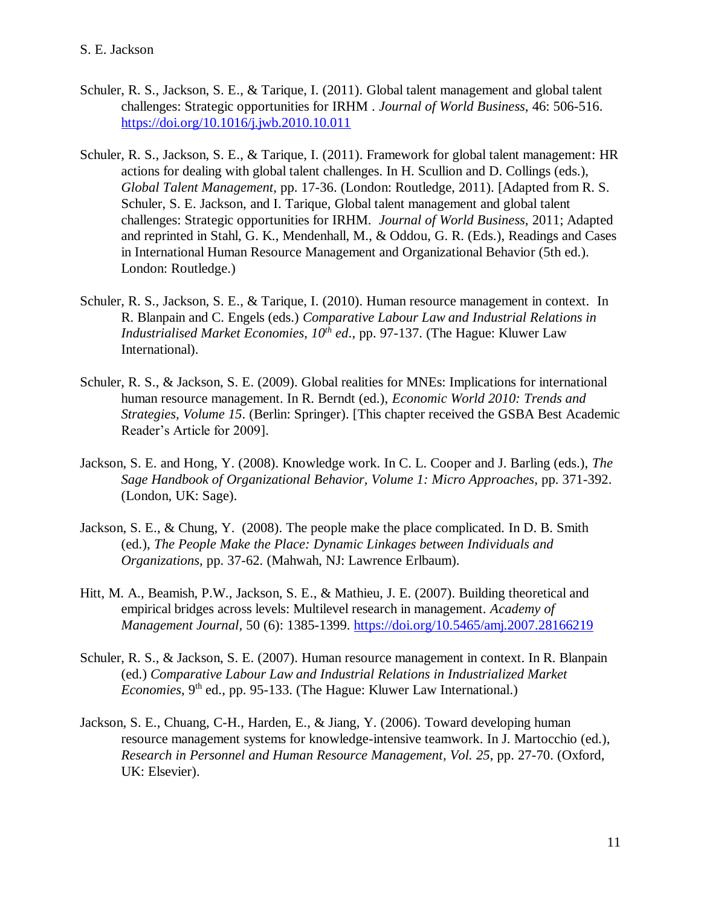Schuler, R. S., Jackson, S. E., & Tarique, I. (2011). Global talent management and global talent challenges: Strategic opportunities for IRHM . *Journal of World Business*, 46: 506-516. https://doi.org/10.1016/j.jwb.2010.10.011

Schuler, R. S., Jackson, S. E., & Tarique, I. (2011). Framework for global talent management: HR actions for dealing with global talent challenges. In H. Scullion and D. Collings (eds.), *Global Talent Management*, pp. 17-36. (London: Routledge, 2011). [Adapted from R. S. Schuler, S. E. Jackson, and I. Tarique, Global talent management and global talent challenges: Strategic opportunities for IRHM. *Journal of World Business*, 2011; Adapted and reprinted in Stahl, G. K., Mendenhall, M., & Oddou, G. R. (Eds.), Readings and Cases in International Human Resource Management and Organizational Behavior (5th ed.). London: Routledge.)

Schuler, R. S., Jackson, S. E., & Tarique, I. (2010). Human resource management in context. In R. Blanpain and C. Engels (eds.) *Comparative Labour Law and Industrial Relations in Industrialised Market Economies, 10th ed.*, pp. 97-137. (The Hague: Kluwer Law International).

Schuler, R. S., & Jackson, S. E. (2009). Global realities for MNEs: Implications for international human resource management. In R. Berndt (ed.), *Economic World 2010: Trends and Strategies, Volume 15*. (Berlin: Springer). [This chapter received the GSBA Best Academic Reader's Article for 2009].

Jackson, S. E. and Hong, Y. (2008). Knowledge work. In C. L. Cooper and J. Barling (eds.), *The Sage Handbook of Organizational Behavior, Volume 1: Micro Approaches*, pp. 371-392. (London, UK: Sage).

Jackson, S. E., & Chung, Y. (2008). The people make the place complicated. In D. B. Smith (ed.), *The People Make the Place: Dynamic Linkages between Individuals and Organizations*, pp. 37-62. (Mahwah, NJ: Lawrence Erlbaum).

Hitt, M. A., Beamish, P.W., Jackson, S. E., & Mathieu, J. E. (2007). Building theoretical and empirical bridges across levels: Multilevel research in management. *Academy of Management Journal*, 50 (6): 1385-1399. https://doi.org/10.5465/amj.2007.28166219

Schuler, R. S., & Jackson, S. E. (2007). Human resource management in context. In R. Blanpain (ed.) *Comparative Labour Law and Industrial Relations in Industrialized Market Economies*, 9th ed., pp. 95-133. (The Hague: Kluwer Law International.)

Jackson, S. E., Chuang, C-H., Harden, E., & Jiang, Y. (2006). Toward developing human resource management systems for knowledge-intensive teamwork. In J. Martocchio (ed.), *Research in Personnel and Human Resource Management, Vol. 25*, pp. 27-70. (Oxford, UK: Elsevier).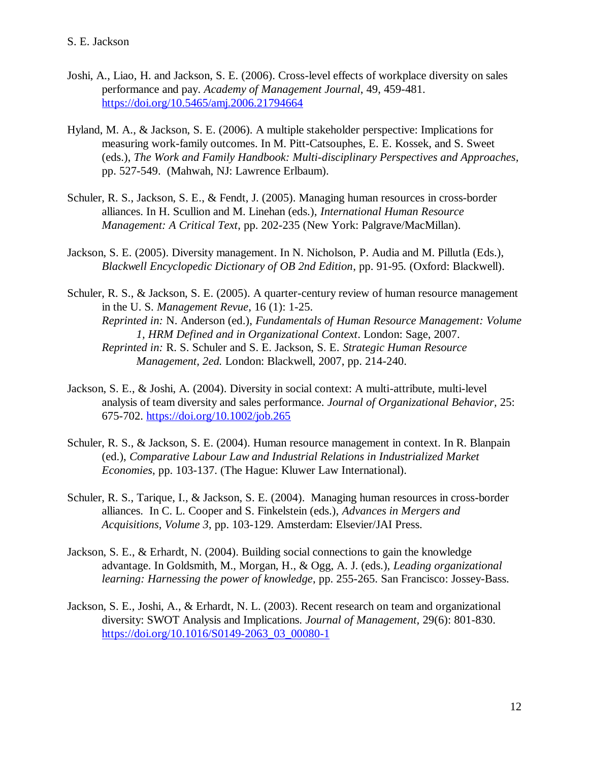Joshi, A., Liao, H. and Jackson, S. E. (2006). Cross-level effects of workplace diversity on sales performance and pay. *Academy of Management Journal*, 49, 459-481. https://doi.org/10.5465/amj.2006.21794664

Hyland, M. A., & Jackson, S. E. (2006). A multiple stakeholder perspective: Implications for measuring work-family outcomes. In M. Pitt-Catsouphes, E. E. Kossek, and S. Sweet (eds.), *The Work and Family Handbook: Multi-disciplinary Perspectives and Approaches*, pp. 527-549. (Mahwah, NJ: Lawrence Erlbaum).

Schuler, R. S., Jackson, S. E., & Fendt, J. (2005). Managing human resources in cross-border alliances. In H. Scullion and M. Linehan (eds.), *International Human Resource Management: A Critical Text*, pp. 202-235 (New York: Palgrave/MacMillan).

Jackson, S. E. (2005). Diversity management. In N. Nicholson, P. Audia and M. Pillutla (Eds.), *Blackwell Encyclopedic Dictionary of OB 2nd Edition*, pp. 91-95. (Oxford: Blackwell).

Schuler, R. S., & Jackson, S. E. (2005). A quarter-century review of human resource management in the U. S. *Management Revue*, 16 (1): 1-25.
*Reprinted in:* N. Anderson (ed.), *Fundamentals of Human Resource Management: Volume 1, HRM Defined and in Organizational Context*. London: Sage, 2007.
*Reprinted in:* R. S. Schuler and S. E. Jackson, S. E. *Strategic Human Resource Management, 2ed.* London: Blackwell, 2007, pp. 214-240.

Jackson, S. E., & Joshi, A. (2004). Diversity in social context: A multi-attribute, multi-level analysis of team diversity and sales performance. *Journal of Organizational Behavior,* 25: 675-702. https://doi.org/10.1002/job.265

Schuler, R. S., & Jackson, S. E. (2004). Human resource management in context. In R. Blanpain (ed.), *Comparative Labour Law and Industrial Relations in Industrialized Market Economies*, pp. 103-137. (The Hague: Kluwer Law International).

Schuler, R. S., Tarique, I., & Jackson, S. E. (2004). Managing human resources in cross-border alliances. In C. L. Cooper and S. Finkelstein (eds.), *Advances in Mergers and Acquisitions, Volume 3*, pp. 103-129. Amsterdam: Elsevier/JAI Press.

Jackson, S. E., & Erhardt, N. (2004). Building social connections to gain the knowledge advantage. In Goldsmith, M., Morgan, H., & Ogg, A. J. (eds.), *Leading organizational learning: Harnessing the power of knowledge*, pp. 255-265. San Francisco: Jossey-Bass.

Jackson, S. E., Joshi, A., & Erhardt, N. L. (2003). Recent research on team and organizational diversity: SWOT Analysis and Implications. *Journal of Management,* 29(6): 801-830. https://doi.org/10.1016/S0149-2063_03_00080-1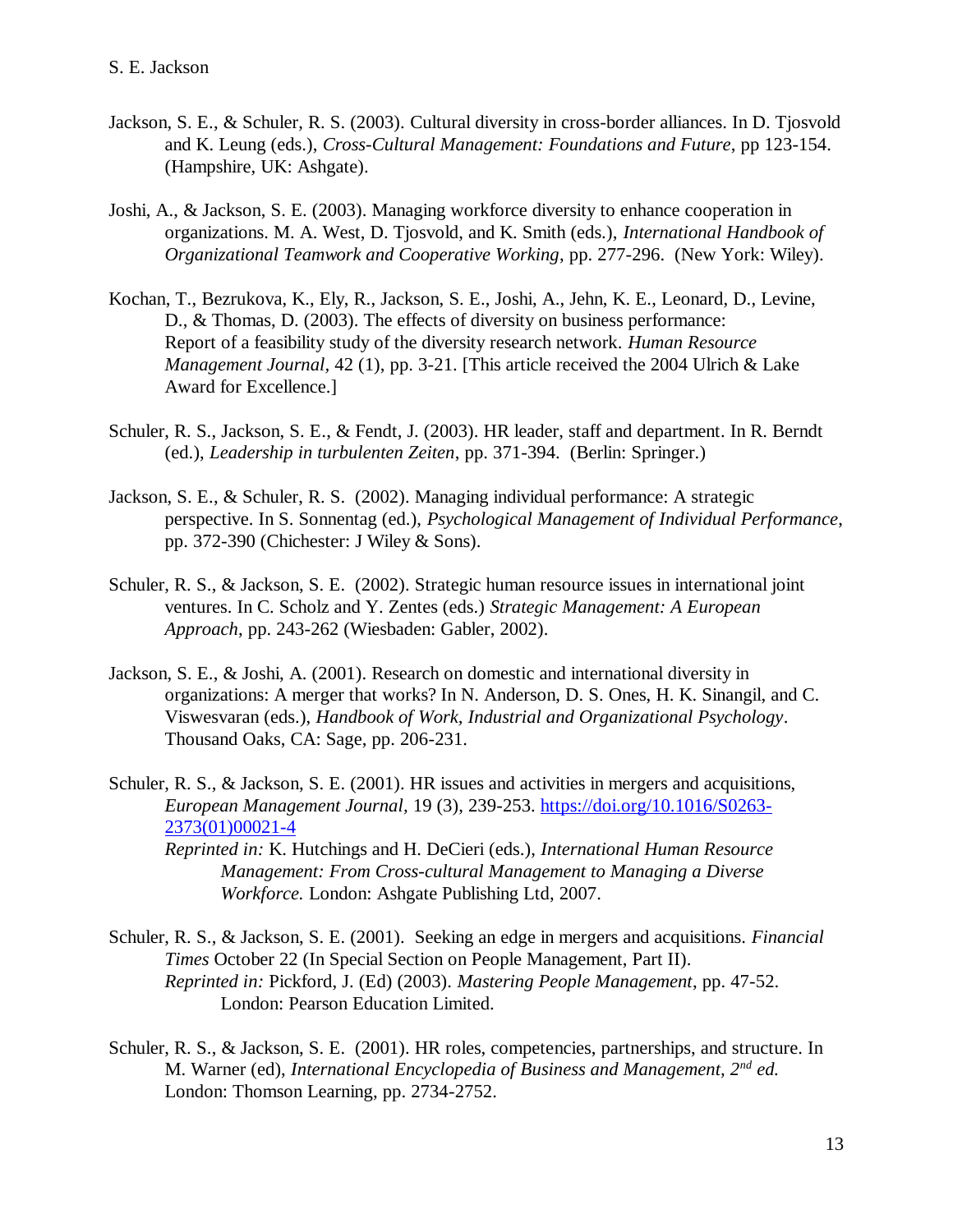Jackson, S. E., & Schuler, R. S. (2003). Cultural diversity in cross-border alliances. In D. Tjosvold and K. Leung (eds.), *Cross-Cultural Management: Foundations and Future*, pp 123-154. (Hampshire, UK: Ashgate).

Joshi, A., & Jackson, S. E. (2003). Managing workforce diversity to enhance cooperation in organizations. M. A. West, D. Tjosvold, and K. Smith (eds.), *International Handbook of Organizational Teamwork and Cooperative Working*, pp. 277-296. (New York: Wiley).

Kochan, T., Bezrukova, K., Ely, R., Jackson, S. E., Joshi, A., Jehn, K. E., Leonard, D., Levine, D., & Thomas, D. (2003). The effects of diversity on business performance: Report of a feasibility study of the diversity research network. *Human Resource Management Journal*, 42 (1), pp. 3-21. [This article received the 2004 Ulrich & Lake Award for Excellence.]

Schuler, R. S., Jackson, S. E., & Fendt, J. (2003). HR leader, staff and department. In R. Berndt (ed.), *Leadership in turbulenten Zeiten*, pp. 371-394. (Berlin: Springer.)

Jackson, S. E., & Schuler, R. S. (2002). Managing individual performance: A strategic perspective. In S. Sonnentag (ed.), *Psychological Management of Individual Performance*, pp. 372-390 (Chichester: J Wiley & Sons).

Schuler, R. S., & Jackson, S. E. (2002). Strategic human resource issues in international joint ventures. In C. Scholz and Y. Zentes (eds.) *Strategic Management: A European Approach*, pp. 243-262 (Wiesbaden: Gabler, 2002).

Jackson, S. E., & Joshi, A. (2001). Research on domestic and international diversity in organizations: A merger that works? In N. Anderson, D. S. Ones, H. K. Sinangil, and C. Viswesvaran (eds.), *Handbook of Work, Industrial and Organizational Psychology*. Thousand Oaks, CA: Sage, pp. 206-231.

Schuler, R. S., & Jackson, S. E. (2001). HR issues and activities in mergers and acquisitions, *European Management Journal*, 19 (3), 239-253. https://doi.org/10.1016/S0263-2373(01)00021-4
*Reprinted in:* K. Hutchings and H. DeCieri (eds.), *International Human Resource Management: From Cross-cultural Management to Managing a Diverse Workforce.* London: Ashgate Publishing Ltd, 2007.

Schuler, R. S., & Jackson, S. E. (2001). Seeking an edge in mergers and acquisitions. *Financial Times* October 22 (In Special Section on People Management, Part II).
*Reprinted in:* Pickford, J. (Ed) (2003). *Mastering People Management*, pp. 47-52. London: Pearson Education Limited.

Schuler, R. S., & Jackson, S. E. (2001). HR roles, competencies, partnerships, and structure. In M. Warner (ed), *International Encyclopedia of Business and Management, 2nd ed.* London: Thomson Learning, pp. 2734-2752.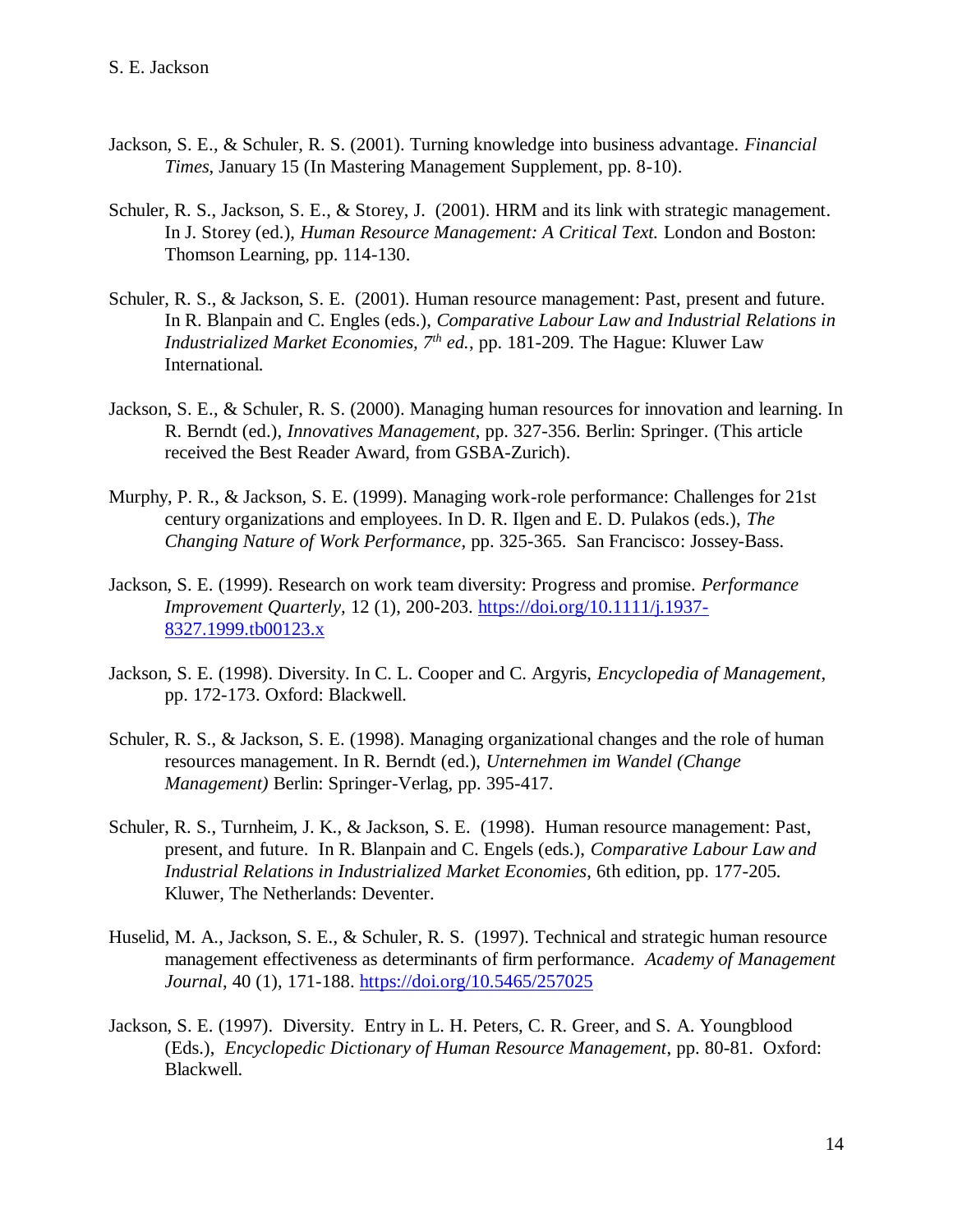Jackson, S. E., & Schuler, R. S. (2001). Turning knowledge into business advantage. *Financial Times*, January 15 (In Mastering Management Supplement, pp. 8-10).

Schuler, R. S., Jackson, S. E., & Storey, J. (2001). HRM and its link with strategic management. In J. Storey (ed.), *Human Resource Management: A Critical Text.* London and Boston: Thomson Learning, pp. 114-130.

Schuler, R. S., & Jackson, S. E. (2001). Human resource management: Past, present and future. In R. Blanpain and C. Engles (eds.), *Comparative Labour Law and Industrial Relations in Industrialized Market Economies, 7th ed.*, pp. 181-209. The Hague: Kluwer Law International.

Jackson, S. E., & Schuler, R. S. (2000). Managing human resources for innovation and learning. In R. Berndt (ed.), *Innovatives Management*, pp. 327-356. Berlin: Springer. (This article received the Best Reader Award, from GSBA-Zurich).

Murphy, P. R., & Jackson, S. E. (1999). Managing work-role performance: Challenges for 21st century organizations and employees. In D. R. Ilgen and E. D. Pulakos (eds.), *The Changing Nature of Work Performance*, pp. 325-365. San Francisco: Jossey-Bass.

Jackson, S. E. (1999). Research on work team diversity: Progress and promise. *Performance Improvement Quarterly*, 12 (1), 200-203. https://doi.org/10.1111/j.1937-8327.1999.tb00123.x

Jackson, S. E. (1998). Diversity. In C. L. Cooper and C. Argyris, *Encyclopedia of Management*, pp. 172-173. Oxford: Blackwell.

Schuler, R. S., & Jackson, S. E. (1998). Managing organizational changes and the role of human resources management. In R. Berndt (ed.), *Unternehmen im Wandel (Change Management)* Berlin: Springer-Verlag, pp. 395-417.

Schuler, R. S., Turnheim, J. K., & Jackson, S. E. (1998). Human resource management: Past, present, and future. In R. Blanpain and C. Engels (eds.), *Comparative Labour Law and Industrial Relations in Industrialized Market Economies*, 6th edition, pp. 177-205. Kluwer, The Netherlands: Deventer.

Huselid, M. A., Jackson, S. E., & Schuler, R. S. (1997). Technical and strategic human resource management effectiveness as determinants of firm performance. *Academy of Management Journal*, 40 (1), 171-188. https://doi.org/10.5465/257025

Jackson, S. E. (1997). Diversity. Entry in L. H. Peters, C. R. Greer, and S. A. Youngblood (Eds.), *Encyclopedic Dictionary of Human Resource Management*, pp. 80-81. Oxford: Blackwell.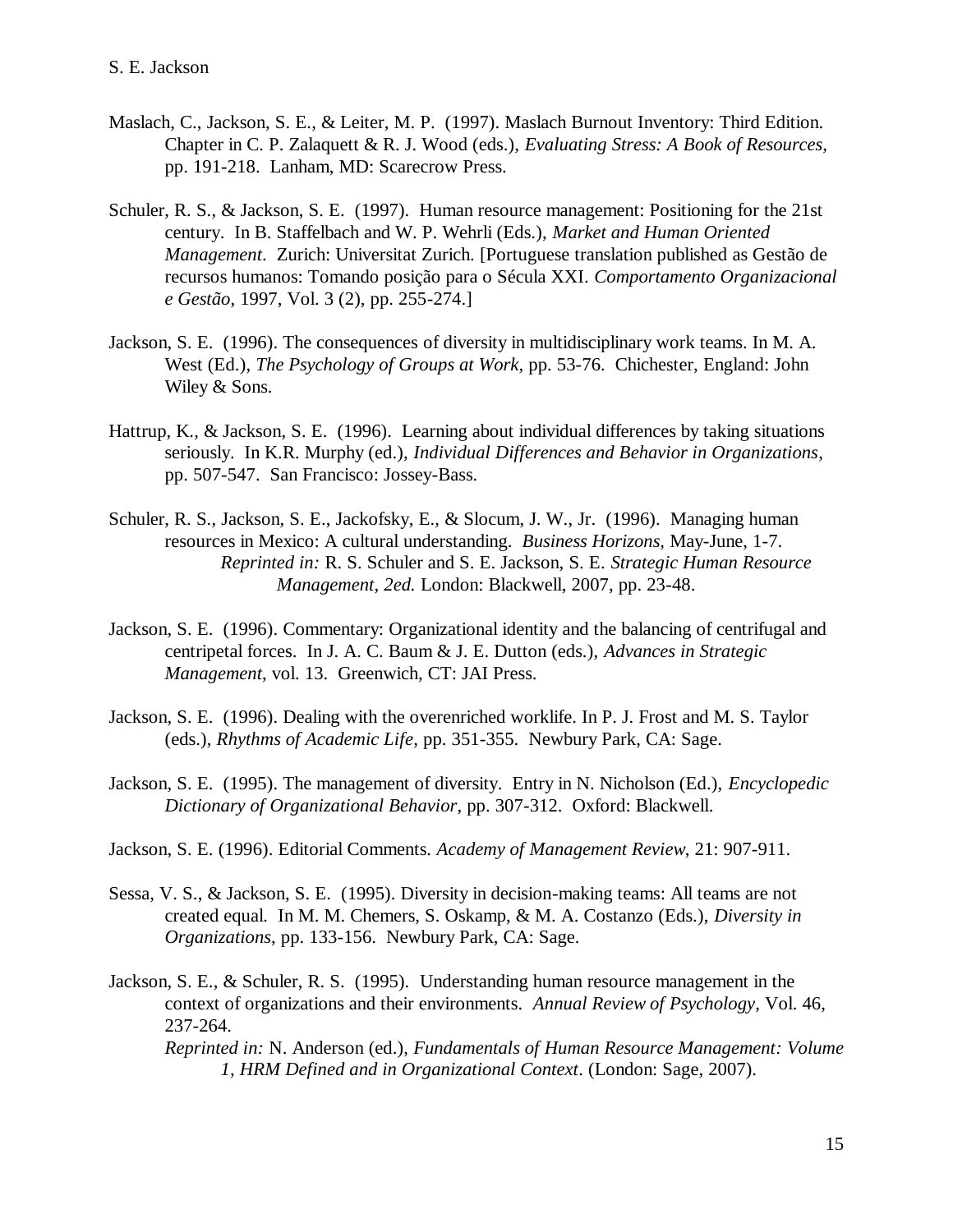Maslach, C., Jackson, S. E., & Leiter, M. P. (1997). Maslach Burnout Inventory: Third Edition. Chapter in C. P. Zalaquett & R. J. Wood (eds.), *Evaluating Stress: A Book of Resources,* pp. 191-218. Lanham, MD: Scarecrow Press.

Schuler, R. S., & Jackson, S. E. (1997). Human resource management: Positioning for the 21st century. In B. Staffelbach and W. P. Wehrli (Eds.), *Market and Human Oriented Management*. Zurich: Universitat Zurich. [Portuguese translation published as Gestão de recursos humanos: Tomando posição para o Sécula XXI. *Comportamento Organizacional e Gestão*, 1997, Vol. 3 (2), pp. 255-274.]

Jackson, S. E. (1996). The consequences of diversity in multidisciplinary work teams. In M. A. West (Ed.), *The Psychology of Groups at Work*, pp. 53-76. Chichester, England: John Wiley & Sons.

Hattrup, K., & Jackson, S. E. (1996). Learning about individual differences by taking situations seriously. In K.R. Murphy (ed.), *Individual Differences and Behavior in Organizations*, pp. 507-547. San Francisco: Jossey-Bass.

Schuler, R. S., Jackson, S. E., Jackofsky, E., & Slocum, J. W., Jr. (1996). Managing human resources in Mexico: A cultural understanding. *Business Horizons,* May-June, 1-7.
*Reprinted in:* R. S. Schuler and S. E. Jackson, S. E. *Strategic Human Resource Management, 2ed.* London: Blackwell, 2007, pp. 23-48.

Jackson, S. E. (1996). Commentary: Organizational identity and the balancing of centrifugal and centripetal forces. In J. A. C. Baum & J. E. Dutton (eds.), *Advances in Strategic Management*, vol. 13. Greenwich, CT: JAI Press.

Jackson, S. E. (1996). Dealing with the overenriched worklife. In P. J. Frost and M. S. Taylor (eds.), *Rhythms of Academic Life*, pp. 351-355. Newbury Park, CA: Sage.

Jackson, S. E. (1995). The management of diversity. Entry in N. Nicholson (Ed.), *Encyclopedic Dictionary of Organizational Behavior*, pp. 307-312. Oxford: Blackwell.

Jackson, S. E. (1996). Editorial Comments. *Academy of Management Review*, 21: 907-911.

Sessa, V. S., & Jackson, S. E. (1995). Diversity in decision-making teams: All teams are not created equal. In M. M. Chemers, S. Oskamp, & M. A. Costanzo (Eds.), *Diversity in Organizations*, pp. 133-156. Newbury Park, CA: Sage.

Jackson, S. E., & Schuler, R. S. (1995). Understanding human resource management in the context of organizations and their environments. *Annual Review of Psychology*, Vol. 46, 237-264.
*Reprinted in:* N. Anderson (ed.), *Fundamentals of Human Resource Management: Volume 1, HRM Defined and in Organizational Context*. (London: Sage, 2007).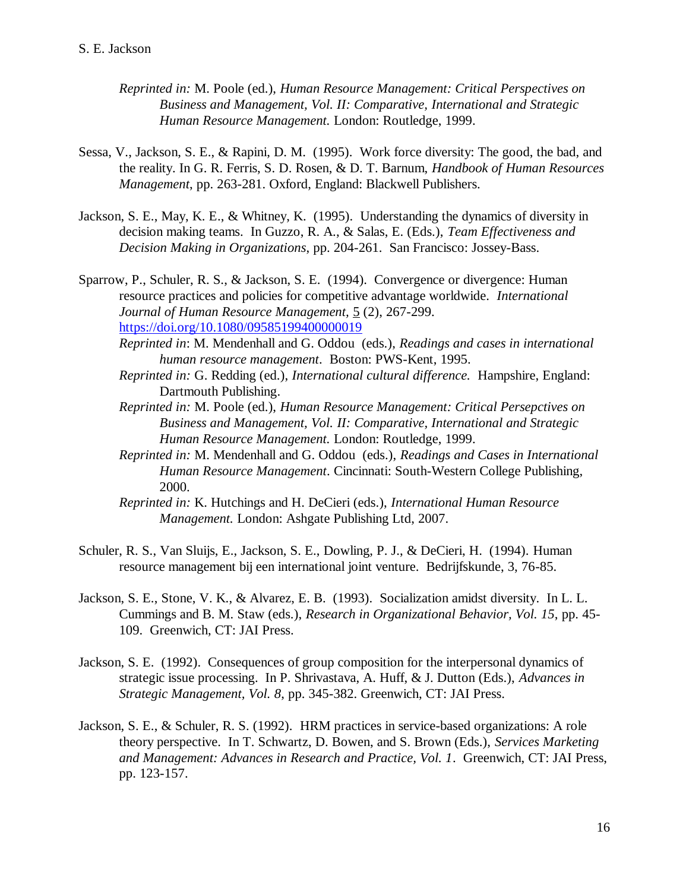*Reprinted in:* M. Poole (ed.), *Human Resource Management: Critical Perspectives on Business and Management, Vol. II: Comparative, International and Strategic Human Resource Management.* London: Routledge, 1999.

Sessa, V., Jackson, S. E., & Rapini, D. M. (1995). Work force diversity: The good, the bad, and the reality. In G. R. Ferris, S. D. Rosen, & D. T. Barnum, *Handbook of Human Resources Management*, pp. 263-281. Oxford, England: Blackwell Publishers.

Jackson, S. E., May, K. E., & Whitney, K. (1995). Understanding the dynamics of diversity in decision making teams. In Guzzo, R. A., & Salas, E. (Eds.), *Team Effectiveness and Decision Making in Organizations*, pp. 204-261. San Francisco: Jossey-Bass.

Sparrow, P., Schuler, R. S., & Jackson, S. E. (1994). Convergence or divergence: Human resource practices and policies for competitive advantage worldwide. *International Journal of Human Resource Management*, 5 (2), 267-299. https://doi.org/10.1080/09585199400000019

*Reprinted in*: M. Mendenhall and G. Oddou (eds.), *Readings and cases in international human resource management*. Boston: PWS-Kent, 1995.

*Reprinted in:* G. Redding (ed.), *International cultural difference.* Hampshire, England: Dartmouth Publishing.

*Reprinted in:* M. Poole (ed.), *Human Resource Management: Critical Persepctives on Business and Management, Vol. II: Comparative, International and Strategic Human Resource Management.* London: Routledge, 1999.

*Reprinted in:* M. Mendenhall and G. Oddou (eds.), *Readings and Cases in International Human Resource Management*. Cincinnati: South-Western College Publishing, 2000.

*Reprinted in:* K. Hutchings and H. DeCieri (eds.), *International Human Resource Management.* London: Ashgate Publishing Ltd, 2007.

Schuler, R. S., Van Sluijs, E., Jackson, S. E., Dowling, P. J., & DeCieri, H. (1994). Human resource management bij een international joint venture. Bedrijfskunde, 3, 76-85.

Jackson, S. E., Stone, V. K., & Alvarez, E. B. (1993). Socialization amidst diversity. In L. L. Cummings and B. M. Staw (eds.), *Research in Organizational Behavior, Vol. 15*, pp. 45-109. Greenwich, CT: JAI Press.

Jackson, S. E. (1992). Consequences of group composition for the interpersonal dynamics of strategic issue processing. In P. Shrivastava, A. Huff, & J. Dutton (Eds.), *Advances in Strategic Management, Vol. 8*, pp. 345-382. Greenwich, CT: JAI Press.

Jackson, S. E., & Schuler, R. S. (1992). HRM practices in service-based organizations: A role theory perspective. In T. Schwartz, D. Bowen, and S. Brown (Eds.), *Services Marketing and Management: Advances in Research and Practice, Vol. 1*. Greenwich, CT: JAI Press, pp. 123-157.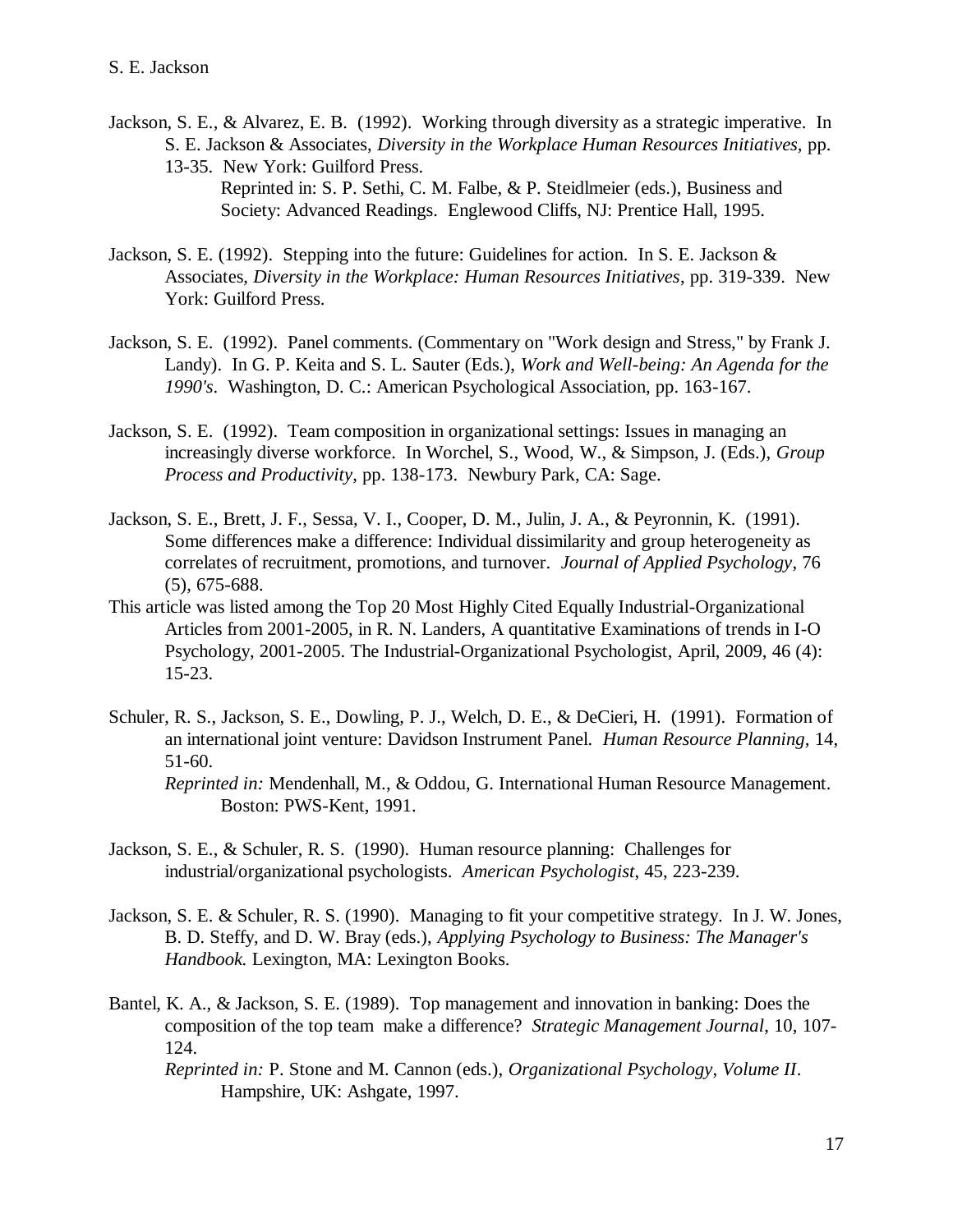Jackson, S. E., & Alvarez, E. B. (1992). Working through diversity as a strategic imperative. In S. E. Jackson & Associates, *Diversity in the Workplace Human Resources Initiatives,* pp. 13-35. New York: Guilford Press.
Reprinted in: S. P. Sethi, C. M. Falbe, & P. Steidlmeier (eds.), Business and Society: Advanced Readings. Englewood Cliffs, NJ: Prentice Hall, 1995.

Jackson, S. E. (1992). Stepping into the future: Guidelines for action. In S. E. Jackson & Associates, *Diversity in the Workplace: Human Resources Initiatives*, pp. 319-339. New York: Guilford Press.

Jackson, S. E. (1992). Panel comments. (Commentary on "Work design and Stress," by Frank J. Landy). In G. P. Keita and S. L. Sauter (Eds.), *Work and Well-being: An Agenda for the 1990's*. Washington, D. C.: American Psychological Association, pp. 163-167.

Jackson, S. E. (1992). Team composition in organizational settings: Issues in managing an increasingly diverse workforce. In Worchel, S., Wood, W., & Simpson, J. (Eds.), *Group Process and Productivity*, pp. 138-173. Newbury Park, CA: Sage.

Jackson, S. E., Brett, J. F., Sessa, V. I., Cooper, D. M., Julin, J. A., & Peyronnin, K. (1991). Some differences make a difference: Individual dissimilarity and group heterogeneity as correlates of recruitment, promotions, and turnover. *Journal of Applied Psychology*, 76 (5), 675-688.
This article was listed among the Top 20 Most Highly Cited Equally Industrial-Organizational Articles from 2001-2005, in R. N. Landers, A quantitative Examinations of trends in I-O Psychology, 2001-2005. The Industrial-Organizational Psychologist, April, 2009, 46 (4): 15-23.

Schuler, R. S., Jackson, S. E., Dowling, P. J., Welch, D. E., & DeCieri, H. (1991). Formation of an international joint venture: Davidson Instrument Panel. *Human Resource Planning,* 14, 51-60.
*Reprinted in:* Mendenhall, M., & Oddou, G. International Human Resource Management. Boston: PWS-Kent, 1991.

Jackson, S. E., & Schuler, R. S. (1990). Human resource planning: Challenges for industrial/organizational psychologists. *American Psychologist*, 45, 223-239.

Jackson, S. E. & Schuler, R. S. (1990). Managing to fit your competitive strategy. In J. W. Jones, B. D. Steffy, and D. W. Bray (eds.), *Applying Psychology to Business: The Manager's Handbook.* Lexington, MA: Lexington Books.

Bantel, K. A., & Jackson, S. E. (1989). Top management and innovation in banking: Does the composition of the top team make a difference? *Strategic Management Journal*, 10, 107-124.
*Reprinted in:* P. Stone and M. Cannon (eds.), *Organizational Psychology, Volume II*. Hampshire, UK: Ashgate, 1997.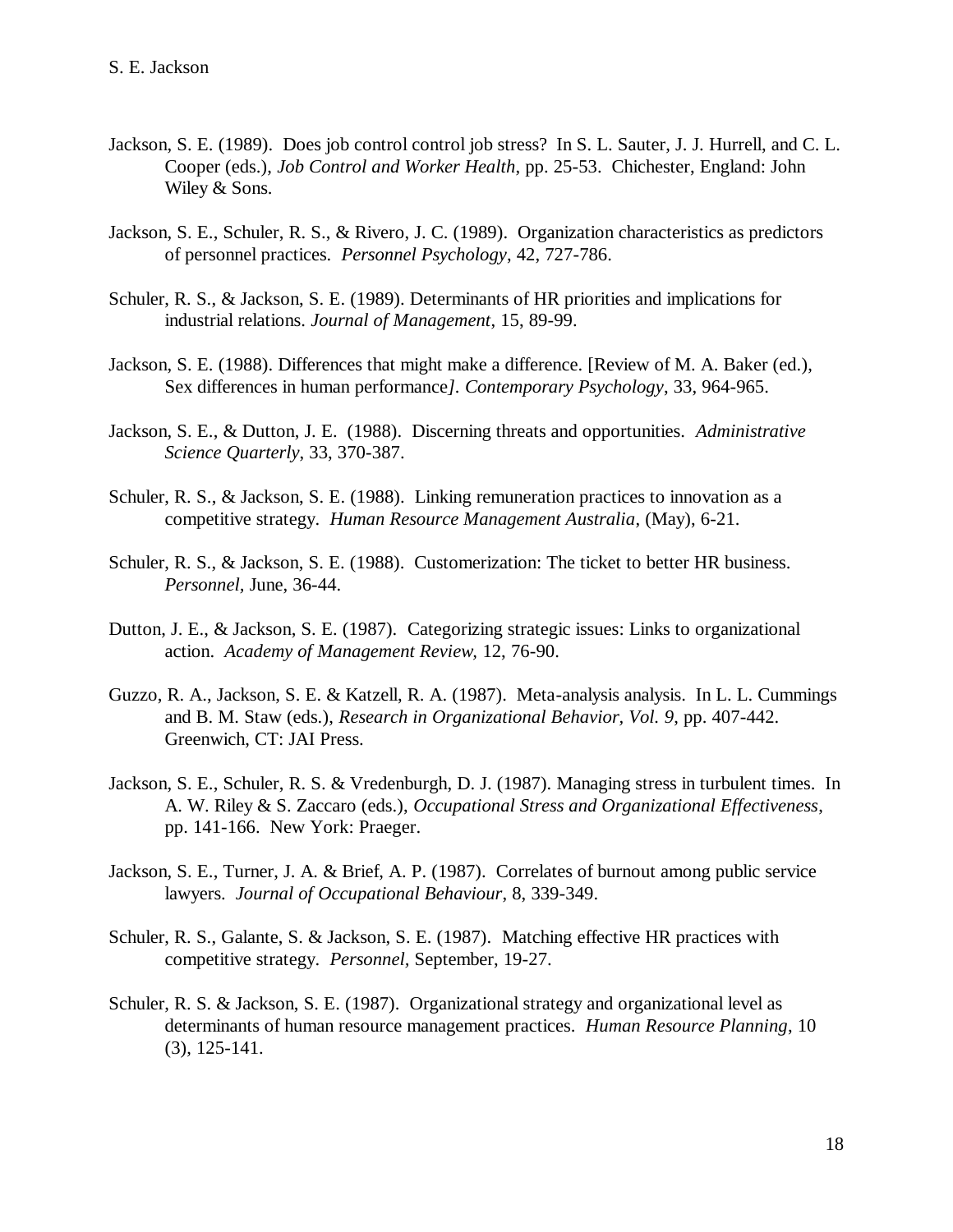Jackson, S. E. (1989). Does job control control job stress? In S. L. Sauter, J. J. Hurrell, and C. L. Cooper (eds.), *Job Control and Worker Health*, pp. 25-53. Chichester, England: John Wiley & Sons.

Jackson, S. E., Schuler, R. S., & Rivero, J. C. (1989). Organization characteristics as predictors of personnel practices. *Personnel Psychology*, 42, 727-786.

Schuler, R. S., & Jackson, S. E. (1989). Determinants of HR priorities and implications for industrial relations. *Journal of Management*, 15, 89-99.

Jackson, S. E. (1988). Differences that might make a difference. [Review of M. A. Baker (ed.), Sex differences in human performance*]. Contemporary Psychology*, 33, 964-965.

Jackson, S. E., & Dutton, J. E. (1988). Discerning threats and opportunities. *Administrative Science Quarterly*, 33, 370-387.

Schuler, R. S., & Jackson, S. E. (1988). Linking remuneration practices to innovation as a competitive strategy. *Human Resource Management Australia*, (May), 6-21.

Schuler, R. S., & Jackson, S. E. (1988). Customerization: The ticket to better HR business. *Personnel,* June, 36-44.

Dutton, J. E., & Jackson, S. E. (1987). Categorizing strategic issues: Links to organizational action. *Academy of Management Review,* 12, 76-90.

Guzzo, R. A., Jackson, S. E. & Katzell, R. A. (1987). Meta-analysis analysis. In L. L. Cummings and B. M. Staw (eds.), *Research in Organizational Behavior, Vol. 9*, pp. 407-442. Greenwich, CT: JAI Press.

Jackson, S. E., Schuler, R. S. & Vredenburgh, D. J. (1987). Managing stress in turbulent times. In A. W. Riley & S. Zaccaro (eds.), *Occupational Stress and Organizational Effectiveness*, pp. 141-166. New York: Praeger.

Jackson, S. E., Turner, J. A. & Brief, A. P. (1987). Correlates of burnout among public service lawyers. *Journal of Occupational Behaviour,* 8, 339-349.

Schuler, R. S., Galante, S. & Jackson, S. E. (1987). Matching effective HR practices with competitive strategy. *Personnel,* September, 19-27.

Schuler, R. S. & Jackson, S. E. (1987). Organizational strategy and organizational level as determinants of human resource management practices. *Human Resource Planning,* 10 (3), 125-141.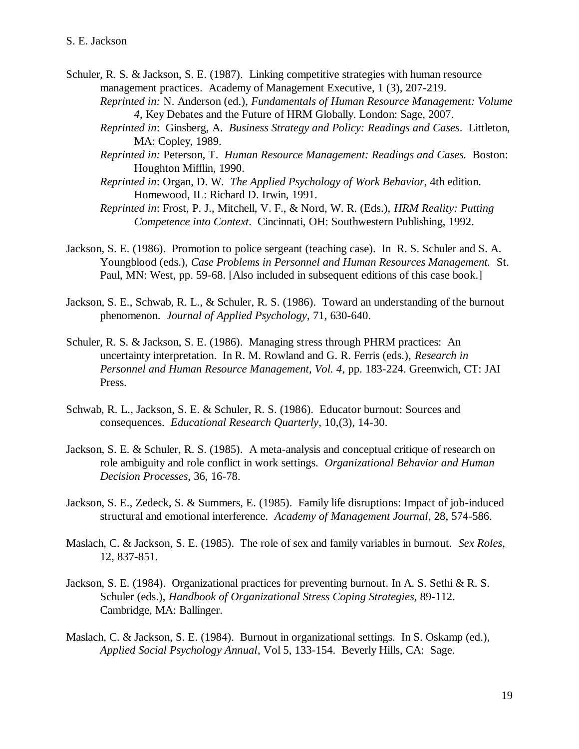Schuler, R. S. & Jackson, S. E. (1987). Linking competitive strategies with human resource management practices. Academy of Management Executive, 1 (3), 207-219.
*Reprinted in:* N. Anderson (ed.), *Fundamentals of Human Resource Management: Volume 4*, Key Debates and the Future of HRM Globally. London: Sage, 2007.
*Reprinted in*: Ginsberg, A. *Business Strategy and Policy: Readings and Cases*. Littleton, MA: Copley, 1989.
*Reprinted in:* Peterson, T. *Human Resource Management: Readings and Cases.* Boston: Houghton Mifflin, 1990.
*Reprinted in*: Organ, D. W. *The Applied Psychology of Work Behavior*, 4th edition. Homewood, IL: Richard D. Irwin, 1991.
*Reprinted in*: Frost, P. J., Mitchell, V. F., & Nord, W. R. (Eds.), *HRM Reality: Putting Competence into Context*. Cincinnati, OH: Southwestern Publishing, 1992.

Jackson, S. E. (1986). Promotion to police sergeant (teaching case). In R. S. Schuler and S. A. Youngblood (eds.), *Case Problems in Personnel and Human Resources Management.* St. Paul, MN: West, pp. 59-68. [Also included in subsequent editions of this case book.]

Jackson, S. E., Schwab, R. L., & Schuler, R. S. (1986). Toward an understanding of the burnout phenomenon. *Journal of Applied Psychology*, 71, 630-640.

Schuler, R. S. & Jackson, S. E. (1986). Managing stress through PHRM practices: An uncertainty interpretation. In R. M. Rowland and G. R. Ferris (eds.), *Research in Personnel and Human Resource Management, Vol. 4*, pp. 183-224. Greenwich, CT: JAI Press.

Schwab, R. L., Jackson, S. E. & Schuler, R. S. (1986). Educator burnout: Sources and consequences. *Educational Research Quarterly*, 10,(3), 14-30.

Jackson, S. E. & Schuler, R. S. (1985). A meta-analysis and conceptual critique of research on role ambiguity and role conflict in work settings. *Organizational Behavior and Human Decision Processes*, 36, 16-78.

Jackson, S. E., Zedeck, S. & Summers, E. (1985). Family life disruptions: Impact of job-induced structural and emotional interference. *Academy of Management Journal*, 28, 574-586.

Maslach, C. & Jackson, S. E. (1985). The role of sex and family variables in burnout. *Sex Roles*, 12, 837-851.

Jackson, S. E. (1984). Organizational practices for preventing burnout. In A. S. Sethi & R. S. Schuler (eds.), *Handbook of Organizational Stress Coping Strategies*, 89-112. Cambridge, MA: Ballinger.

Maslach, C. & Jackson, S. E. (1984). Burnout in organizational settings. In S. Oskamp (ed.), *Applied Social Psychology Annual*, Vol 5, 133-154. Beverly Hills, CA: Sage.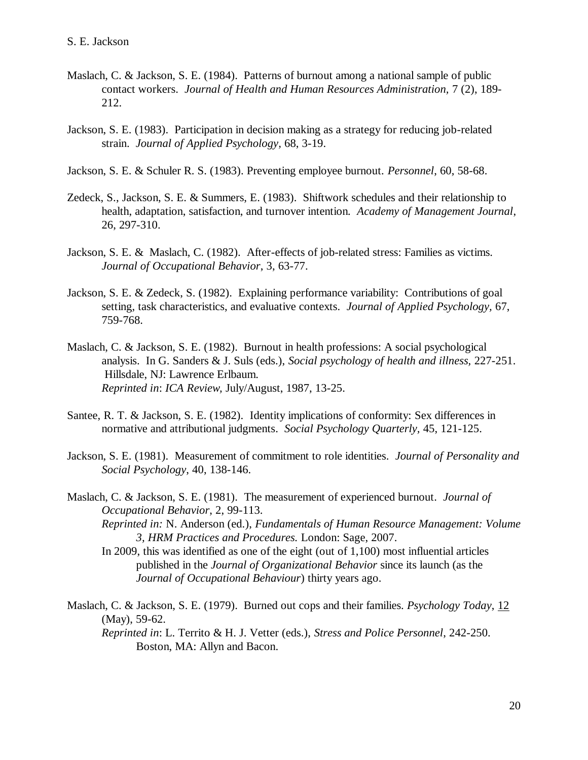Maslach, C. & Jackson, S. E. (1984). Patterns of burnout among a national sample of public contact workers. *Journal of Health and Human Resources Administration,* 7 (2), 189-212.

Jackson, S. E. (1983). Participation in decision making as a strategy for reducing job-related strain. *Journal of Applied Psychology,* 68, 3-19.

Jackson, S. E. & Schuler R. S. (1983). Preventing employee burnout. *Personnel*, 60, 58-68.

Zedeck, S., Jackson, S. E. & Summers, E. (1983). Shiftwork schedules and their relationship to health, adaptation, satisfaction, and turnover intention. *Academy of Management Journal*, 26, 297-310.

Jackson, S. E. & Maslach, C. (1982). After-effects of job-related stress: Families as victims. *Journal of Occupational Behavior*, 3, 63-77.

Jackson, S. E. & Zedeck, S. (1982). Explaining performance variability: Contributions of goal setting, task characteristics, and evaluative contexts. *Journal of Applied Psychology,* 67, 759-768.

Maslach, C. & Jackson, S. E. (1982). Burnout in health professions: A social psychological analysis. In G. Sanders & J. Suls (eds.), *Social psychology of health and illness,* 227-251. Hillsdale, NJ: Lawrence Erlbaum.
*Reprinted in*: *ICA Review,* July/August, 1987, 13-25.

Santee, R. T. & Jackson, S. E. (1982). Identity implications of conformity: Sex differences in normative and attributional judgments. *Social Psychology Quarterly,* 45, 121-125.

Jackson, S. E. (1981). Measurement of commitment to role identities. *Journal of Personality and Social Psychology*, 40, 138-146.

Maslach, C. & Jackson, S. E. (1981). The measurement of experienced burnout. *Journal of Occupational Behavior*, 2, 99-113.
*Reprinted in:* N. Anderson (ed.), *Fundamentals of Human Resource Management: Volume 3, HRM Practices and Procedures.* London: Sage, 2007.
In 2009, this was identified as one of the eight (out of 1,100) most influential articles published in the *Journal of Organizational Behavior* since its launch (as the *Journal of Occupational Behaviour*) thirty years ago.

Maslach, C. & Jackson, S. E. (1979). Burned out cops and their families. *Psychology Today*, 12 (May), 59-62.
*Reprinted in*: L. Territo & H. J. Vetter (eds.), *Stress and Police Personnel*, 242-250. Boston, MA: Allyn and Bacon.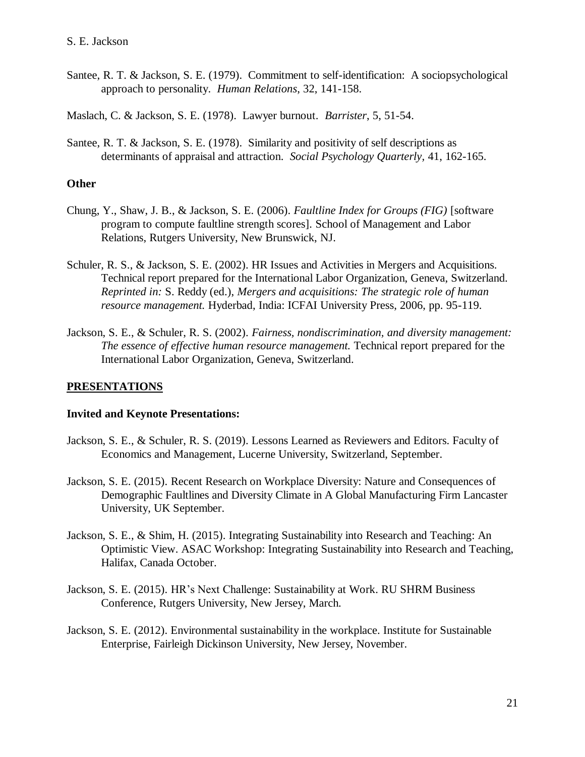Santee, R. T. & Jackson, S. E. (1979). Commitment to self-identification: A sociopsychological approach to personality. *Human Relations*, 32, 141-158.

Maslach, C. & Jackson, S. E. (1978). Lawyer burnout. *Barrister*, 5, 51-54.

Santee, R. T. & Jackson, S. E. (1978). Similarity and positivity of self descriptions as determinants of appraisal and attraction. *Social Psychology Quarterly*, 41, 162-165.

### Other

Chung, Y., Shaw, J. B., & Jackson, S. E. (2006). *Faultline Index for Groups (FIG)* [software program to compute faultline strength scores]. School of Management and Labor Relations, Rutgers University, New Brunswick, NJ.

Schuler, R. S., & Jackson, S. E. (2002). HR Issues and Activities in Mergers and Acquisitions. Technical report prepared for the International Labor Organization, Geneva, Switzerland. *Reprinted in:* S. Reddy (ed.), *Mergers and acquisitions: The strategic role of human resource management.* Hyderbad, India: ICFAI University Press, 2006, pp. 95-119.

Jackson, S. E., & Schuler, R. S. (2002). *Fairness, nondiscrimination, and diversity management: The essence of effective human resource management.* Technical report prepared for the International Labor Organization, Geneva, Switzerland.

## PRESENTATIONS

### Invited and Keynote Presentations:

Jackson, S. E., & Schuler, R. S. (2019). Lessons Learned as Reviewers and Editors. Faculty of Economics and Management, Lucerne University, Switzerland, September.

Jackson, S. E. (2015). Recent Research on Workplace Diversity: Nature and Consequences of Demographic Faultlines and Diversity Climate in A Global Manufacturing Firm Lancaster University, UK September.

Jackson, S. E., & Shim, H. (2015). Integrating Sustainability into Research and Teaching: An Optimistic View. ASAC Workshop: Integrating Sustainability into Research and Teaching, Halifax, Canada October.

Jackson, S. E. (2015). HR's Next Challenge: Sustainability at Work. RU SHRM Business Conference, Rutgers University, New Jersey, March.

Jackson, S. E. (2012). Environmental sustainability in the workplace. Institute for Sustainable Enterprise, Fairleigh Dickinson University, New Jersey, November.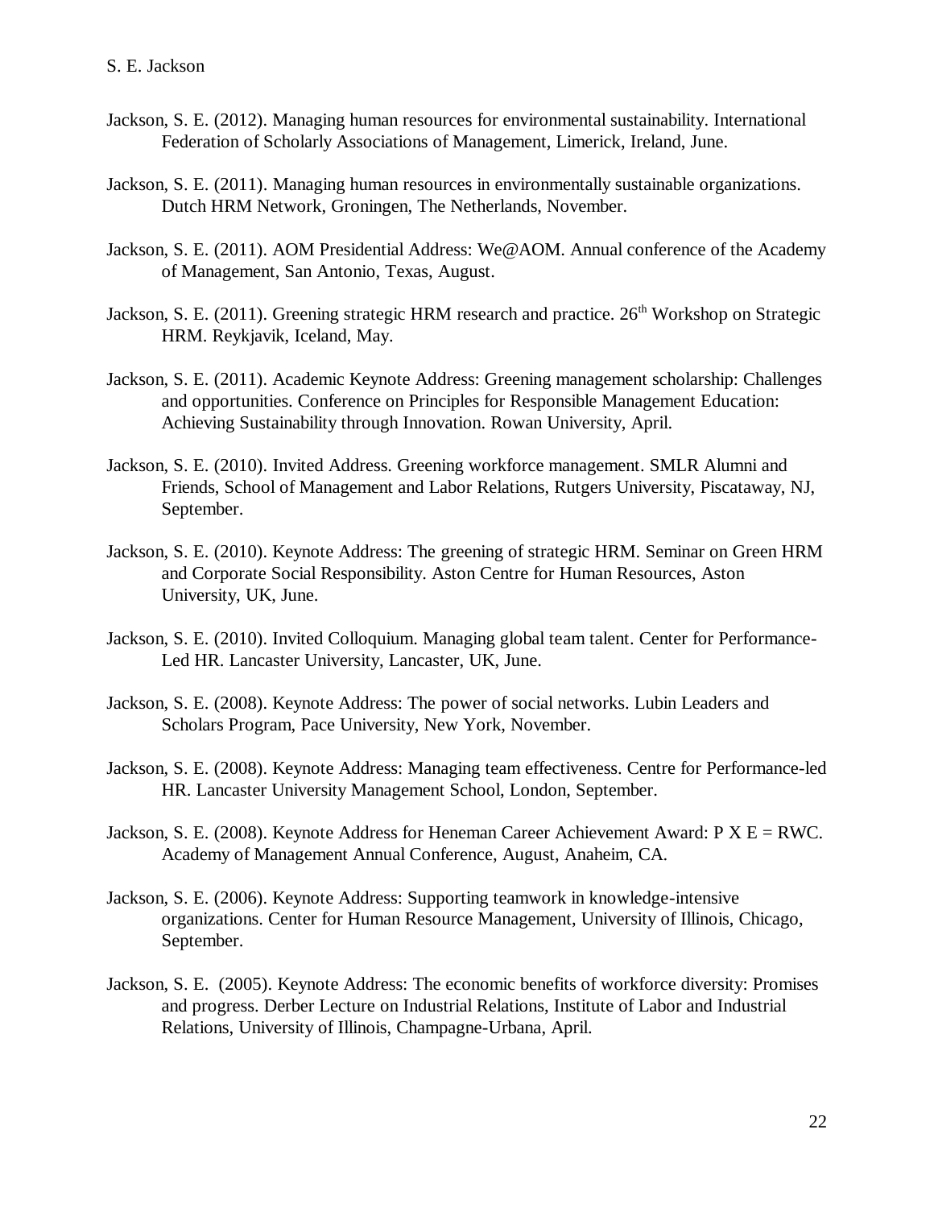Jackson, S. E. (2012). Managing human resources for environmental sustainability. International Federation of Scholarly Associations of Management, Limerick, Ireland, June.

Jackson, S. E. (2011). Managing human resources in environmentally sustainable organizations. Dutch HRM Network, Groningen, The Netherlands, November.

Jackson, S. E. (2011). AOM Presidential Address: We@AOM. Annual conference of the Academy of Management, San Antonio, Texas, August.

Jackson, S. E. (2011). Greening strategic HRM research and practice. 26th Workshop on Strategic HRM. Reykjavik, Iceland, May.

Jackson, S. E. (2011). Academic Keynote Address: Greening management scholarship: Challenges and opportunities. Conference on Principles for Responsible Management Education: Achieving Sustainability through Innovation. Rowan University, April.

Jackson, S. E. (2010). Invited Address. Greening workforce management. SMLR Alumni and Friends, School of Management and Labor Relations, Rutgers University, Piscataway, NJ, September.

Jackson, S. E. (2010). Keynote Address: The greening of strategic HRM. Seminar on Green HRM and Corporate Social Responsibility. Aston Centre for Human Resources, Aston University, UK, June.

Jackson, S. E. (2010). Invited Colloquium. Managing global team talent. Center for Performance-Led HR. Lancaster University, Lancaster, UK, June.

Jackson, S. E. (2008). Keynote Address: The power of social networks. Lubin Leaders and Scholars Program, Pace University, New York, November.

Jackson, S. E. (2008). Keynote Address: Managing team effectiveness. Centre for Performance-led HR. Lancaster University Management School, London, September.

Jackson, S. E. (2008). Keynote Address for Heneman Career Achievement Award: P X E = RWC. Academy of Management Annual Conference, August, Anaheim, CA.

Jackson, S. E. (2006). Keynote Address: Supporting teamwork in knowledge-intensive organizations. Center for Human Resource Management, University of Illinois, Chicago, September.

Jackson, S. E. (2005). Keynote Address: The economic benefits of workforce diversity: Promises and progress. Derber Lecture on Industrial Relations, Institute of Labor and Industrial Relations, University of Illinois, Champagne-Urbana, April.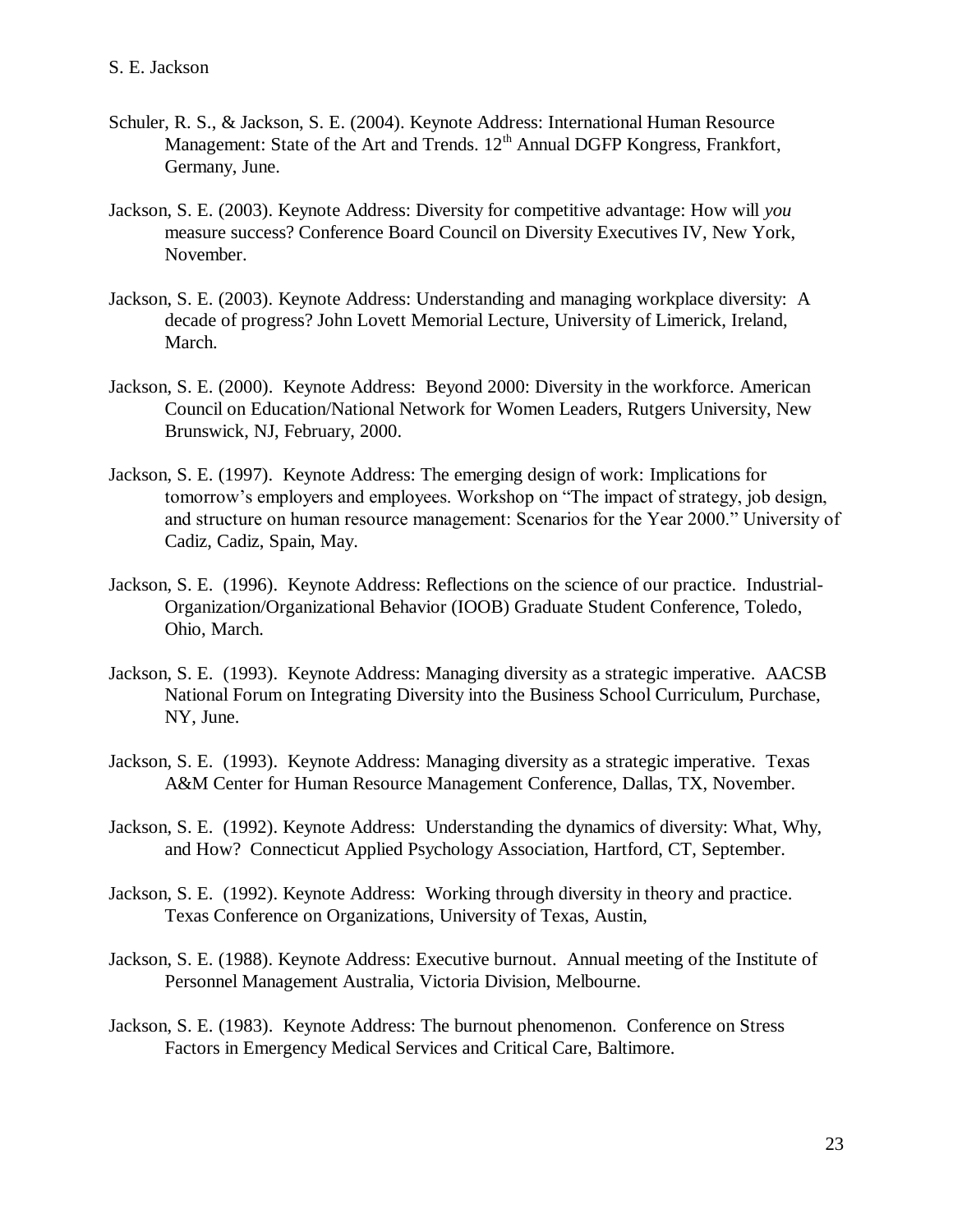Schuler, R. S., & Jackson, S. E. (2004). Keynote Address: International Human Resource Management: State of the Art and Trends. 12th Annual DGFP Kongress, Frankfort, Germany, June.

Jackson, S. E. (2003). Keynote Address: Diversity for competitive advantage: How will *you* measure success? Conference Board Council on Diversity Executives IV, New York, November.

Jackson, S. E. (2003). Keynote Address: Understanding and managing workplace diversity: A decade of progress? John Lovett Memorial Lecture, University of Limerick, Ireland, March.

Jackson, S. E. (2000). Keynote Address: Beyond 2000: Diversity in the workforce. American Council on Education/National Network for Women Leaders, Rutgers University, New Brunswick, NJ, February, 2000.

Jackson, S. E. (1997). Keynote Address: The emerging design of work: Implications for tomorrow's employers and employees. Workshop on "The impact of strategy, job design, and structure on human resource management: Scenarios for the Year 2000." University of Cadiz, Cadiz, Spain, May.

Jackson, S. E. (1996). Keynote Address: Reflections on the science of our practice. Industrial-Organization/Organizational Behavior (IOOB) Graduate Student Conference, Toledo, Ohio, March.

Jackson, S. E. (1993). Keynote Address: Managing diversity as a strategic imperative. AACSB National Forum on Integrating Diversity into the Business School Curriculum, Purchase, NY, June.

Jackson, S. E. (1993). Keynote Address: Managing diversity as a strategic imperative. Texas A&M Center for Human Resource Management Conference, Dallas, TX, November.

Jackson, S. E. (1992). Keynote Address: Understanding the dynamics of diversity: What, Why, and How? Connecticut Applied Psychology Association, Hartford, CT, September.

Jackson, S. E. (1992). Keynote Address: Working through diversity in theory and practice. Texas Conference on Organizations, University of Texas, Austin,

Jackson, S. E. (1988). Keynote Address: Executive burnout. Annual meeting of the Institute of Personnel Management Australia, Victoria Division, Melbourne.

Jackson, S. E. (1983). Keynote Address: The burnout phenomenon. Conference on Stress Factors in Emergency Medical Services and Critical Care, Baltimore.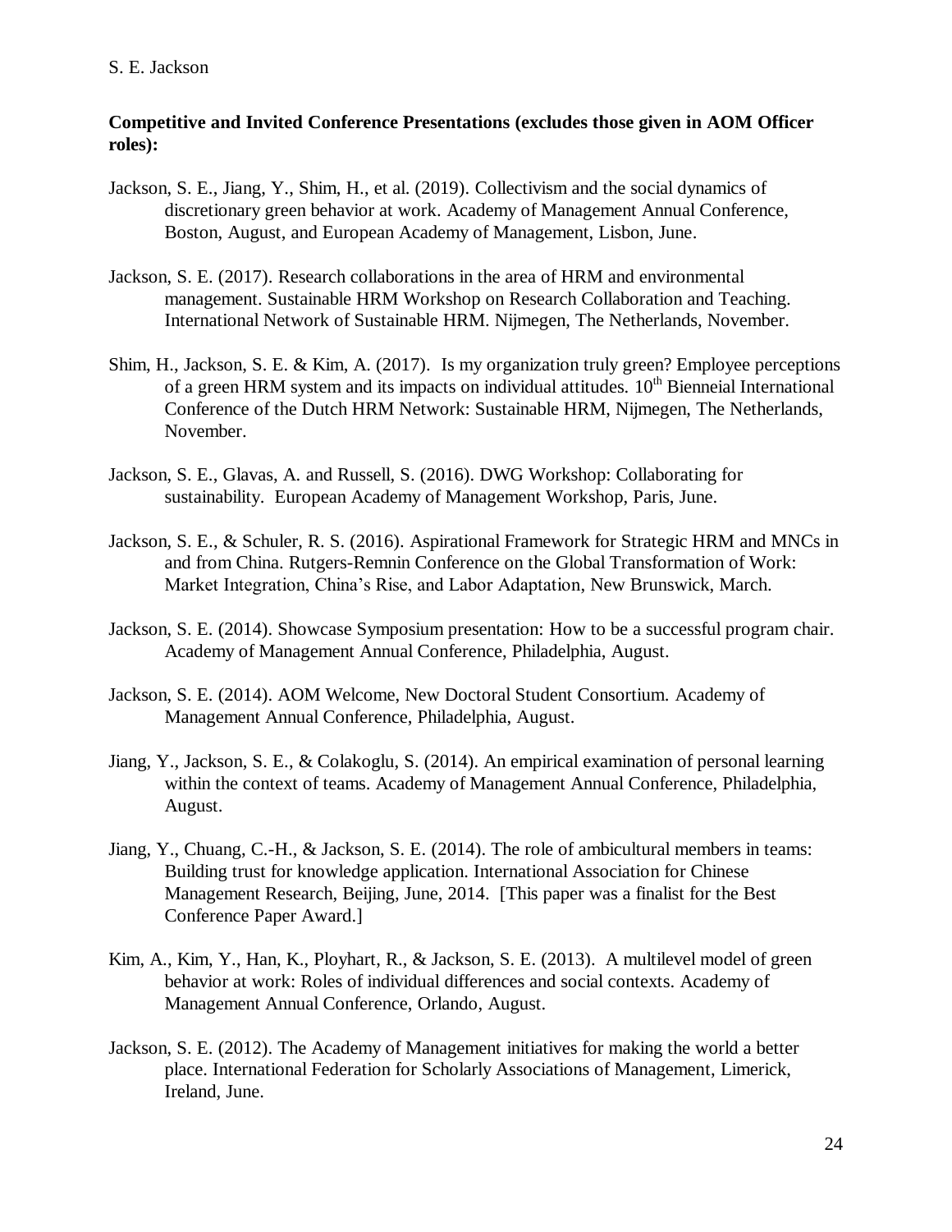**Competitive and Invited Conference Presentations (excludes those given in AOM Officer roles):**

Jackson, S. E., Jiang, Y., Shim, H., et al. (2019). Collectivism and the social dynamics of discretionary green behavior at work. Academy of Management Annual Conference, Boston, August, and European Academy of Management, Lisbon, June.

Jackson, S. E. (2017). Research collaborations in the area of HRM and environmental management. Sustainable HRM Workshop on Research Collaboration and Teaching. International Network of Sustainable HRM. Nijmegen, The Netherlands, November.

Shim, H., Jackson, S. E. & Kim, A. (2017). Is my organization truly green? Employee perceptions of a green HRM system and its impacts on individual attitudes. 10th Bienneial International Conference of the Dutch HRM Network: Sustainable HRM, Nijmegen, The Netherlands, November.

Jackson, S. E., Glavas, A. and Russell, S. (2016). DWG Workshop: Collaborating for sustainability. European Academy of Management Workshop, Paris, June.

Jackson, S. E., & Schuler, R. S. (2016). Aspirational Framework for Strategic HRM and MNCs in and from China. Rutgers-Remnin Conference on the Global Transformation of Work: Market Integration, China's Rise, and Labor Adaptation, New Brunswick, March.

Jackson, S. E. (2014). Showcase Symposium presentation: How to be a successful program chair. Academy of Management Annual Conference, Philadelphia, August.

Jackson, S. E. (2014). AOM Welcome, New Doctoral Student Consortium. Academy of Management Annual Conference, Philadelphia, August.

Jiang, Y., Jackson, S. E., & Colakoglu, S. (2014). An empirical examination of personal learning within the context of teams. Academy of Management Annual Conference, Philadelphia, August.

Jiang, Y., Chuang, C.-H., & Jackson, S. E. (2014). The role of ambicultural members in teams: Building trust for knowledge application. International Association for Chinese Management Research, Beijing, June, 2014. [This paper was a finalist for the Best Conference Paper Award.]

Kim, A., Kim, Y., Han, K., Ployhart, R., & Jackson, S. E. (2013). A multilevel model of green behavior at work: Roles of individual differences and social contexts. Academy of Management Annual Conference, Orlando, August.

Jackson, S. E. (2012). The Academy of Management initiatives for making the world a better place. International Federation for Scholarly Associations of Management, Limerick, Ireland, June.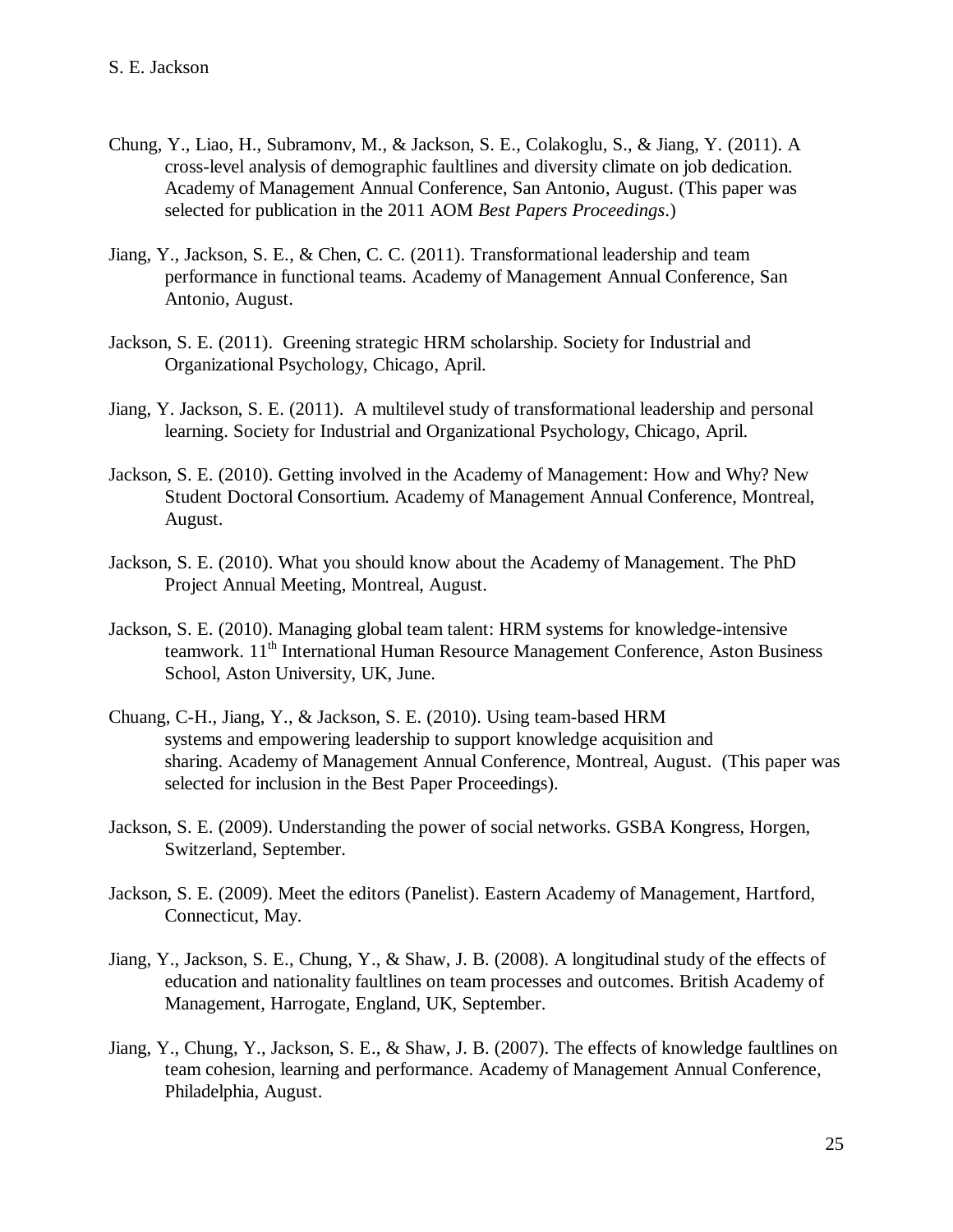Chung, Y., Liao, H., Subramonv, M., & Jackson, S. E., Colakoglu, S., & Jiang, Y. (2011). A cross-level analysis of demographic faultlines and diversity climate on job dedication. Academy of Management Annual Conference, San Antonio, August. (This paper was selected for publication in the 2011 AOM *Best Papers Proceedings*.)

Jiang, Y., Jackson, S. E., & Chen, C. C. (2011). Transformational leadership and team performance in functional teams. Academy of Management Annual Conference, San Antonio, August.

Jackson, S. E. (2011). Greening strategic HRM scholarship. Society for Industrial and Organizational Psychology, Chicago, April.

Jiang, Y. Jackson, S. E. (2011). A multilevel study of transformational leadership and personal learning. Society for Industrial and Organizational Psychology, Chicago, April.

Jackson, S. E. (2010). Getting involved in the Academy of Management: How and Why? New Student Doctoral Consortium. Academy of Management Annual Conference, Montreal, August.

Jackson, S. E. (2010). What you should know about the Academy of Management. The PhD Project Annual Meeting, Montreal, August.

Jackson, S. E. (2010). Managing global team talent: HRM systems for knowledge-intensive teamwork. 11th International Human Resource Management Conference, Aston Business School, Aston University, UK, June.

Chuang, C-H., Jiang, Y., & Jackson, S. E. (2010). Using team-based HRM systems and empowering leadership to support knowledge acquisition and sharing. Academy of Management Annual Conference, Montreal, August. (This paper was selected for inclusion in the Best Paper Proceedings).

Jackson, S. E. (2009). Understanding the power of social networks. GSBA Kongress, Horgen, Switzerland, September.

Jackson, S. E. (2009). Meet the editors (Panelist). Eastern Academy of Management, Hartford, Connecticut, May.

Jiang, Y., Jackson, S. E., Chung, Y., & Shaw, J. B. (2008). A longitudinal study of the effects of education and nationality faultlines on team processes and outcomes. British Academy of Management, Harrogate, England, UK, September.

Jiang, Y., Chung, Y., Jackson, S. E., & Shaw, J. B. (2007). The effects of knowledge faultlines on team cohesion, learning and performance. Academy of Management Annual Conference, Philadelphia, August.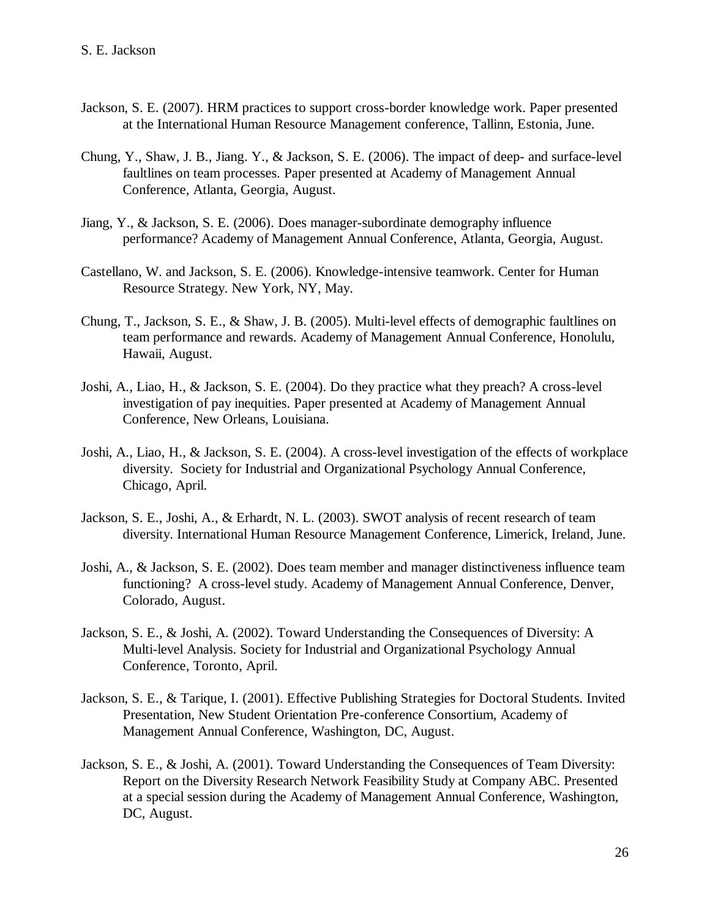Jackson, S. E. (2007). HRM practices to support cross-border knowledge work. Paper presented at the International Human Resource Management conference, Tallinn, Estonia, June.

Chung, Y., Shaw, J. B., Jiang. Y., & Jackson, S. E. (2006). The impact of deep- and surface-level faultlines on team processes. Paper presented at Academy of Management Annual Conference, Atlanta, Georgia, August.

Jiang, Y., & Jackson, S. E. (2006). Does manager-subordinate demography influence performance? Academy of Management Annual Conference, Atlanta, Georgia, August.

Castellano, W. and Jackson, S. E. (2006). Knowledge-intensive teamwork. Center for Human Resource Strategy. New York, NY, May.

Chung, T., Jackson, S. E., & Shaw, J. B. (2005). Multi-level effects of demographic faultlines on team performance and rewards. Academy of Management Annual Conference, Honolulu, Hawaii, August.

Joshi, A., Liao, H., & Jackson, S. E. (2004). Do they practice what they preach? A cross-level investigation of pay inequities. Paper presented at Academy of Management Annual Conference, New Orleans, Louisiana.

Joshi, A., Liao, H., & Jackson, S. E. (2004). A cross-level investigation of the effects of workplace diversity. Society for Industrial and Organizational Psychology Annual Conference, Chicago, April.

Jackson, S. E., Joshi, A., & Erhardt, N. L. (2003). SWOT analysis of recent research of team diversity. International Human Resource Management Conference, Limerick, Ireland, June.

Joshi, A., & Jackson, S. E. (2002). Does team member and manager distinctiveness influence team functioning? A cross-level study. Academy of Management Annual Conference, Denver, Colorado, August.

Jackson, S. E., & Joshi, A. (2002). Toward Understanding the Consequences of Diversity: A Multi-level Analysis. Society for Industrial and Organizational Psychology Annual Conference, Toronto, April.

Jackson, S. E., & Tarique, I. (2001). Effective Publishing Strategies for Doctoral Students. Invited Presentation, New Student Orientation Pre-conference Consortium, Academy of Management Annual Conference, Washington, DC, August.

Jackson, S. E., & Joshi, A. (2001). Toward Understanding the Consequences of Team Diversity: Report on the Diversity Research Network Feasibility Study at Company ABC. Presented at a special session during the Academy of Management Annual Conference, Washington, DC, August.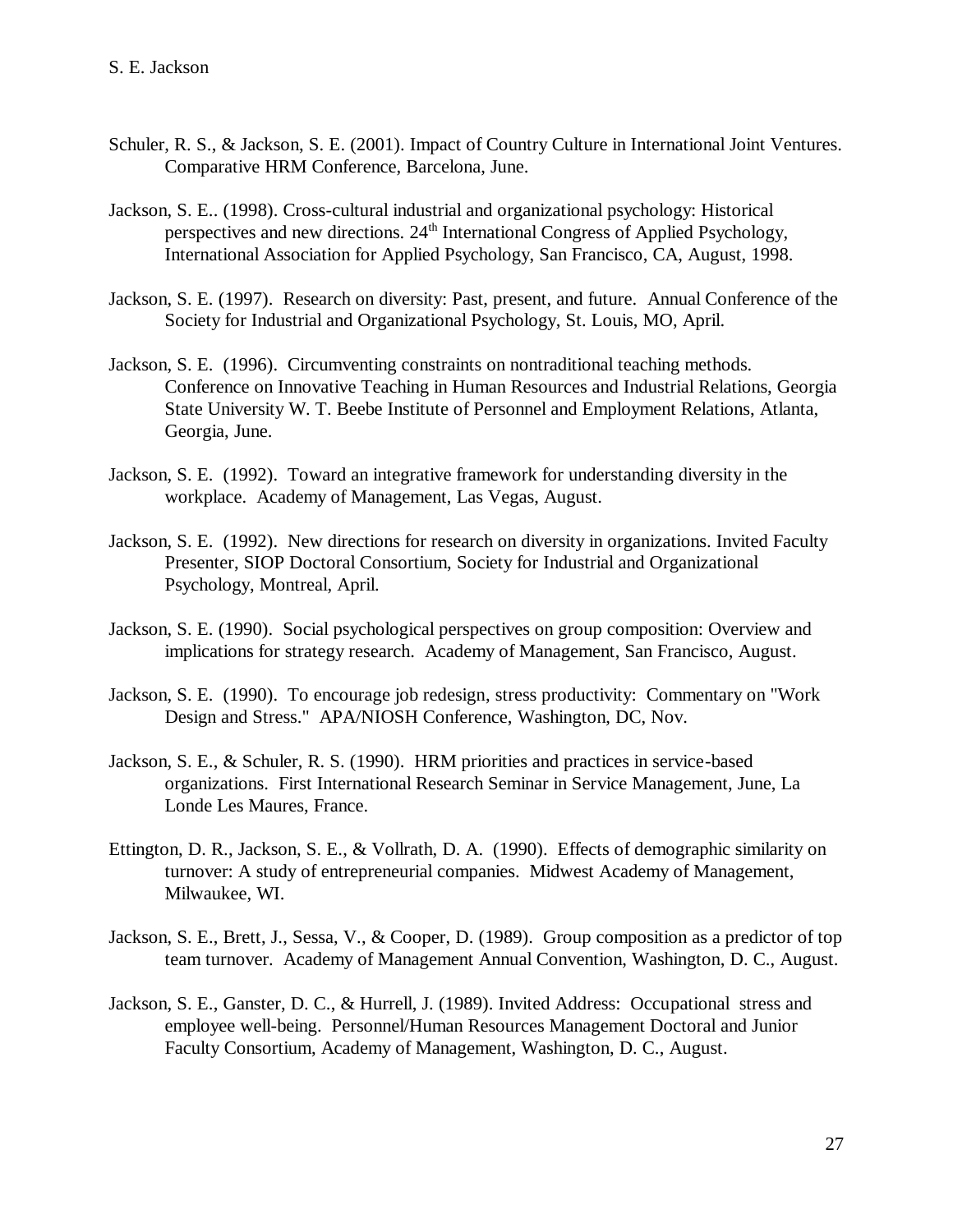Schuler, R. S., & Jackson, S. E. (2001). Impact of Country Culture in International Joint Ventures. Comparative HRM Conference, Barcelona, June.

Jackson, S. E.. (1998). Cross-cultural industrial and organizational psychology: Historical perspectives and new directions. 24th International Congress of Applied Psychology, International Association for Applied Psychology, San Francisco, CA, August, 1998.

Jackson, S. E. (1997). Research on diversity: Past, present, and future. Annual Conference of the Society for Industrial and Organizational Psychology, St. Louis, MO, April.

Jackson, S. E. (1996). Circumventing constraints on nontraditional teaching methods. Conference on Innovative Teaching in Human Resources and Industrial Relations, Georgia State University W. T. Beebe Institute of Personnel and Employment Relations, Atlanta, Georgia, June.

Jackson, S. E. (1992). Toward an integrative framework for understanding diversity in the workplace. Academy of Management, Las Vegas, August.

Jackson, S. E. (1992). New directions for research on diversity in organizations. Invited Faculty Presenter, SIOP Doctoral Consortium, Society for Industrial and Organizational Psychology, Montreal, April.

Jackson, S. E. (1990). Social psychological perspectives on group composition: Overview and implications for strategy research. Academy of Management, San Francisco, August.

Jackson, S. E. (1990). To encourage job redesign, stress productivity: Commentary on "Work Design and Stress." APA/NIOSH Conference, Washington, DC, Nov.

Jackson, S. E., & Schuler, R. S. (1990). HRM priorities and practices in service-based organizations. First International Research Seminar in Service Management, June, La Londe Les Maures, France.

Ettington, D. R., Jackson, S. E., & Vollrath, D. A. (1990). Effects of demographic similarity on turnover: A study of entrepreneurial companies. Midwest Academy of Management, Milwaukee, WI.

Jackson, S. E., Brett, J., Sessa, V., & Cooper, D. (1989). Group composition as a predictor of top team turnover. Academy of Management Annual Convention, Washington, D. C., August.

Jackson, S. E., Ganster, D. C., & Hurrell, J. (1989). Invited Address: Occupational stress and employee well-being. Personnel/Human Resources Management Doctoral and Junior Faculty Consortium, Academy of Management, Washington, D. C., August.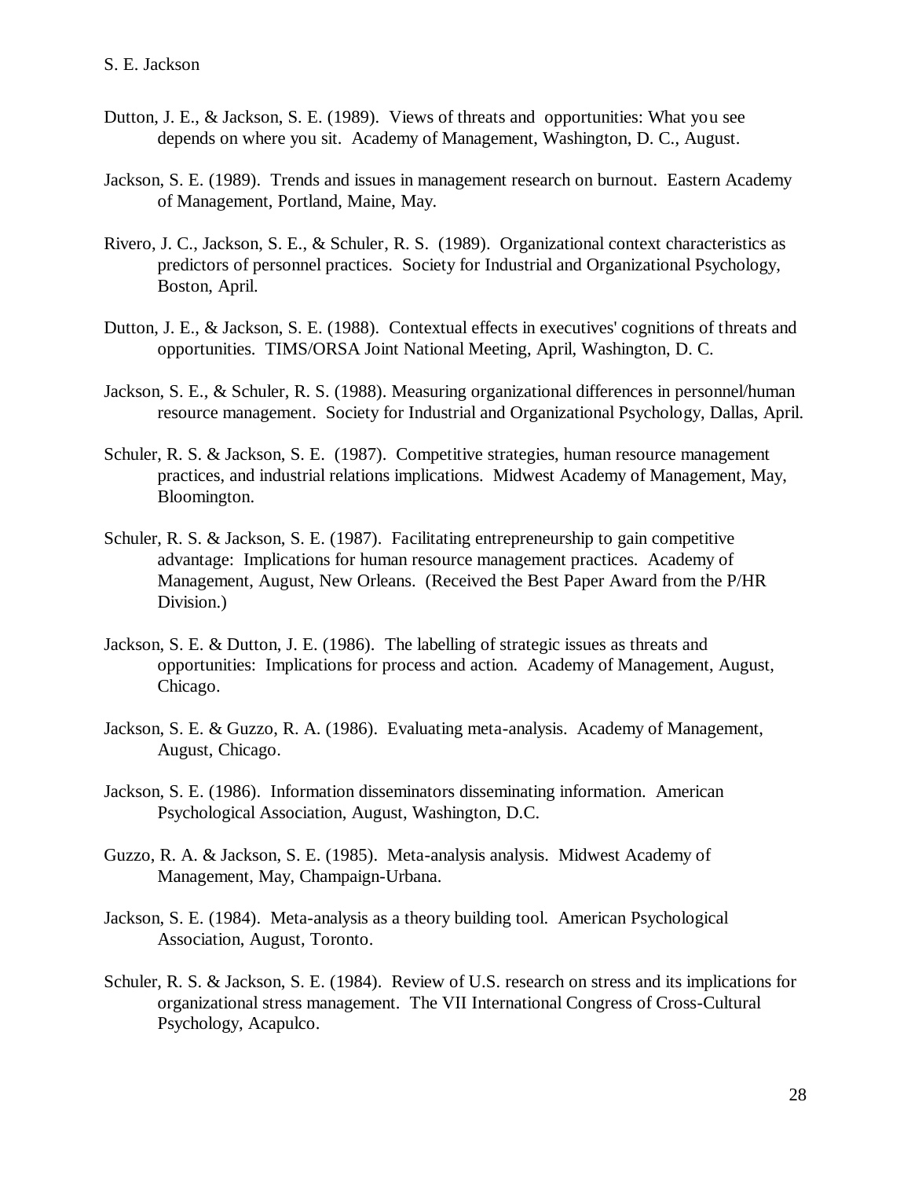Dutton, J. E., & Jackson, S. E. (1989). Views of threats and opportunities: What you see depends on where you sit. Academy of Management, Washington, D. C., August.

Jackson, S. E. (1989). Trends and issues in management research on burnout. Eastern Academy of Management, Portland, Maine, May.

Rivero, J. C., Jackson, S. E., & Schuler, R. S. (1989). Organizational context characteristics as predictors of personnel practices. Society for Industrial and Organizational Psychology, Boston, April.

Dutton, J. E., & Jackson, S. E. (1988). Contextual effects in executives' cognitions of threats and opportunities. TIMS/ORSA Joint National Meeting, April, Washington, D. C.

Jackson, S. E., & Schuler, R. S. (1988). Measuring organizational differences in personnel/human resource management. Society for Industrial and Organizational Psychology, Dallas, April.

Schuler, R. S. & Jackson, S. E. (1987). Competitive strategies, human resource management practices, and industrial relations implications. Midwest Academy of Management, May, Bloomington.

Schuler, R. S. & Jackson, S. E. (1987). Facilitating entrepreneurship to gain competitive advantage: Implications for human resource management practices. Academy of Management, August, New Orleans. (Received the Best Paper Award from the P/HR Division.)

Jackson, S. E. & Dutton, J. E. (1986). The labelling of strategic issues as threats and opportunities: Implications for process and action. Academy of Management, August, Chicago.

Jackson, S. E. & Guzzo, R. A. (1986). Evaluating meta-analysis. Academy of Management, August, Chicago.

Jackson, S. E. (1986). Information disseminators disseminating information. American Psychological Association, August, Washington, D.C.

Guzzo, R. A. & Jackson, S. E. (1985). Meta-analysis analysis. Midwest Academy of Management, May, Champaign-Urbana.

Jackson, S. E. (1984). Meta-analysis as a theory building tool. American Psychological Association, August, Toronto.

Schuler, R. S. & Jackson, S. E. (1984). Review of U.S. research on stress and its implications for organizational stress management. The VII International Congress of Cross-Cultural Psychology, Acapulco.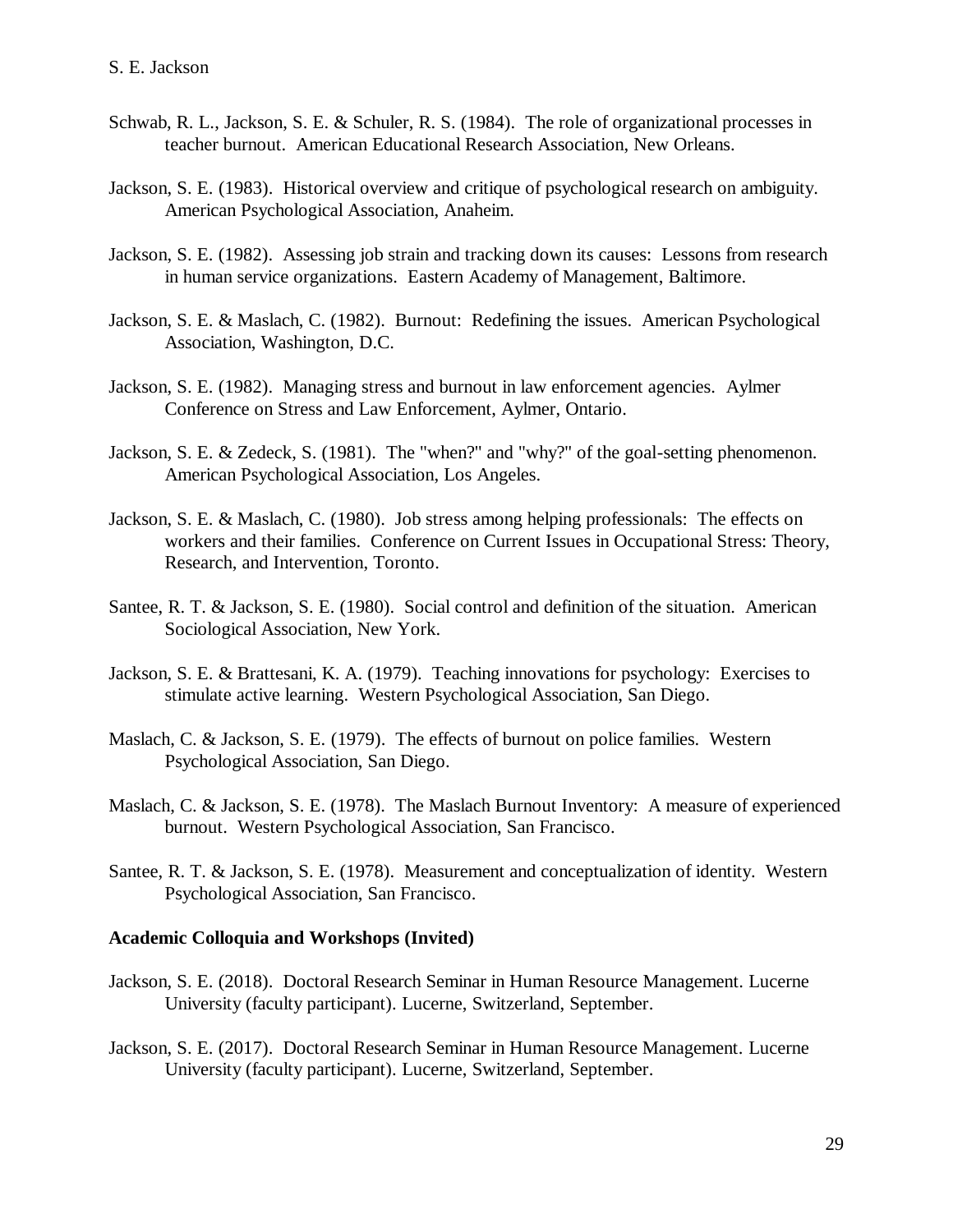Schwab, R. L., Jackson, S. E. & Schuler, R. S. (1984). The role of organizational processes in teacher burnout. American Educational Research Association, New Orleans.

Jackson, S. E. (1983). Historical overview and critique of psychological research on ambiguity. American Psychological Association, Anaheim.

Jackson, S. E. (1982). Assessing job strain and tracking down its causes: Lessons from research in human service organizations. Eastern Academy of Management, Baltimore.

Jackson, S. E. & Maslach, C. (1982). Burnout: Redefining the issues. American Psychological Association, Washington, D.C.

Jackson, S. E. (1982). Managing stress and burnout in law enforcement agencies. Aylmer Conference on Stress and Law Enforcement, Aylmer, Ontario.

Jackson, S. E. & Zedeck, S. (1981). The "when?" and "why?" of the goal-setting phenomenon. American Psychological Association, Los Angeles.

Jackson, S. E. & Maslach, C. (1980). Job stress among helping professionals: The effects on workers and their families. Conference on Current Issues in Occupational Stress: Theory, Research, and Intervention, Toronto.

Santee, R. T. & Jackson, S. E. (1980). Social control and definition of the situation. American Sociological Association, New York.

Jackson, S. E. & Brattesani, K. A. (1979). Teaching innovations for psychology: Exercises to stimulate active learning. Western Psychological Association, San Diego.

Maslach, C. & Jackson, S. E. (1979). The effects of burnout on police families. Western Psychological Association, San Diego.

Maslach, C. & Jackson, S. E. (1978). The Maslach Burnout Inventory: A measure of experienced burnout. Western Psychological Association, San Francisco.

Santee, R. T. & Jackson, S. E. (1978). Measurement and conceptualization of identity. Western Psychological Association, San Francisco.

**Academic Colloquia and Workshops (Invited)**

Jackson, S. E. (2018). Doctoral Research Seminar in Human Resource Management. Lucerne University (faculty participant). Lucerne, Switzerland, September.

Jackson, S. E. (2017). Doctoral Research Seminar in Human Resource Management. Lucerne University (faculty participant). Lucerne, Switzerland, September.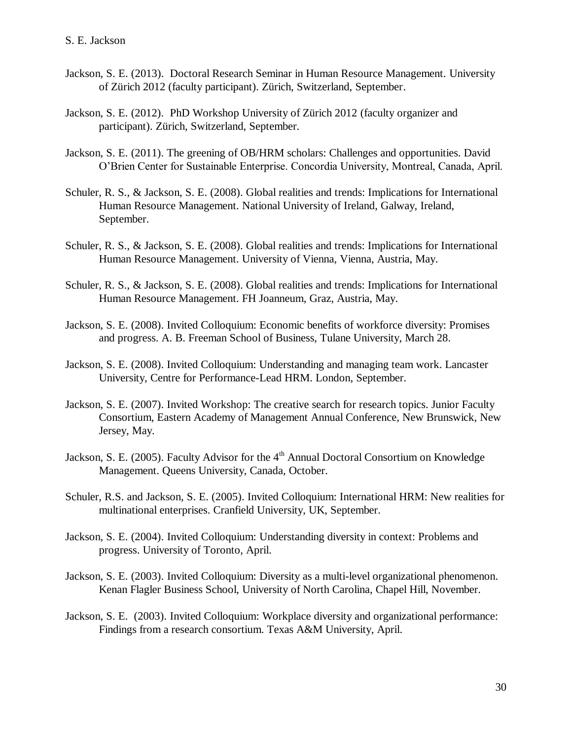Jackson, S. E. (2013). Doctoral Research Seminar in Human Resource Management. University of Zürich 2012 (faculty participant). Zürich, Switzerland, September.

Jackson, S. E. (2012). PhD Workshop University of Zürich 2012 (faculty organizer and participant). Zürich, Switzerland, September.

Jackson, S. E. (2011). The greening of OB/HRM scholars: Challenges and opportunities. David O'Brien Center for Sustainable Enterprise. Concordia University, Montreal, Canada, April.

Schuler, R. S., & Jackson, S. E. (2008). Global realities and trends: Implications for International Human Resource Management. National University of Ireland, Galway, Ireland, September.

Schuler, R. S., & Jackson, S. E. (2008). Global realities and trends: Implications for International Human Resource Management. University of Vienna, Vienna, Austria, May.

Schuler, R. S., & Jackson, S. E. (2008). Global realities and trends: Implications for International Human Resource Management. FH Joanneum, Graz, Austria, May.

Jackson, S. E. (2008). Invited Colloquium: Economic benefits of workforce diversity: Promises and progress. A. B. Freeman School of Business, Tulane University, March 28.

Jackson, S. E. (2008). Invited Colloquium: Understanding and managing team work. Lancaster University, Centre for Performance-Lead HRM. London, September.

Jackson, S. E. (2007). Invited Workshop: The creative search for research topics. Junior Faculty Consortium, Eastern Academy of Management Annual Conference, New Brunswick, New Jersey, May.

Jackson, S. E. (2005). Faculty Advisor for the 4th Annual Doctoral Consortium on Knowledge Management. Queens University, Canada, October.

Schuler, R.S. and Jackson, S. E. (2005). Invited Colloquium: International HRM: New realities for multinational enterprises. Cranfield University, UK, September.

Jackson, S. E. (2004). Invited Colloquium: Understanding diversity in context: Problems and progress. University of Toronto, April.

Jackson, S. E. (2003). Invited Colloquium: Diversity as a multi-level organizational phenomenon. Kenan Flagler Business School, University of North Carolina, Chapel Hill, November.

Jackson, S. E. (2003). Invited Colloquium: Workplace diversity and organizational performance: Findings from a research consortium. Texas A&M University, April.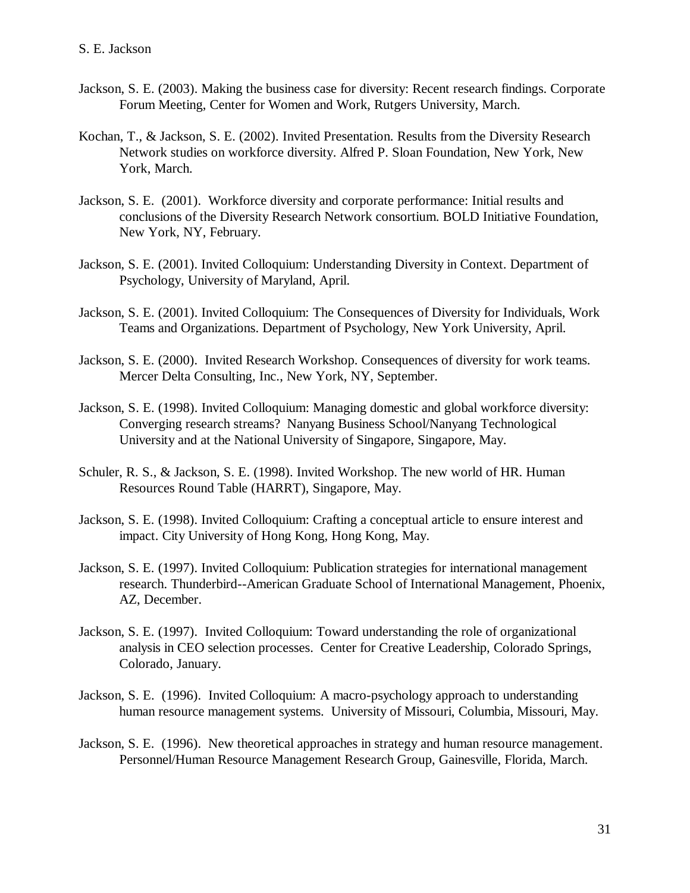Jackson, S. E. (2003). Making the business case for diversity: Recent research findings. Corporate Forum Meeting, Center for Women and Work, Rutgers University, March.

Kochan, T., & Jackson, S. E. (2002). Invited Presentation. Results from the Diversity Research Network studies on workforce diversity. Alfred P. Sloan Foundation, New York, New York, March.

Jackson, S. E. (2001). Workforce diversity and corporate performance: Initial results and conclusions of the Diversity Research Network consortium. BOLD Initiative Foundation, New York, NY, February.

Jackson, S. E. (2001). Invited Colloquium: Understanding Diversity in Context. Department of Psychology, University of Maryland, April.

Jackson, S. E. (2001). Invited Colloquium: The Consequences of Diversity for Individuals, Work Teams and Organizations. Department of Psychology, New York University, April.

Jackson, S. E. (2000). Invited Research Workshop. Consequences of diversity for work teams. Mercer Delta Consulting, Inc., New York, NY, September.

Jackson, S. E. (1998). Invited Colloquium: Managing domestic and global workforce diversity: Converging research streams? Nanyang Business School/Nanyang Technological University and at the National University of Singapore, Singapore, May.

Schuler, R. S., & Jackson, S. E. (1998). Invited Workshop. The new world of HR. Human Resources Round Table (HARRT), Singapore, May.

Jackson, S. E. (1998). Invited Colloquium: Crafting a conceptual article to ensure interest and impact. City University of Hong Kong, Hong Kong, May.

Jackson, S. E. (1997). Invited Colloquium: Publication strategies for international management research. Thunderbird--American Graduate School of International Management, Phoenix, AZ, December.

Jackson, S. E. (1997). Invited Colloquium: Toward understanding the role of organizational analysis in CEO selection processes. Center for Creative Leadership, Colorado Springs, Colorado, January.

Jackson, S. E. (1996). Invited Colloquium: A macro-psychology approach to understanding human resource management systems. University of Missouri, Columbia, Missouri, May.

Jackson, S. E. (1996). New theoretical approaches in strategy and human resource management. Personnel/Human Resource Management Research Group, Gainesville, Florida, March.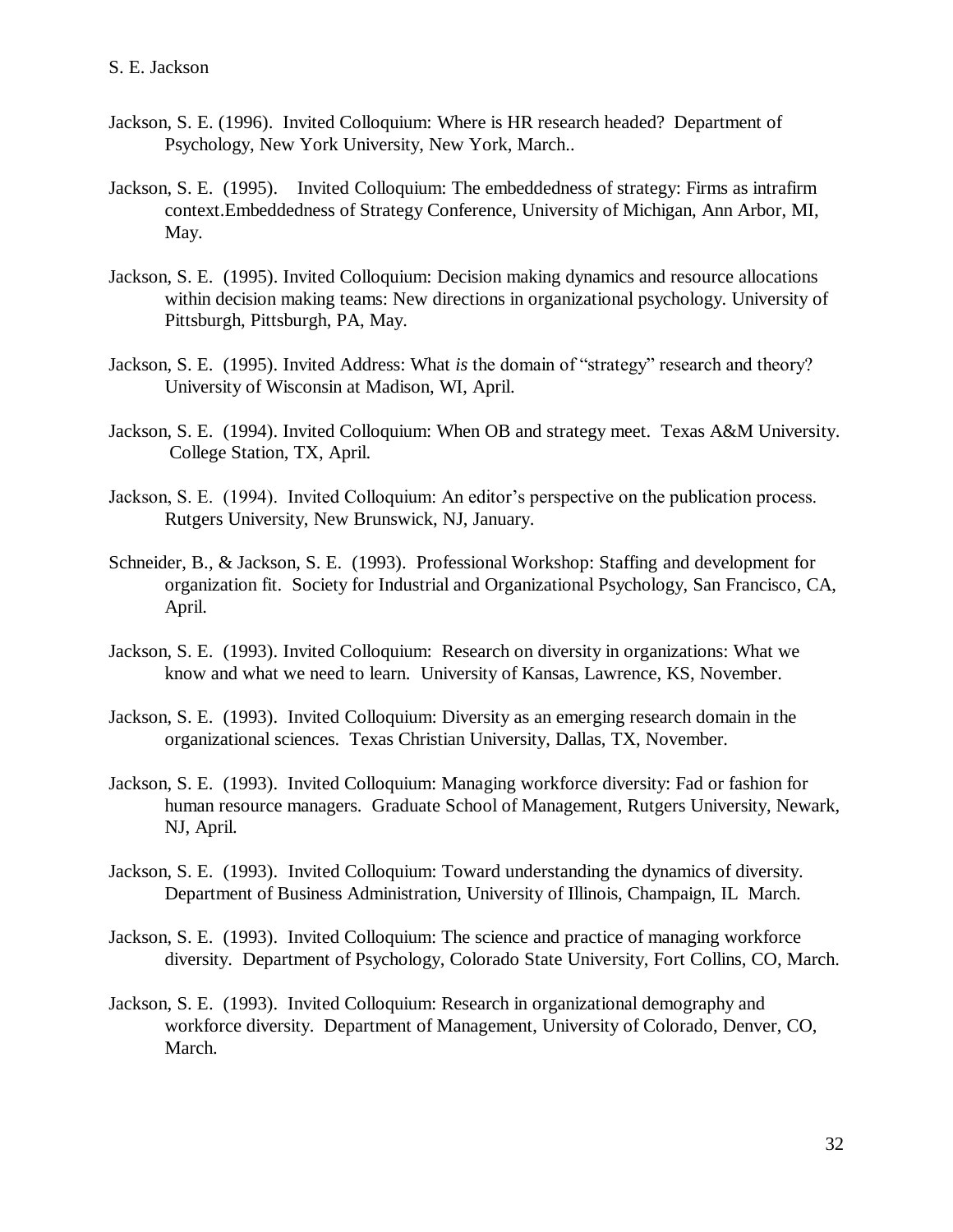Jackson, S. E. (1996). Invited Colloquium: Where is HR research headed? Department of Psychology, New York University, New York, March..

Jackson, S. E. (1995). Invited Colloquium: The embeddedness of strategy: Firms as intrafirm context.Embeddedness of Strategy Conference, University of Michigan, Ann Arbor, MI, May.

Jackson, S. E. (1995). Invited Colloquium: Decision making dynamics and resource allocations within decision making teams: New directions in organizational psychology. University of Pittsburgh, Pittsburgh, PA, May.

Jackson, S. E. (1995). Invited Address: What *is* the domain of "strategy" research and theory? University of Wisconsin at Madison, WI, April.

Jackson, S. E. (1994). Invited Colloquium: When OB and strategy meet. Texas A&M University. College Station, TX, April.

Jackson, S. E. (1994). Invited Colloquium: An editor's perspective on the publication process. Rutgers University, New Brunswick, NJ, January.

Schneider, B., & Jackson, S. E. (1993). Professional Workshop: Staffing and development for organization fit. Society for Industrial and Organizational Psychology, San Francisco, CA, April.

Jackson, S. E. (1993). Invited Colloquium: Research on diversity in organizations: What we know and what we need to learn. University of Kansas, Lawrence, KS, November.

Jackson, S. E. (1993). Invited Colloquium: Diversity as an emerging research domain in the organizational sciences. Texas Christian University, Dallas, TX, November.

Jackson, S. E. (1993). Invited Colloquium: Managing workforce diversity: Fad or fashion for human resource managers. Graduate School of Management, Rutgers University, Newark, NJ, April.

Jackson, S. E. (1993). Invited Colloquium: Toward understanding the dynamics of diversity. Department of Business Administration, University of Illinois, Champaign, IL March.

Jackson, S. E. (1993). Invited Colloquium: The science and practice of managing workforce diversity. Department of Psychology, Colorado State University, Fort Collins, CO, March.

Jackson, S. E. (1993). Invited Colloquium: Research in organizational demography and workforce diversity. Department of Management, University of Colorado, Denver, CO, March.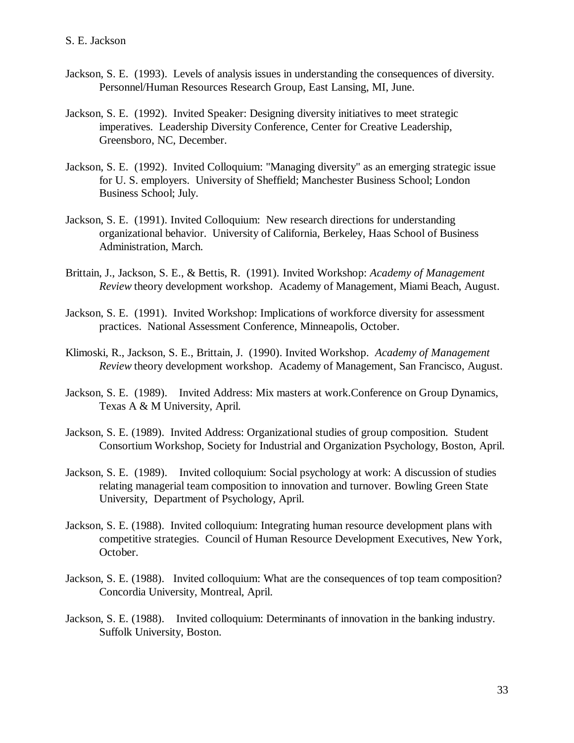Jackson, S. E. (1993). Levels of analysis issues in understanding the consequences of diversity. Personnel/Human Resources Research Group, East Lansing, MI, June.

Jackson, S. E. (1992). Invited Speaker: Designing diversity initiatives to meet strategic imperatives. Leadership Diversity Conference, Center for Creative Leadership, Greensboro, NC, December.

Jackson, S. E. (1992). Invited Colloquium: "Managing diversity" as an emerging strategic issue for U. S. employers. University of Sheffield; Manchester Business School; London Business School; July.

Jackson, S. E. (1991). Invited Colloquium: New research directions for understanding organizational behavior. University of California, Berkeley, Haas School of Business Administration, March.

Brittain, J., Jackson, S. E., & Bettis, R. (1991). Invited Workshop: *Academy of Management Review* theory development workshop. Academy of Management, Miami Beach, August.

Jackson, S. E. (1991). Invited Workshop: Implications of workforce diversity for assessment practices. National Assessment Conference, Minneapolis, October.

Klimoski, R., Jackson, S. E., Brittain, J. (1990). Invited Workshop. *Academy of Management Review* theory development workshop. Academy of Management, San Francisco, August.

Jackson, S. E. (1989). Invited Address: Mix masters at work.Conference on Group Dynamics, Texas A & M University, April.

Jackson, S. E. (1989). Invited Address: Organizational studies of group composition. Student Consortium Workshop, Society for Industrial and Organization Psychology, Boston, April.

Jackson, S. E. (1989). Invited colloquium: Social psychology at work: A discussion of studies relating managerial team composition to innovation and turnover. Bowling Green State University, Department of Psychology, April.

Jackson, S. E. (1988). Invited colloquium: Integrating human resource development plans with competitive strategies. Council of Human Resource Development Executives, New York, October.

Jackson, S. E. (1988). Invited colloquium: What are the consequences of top team composition? Concordia University, Montreal, April.

Jackson, S. E. (1988). Invited colloquium: Determinants of innovation in the banking industry. Suffolk University, Boston.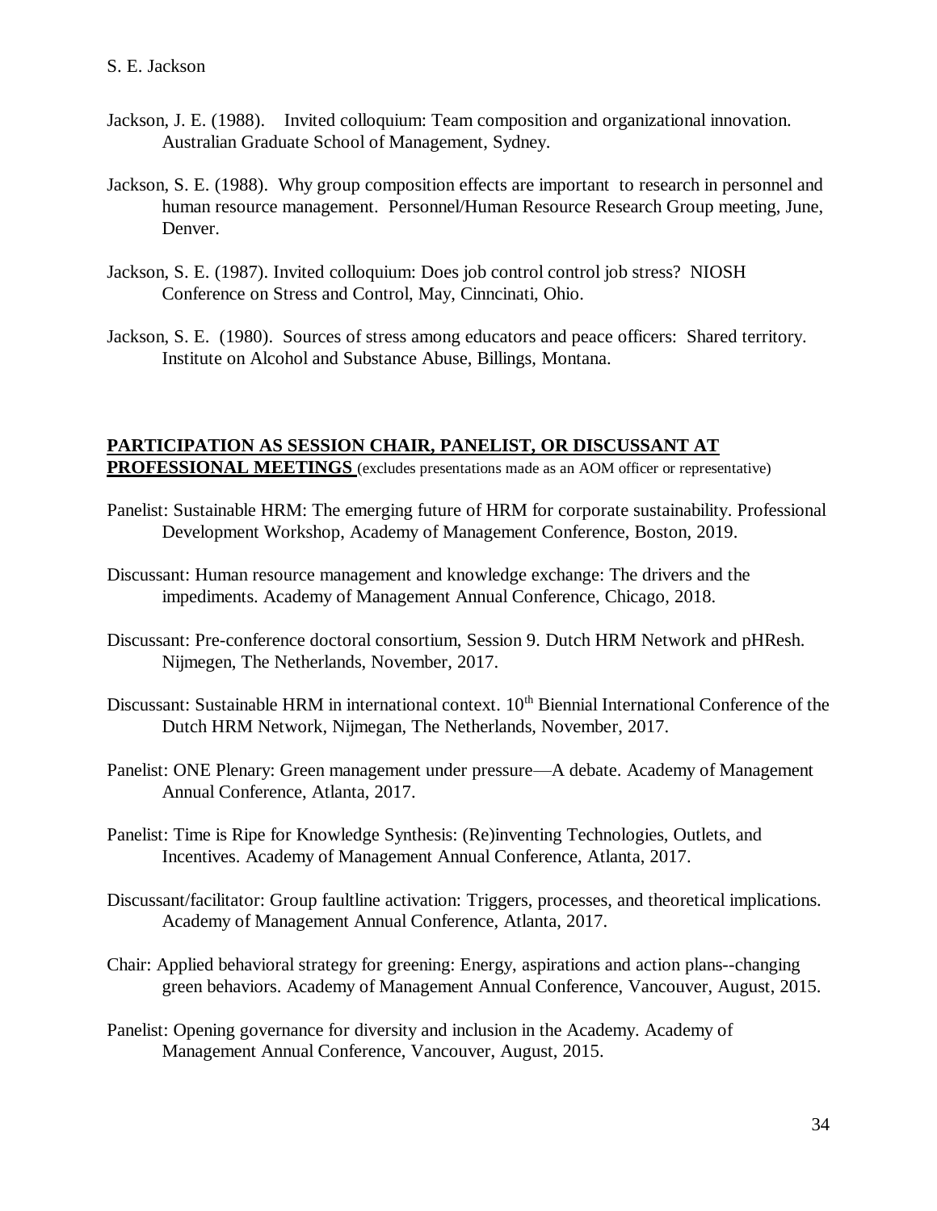Jackson, J. E. (1988). Invited colloquium: Team composition and organizational innovation. Australian Graduate School of Management, Sydney.

Jackson, S. E. (1988). Why group composition effects are important to research in personnel and human resource management. Personnel/Human Resource Research Group meeting, June, Denver.

Jackson, S. E. (1987). Invited colloquium: Does job control control job stress? NIOSH Conference on Stress and Control, May, Cinncinati, Ohio.

Jackson, S. E. (1980). Sources of stress among educators and peace officers: Shared territory. Institute on Alcohol and Substance Abuse, Billings, Montana.

## PARTICIPATION AS SESSION CHAIR, PANELIST, OR DISCUSSANT AT PROFESSIONAL MEETINGS (excludes presentations made as an AOM officer or representative)

Panelist: Sustainable HRM: The emerging future of HRM for corporate sustainability. Professional Development Workshop, Academy of Management Conference, Boston, 2019.

Discussant: Human resource management and knowledge exchange: The drivers and the impediments. Academy of Management Annual Conference, Chicago, 2018.

Discussant: Pre-conference doctoral consortium, Session 9. Dutch HRM Network and pHResh. Nijmegen, The Netherlands, November, 2017.

Discussant: Sustainable HRM in international context. 10th Biennial International Conference of the Dutch HRM Network, Nijmegan, The Netherlands, November, 2017.

Panelist: ONE Plenary: Green management under pressure—A debate. Academy of Management Annual Conference, Atlanta, 2017.

Panelist: Time is Ripe for Knowledge Synthesis: (Re)inventing Technologies, Outlets, and Incentives. Academy of Management Annual Conference, Atlanta, 2017.

Discussant/facilitator: Group faultline activation: Triggers, processes, and theoretical implications. Academy of Management Annual Conference, Atlanta, 2017.

Chair: Applied behavioral strategy for greening: Energy, aspirations and action plans--changing green behaviors. Academy of Management Annual Conference, Vancouver, August, 2015.

Panelist: Opening governance for diversity and inclusion in the Academy. Academy of Management Annual Conference, Vancouver, August, 2015.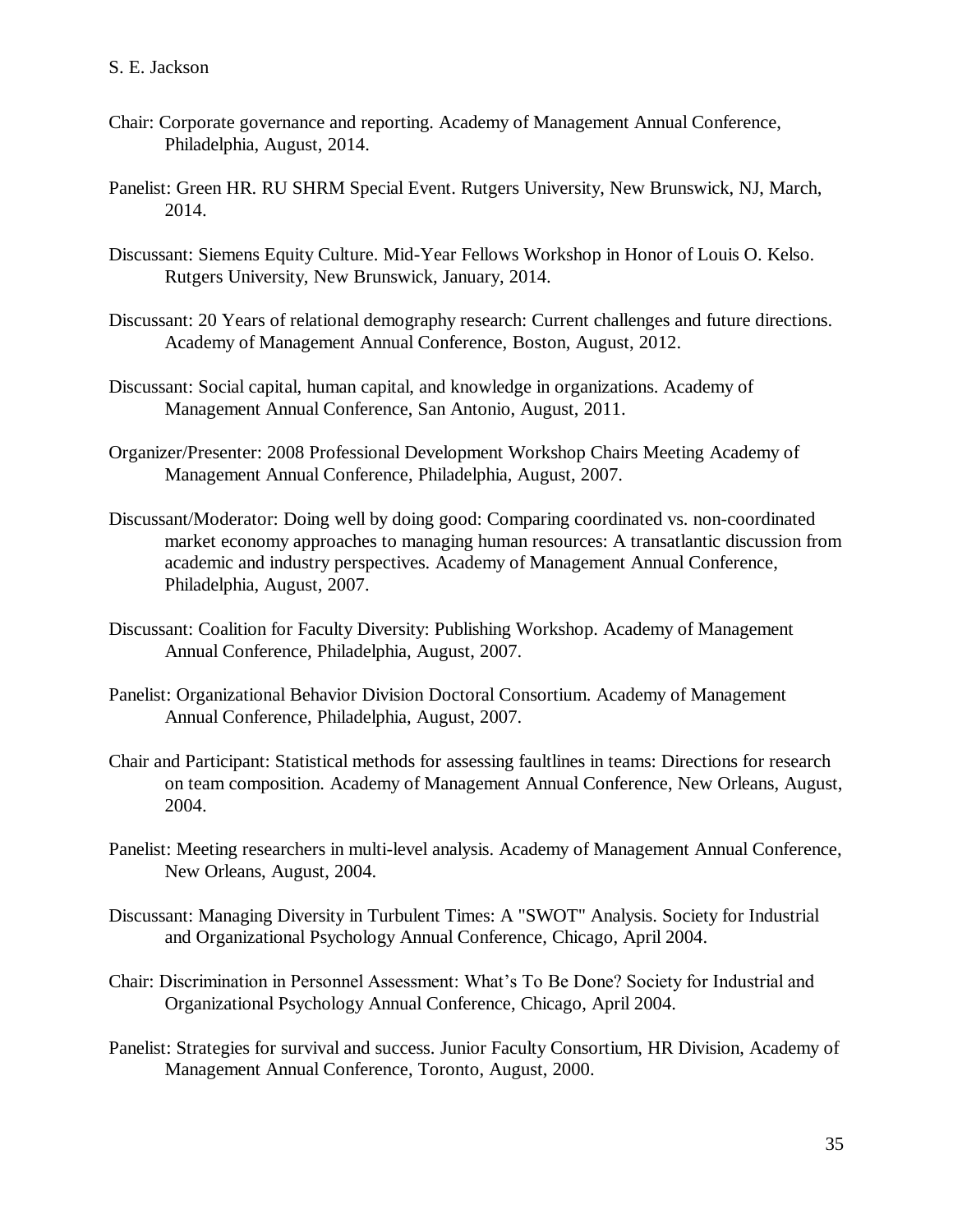Chair: Corporate governance and reporting. Academy of Management Annual Conference, Philadelphia, August, 2014.

Panelist: Green HR. RU SHRM Special Event. Rutgers University, New Brunswick, NJ, March, 2014.

Discussant: Siemens Equity Culture. Mid-Year Fellows Workshop in Honor of Louis O. Kelso. Rutgers University, New Brunswick, January, 2014.

Discussant: 20 Years of relational demography research: Current challenges and future directions. Academy of Management Annual Conference, Boston, August, 2012.

Discussant: Social capital, human capital, and knowledge in organizations. Academy of Management Annual Conference, San Antonio, August, 2011.

Organizer/Presenter: 2008 Professional Development Workshop Chairs Meeting Academy of Management Annual Conference, Philadelphia, August, 2007.

Discussant/Moderator: Doing well by doing good: Comparing coordinated vs. non-coordinated market economy approaches to managing human resources: A transatlantic discussion from academic and industry perspectives. Academy of Management Annual Conference, Philadelphia, August, 2007.

Discussant: Coalition for Faculty Diversity: Publishing Workshop. Academy of Management Annual Conference, Philadelphia, August, 2007.

Panelist: Organizational Behavior Division Doctoral Consortium. Academy of Management Annual Conference, Philadelphia, August, 2007.

Chair and Participant: Statistical methods for assessing faultlines in teams: Directions for research on team composition. Academy of Management Annual Conference, New Orleans, August, 2004.

Panelist: Meeting researchers in multi-level analysis. Academy of Management Annual Conference, New Orleans, August, 2004.

Discussant: Managing Diversity in Turbulent Times: A "SWOT" Analysis. Society for Industrial and Organizational Psychology Annual Conference, Chicago, April 2004.

Chair: Discrimination in Personnel Assessment: What's To Be Done? Society for Industrial and Organizational Psychology Annual Conference, Chicago, April 2004.

Panelist: Strategies for survival and success. Junior Faculty Consortium, HR Division, Academy of Management Annual Conference, Toronto, August, 2000.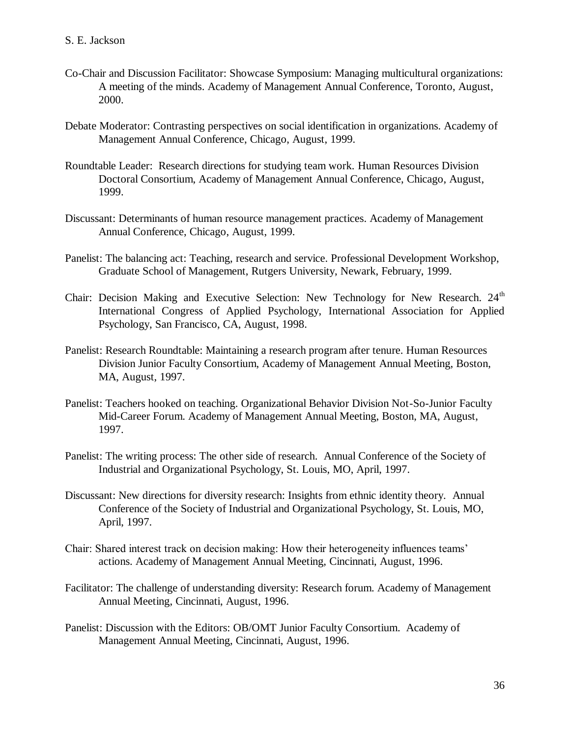Co-Chair and Discussion Facilitator: Showcase Symposium: Managing multicultural organizations: A meeting of the minds. Academy of Management Annual Conference, Toronto, August, 2000.

Debate Moderator: Contrasting perspectives on social identification in organizations. Academy of Management Annual Conference, Chicago, August, 1999.

Roundtable Leader: Research directions for studying team work. Human Resources Division Doctoral Consortium, Academy of Management Annual Conference, Chicago, August, 1999.

Discussant: Determinants of human resource management practices. Academy of Management Annual Conference, Chicago, August, 1999.

Panelist: The balancing act: Teaching, research and service. Professional Development Workshop, Graduate School of Management, Rutgers University, Newark, February, 1999.

Chair: Decision Making and Executive Selection: New Technology for New Research. 24th International Congress of Applied Psychology, International Association for Applied Psychology, San Francisco, CA, August, 1998.

Panelist: Research Roundtable: Maintaining a research program after tenure. Human Resources Division Junior Faculty Consortium, Academy of Management Annual Meeting, Boston, MA, August, 1997.

Panelist: Teachers hooked on teaching. Organizational Behavior Division Not-So-Junior Faculty Mid-Career Forum. Academy of Management Annual Meeting, Boston, MA, August, 1997.

Panelist: The writing process: The other side of research. Annual Conference of the Society of Industrial and Organizational Psychology, St. Louis, MO, April, 1997.

Discussant: New directions for diversity research: Insights from ethnic identity theory. Annual Conference of the Society of Industrial and Organizational Psychology, St. Louis, MO, April, 1997.

Chair: Shared interest track on decision making: How their heterogeneity influences teams' actions. Academy of Management Annual Meeting, Cincinnati, August, 1996.

Facilitator: The challenge of understanding diversity: Research forum. Academy of Management Annual Meeting, Cincinnati, August, 1996.

Panelist: Discussion with the Editors: OB/OMT Junior Faculty Consortium. Academy of Management Annual Meeting, Cincinnati, August, 1996.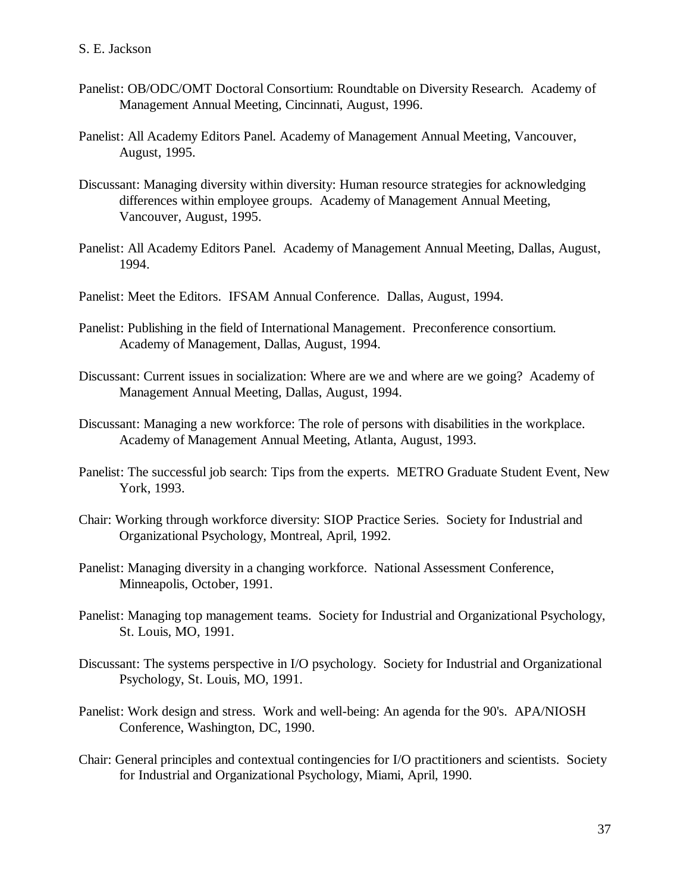Panelist: OB/ODC/OMT Doctoral Consortium: Roundtable on Diversity Research. Academy of Management Annual Meeting, Cincinnati, August, 1996.

Panelist: All Academy Editors Panel. Academy of Management Annual Meeting, Vancouver, August, 1995.

Discussant: Managing diversity within diversity: Human resource strategies for acknowledging differences within employee groups. Academy of Management Annual Meeting, Vancouver, August, 1995.

Panelist: All Academy Editors Panel. Academy of Management Annual Meeting, Dallas, August, 1994.

Panelist: Meet the Editors. IFSAM Annual Conference. Dallas, August, 1994.

Panelist: Publishing in the field of International Management. Preconference consortium. Academy of Management, Dallas, August, 1994.

Discussant: Current issues in socialization: Where are we and where are we going? Academy of Management Annual Meeting, Dallas, August, 1994.

Discussant: Managing a new workforce: The role of persons with disabilities in the workplace. Academy of Management Annual Meeting, Atlanta, August, 1993.

Panelist: The successful job search: Tips from the experts. METRO Graduate Student Event, New York, 1993.

Chair: Working through workforce diversity: SIOP Practice Series. Society for Industrial and Organizational Psychology, Montreal, April, 1992.

Panelist: Managing diversity in a changing workforce. National Assessment Conference, Minneapolis, October, 1991.

Panelist: Managing top management teams. Society for Industrial and Organizational Psychology, St. Louis, MO, 1991.

Discussant: The systems perspective in I/O psychology. Society for Industrial and Organizational Psychology, St. Louis, MO, 1991.

Panelist: Work design and stress. Work and well-being: An agenda for the 90's. APA/NIOSH Conference, Washington, DC, 1990.

Chair: General principles and contextual contingencies for I/O practitioners and scientists. Society for Industrial and Organizational Psychology, Miami, April, 1990.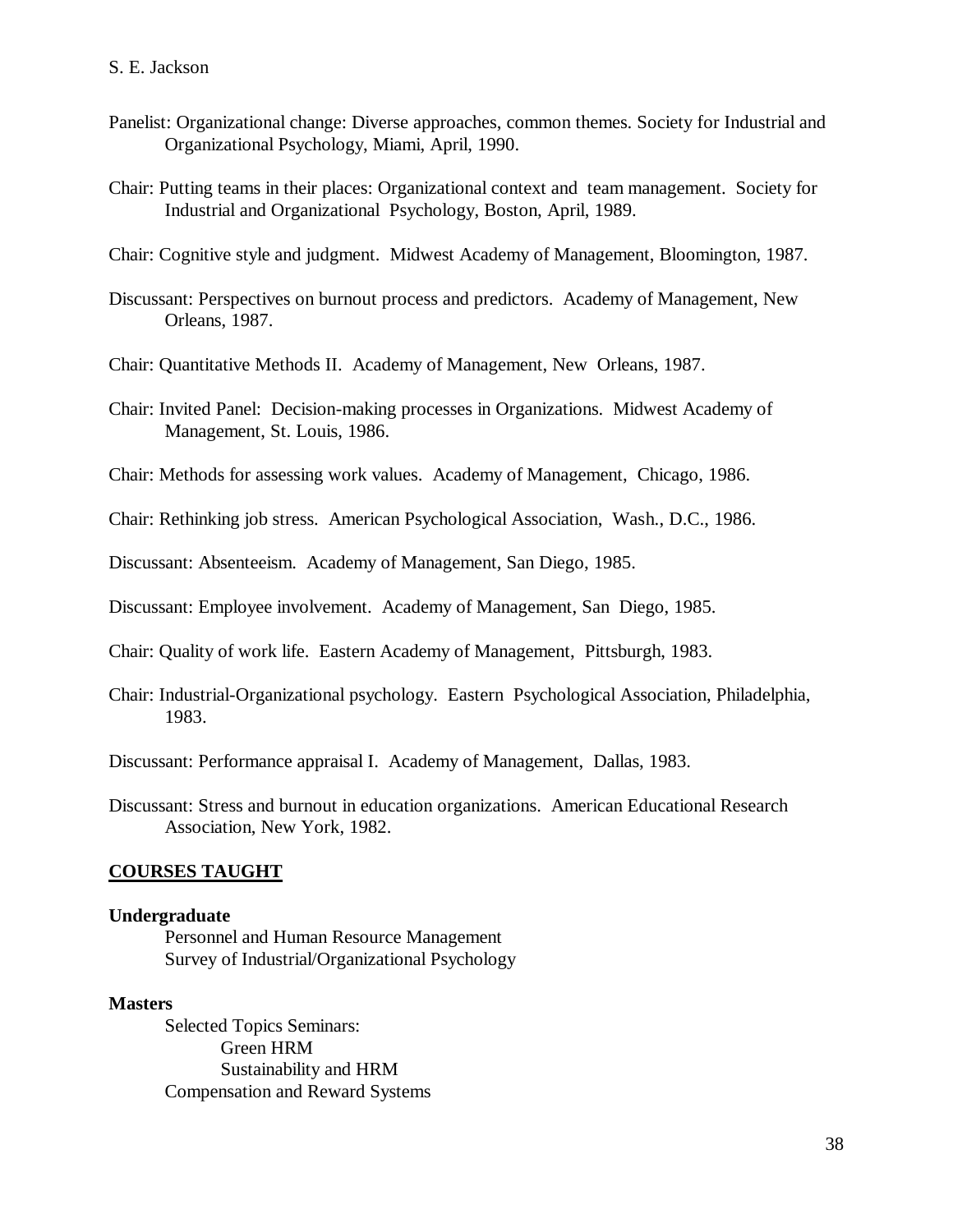Panelist: Organizational change: Diverse approaches, common themes. Society for Industrial and Organizational Psychology, Miami, April, 1990.

Chair: Putting teams in their places: Organizational context and team management. Society for Industrial and Organizational Psychology, Boston, April, 1989.

Chair: Cognitive style and judgment. Midwest Academy of Management, Bloomington, 1987.

Discussant: Perspectives on burnout process and predictors. Academy of Management, New Orleans, 1987.

Chair: Quantitative Methods II. Academy of Management, New Orleans, 1987.

Chair: Invited Panel: Decision-making processes in Organizations. Midwest Academy of Management, St. Louis, 1986.

Chair: Methods for assessing work values. Academy of Management, Chicago, 1986.

Chair: Rethinking job stress. American Psychological Association, Wash., D.C., 1986.

Discussant: Absenteeism. Academy of Management, San Diego, 1985.

Discussant: Employee involvement. Academy of Management, San Diego, 1985.

Chair: Quality of work life. Eastern Academy of Management, Pittsburgh, 1983.

Chair: Industrial-Organizational psychology. Eastern Psychological Association, Philadelphia, 1983.

Discussant: Performance appraisal I. Academy of Management, Dallas, 1983.

Discussant: Stress and burnout in education organizations. American Educational Research Association, New York, 1982.

## COURSES TAUGHT

**Undergraduate**

- Personnel and Human Resource Management
- Survey of Industrial/Organizational Psychology

**Masters**

- Selected Topics Seminars:
  - Green HRM
  - Sustainability and HRM
- Compensation and Reward Systems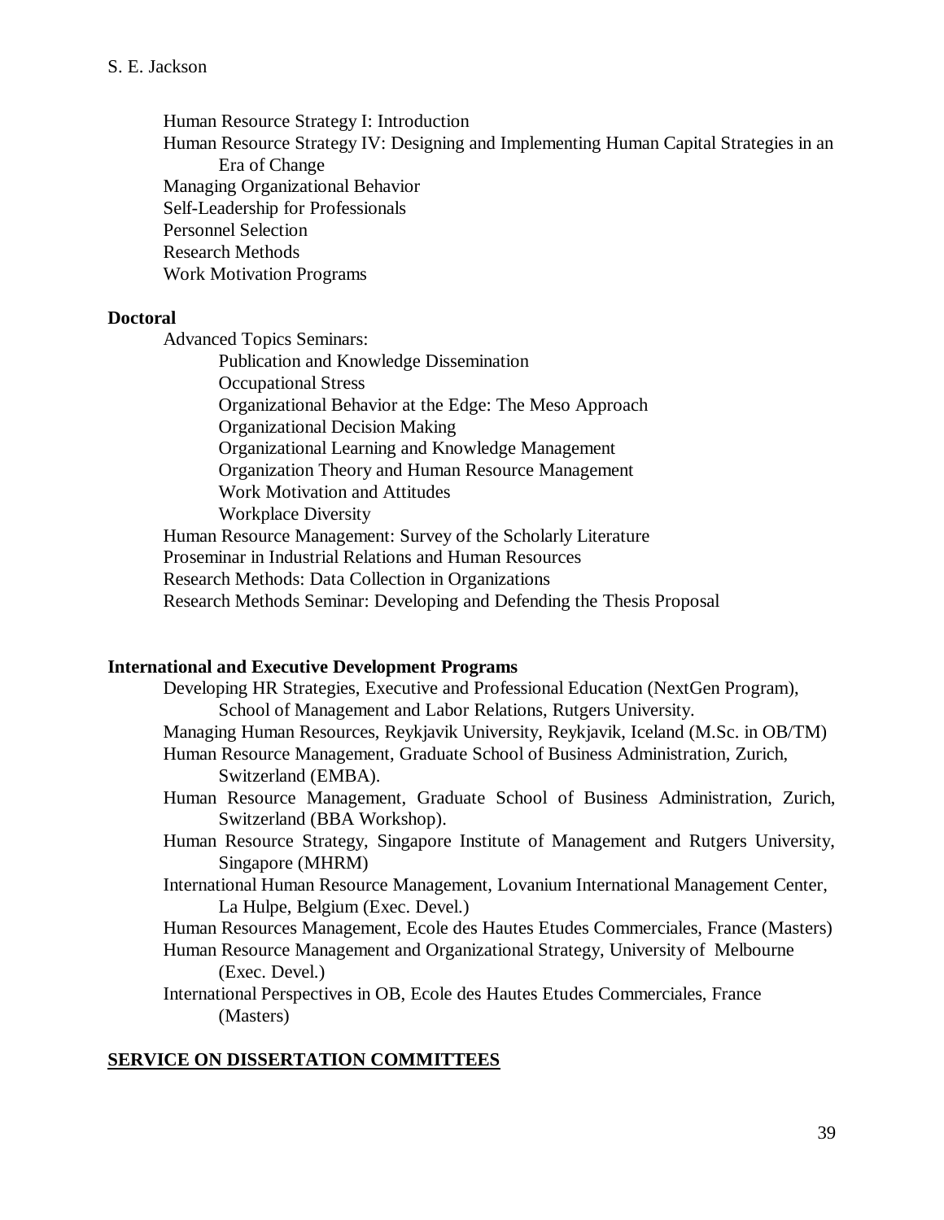Human Resource Strategy I: Introduction

Human Resource Strategy IV: Designing and Implementing Human Capital Strategies in an Era of Change

Managing Organizational Behavior

Self-Leadership for Professionals

Personnel Selection

Research Methods

Work Motivation Programs

**Doctoral**

Advanced Topics Seminars:

- Publication and Knowledge Dissemination
- Occupational Stress
- Organizational Behavior at the Edge: The Meso Approach
- Organizational Decision Making
- Organizational Learning and Knowledge Management
- Organization Theory and Human Resource Management
- Work Motivation and Attitudes
- Workplace Diversity

Human Resource Management: Survey of the Scholarly Literature

Proseminar in Industrial Relations and Human Resources

Research Methods: Data Collection in Organizations

Research Methods Seminar: Developing and Defending the Thesis Proposal

**International and Executive Development Programs**

Developing HR Strategies, Executive and Professional Education (NextGen Program), School of Management and Labor Relations, Rutgers University.

Managing Human Resources, Reykjavik University, Reykjavik, Iceland (M.Sc. in OB/TM)

Human Resource Management, Graduate School of Business Administration, Zurich, Switzerland (EMBA).

Human Resource Management, Graduate School of Business Administration, Zurich, Switzerland (BBA Workshop).

Human Resource Strategy, Singapore Institute of Management and Rutgers University, Singapore (MHRM)

International Human Resource Management, Lovanium International Management Center, La Hulpe, Belgium (Exec. Devel.)

Human Resources Management, Ecole des Hautes Etudes Commerciales, France (Masters)

Human Resource Management and Organizational Strategy, University of Melbourne (Exec. Devel.)

International Perspectives in OB, Ecole des Hautes Etudes Commerciales, France (Masters)

## SERVICE ON DISSERTATION COMMITTEES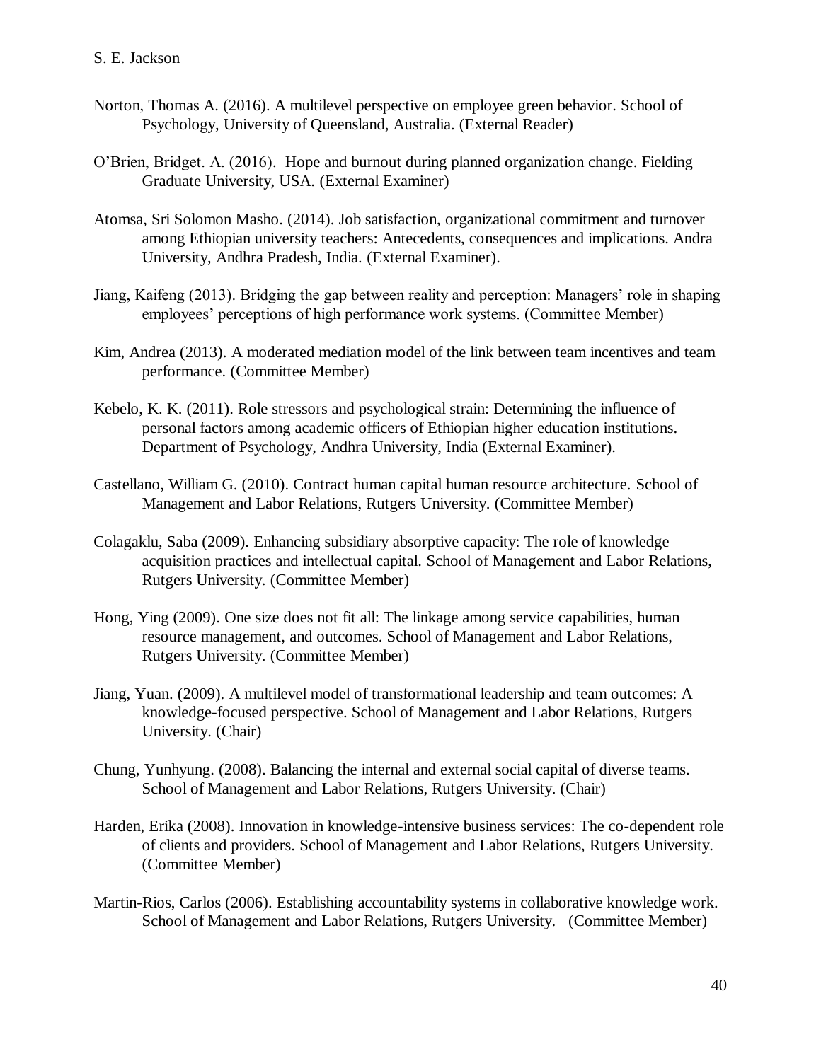Norton, Thomas A. (2016). A multilevel perspective on employee green behavior. School of Psychology, University of Queensland, Australia. (External Reader)

O'Brien, Bridget. A. (2016). Hope and burnout during planned organization change. Fielding Graduate University, USA. (External Examiner)

Atomsa, Sri Solomon Masho. (2014). Job satisfaction, organizational commitment and turnover among Ethiopian university teachers: Antecedents, consequences and implications. Andra University, Andhra Pradesh, India. (External Examiner).

Jiang, Kaifeng (2013). Bridging the gap between reality and perception: Managers' role in shaping employees' perceptions of high performance work systems. (Committee Member)

Kim, Andrea (2013). A moderated mediation model of the link between team incentives and team performance. (Committee Member)

Kebelo, K. K. (2011). Role stressors and psychological strain: Determining the influence of personal factors among academic officers of Ethiopian higher education institutions. Department of Psychology, Andhra University, India (External Examiner).

Castellano, William G. (2010). Contract human capital human resource architecture. School of Management and Labor Relations, Rutgers University. (Committee Member)

Colagaklu, Saba (2009). Enhancing subsidiary absorptive capacity: The role of knowledge acquisition practices and intellectual capital. School of Management and Labor Relations, Rutgers University. (Committee Member)

Hong, Ying (2009). One size does not fit all: The linkage among service capabilities, human resource management, and outcomes. School of Management and Labor Relations, Rutgers University. (Committee Member)

Jiang, Yuan. (2009). A multilevel model of transformational leadership and team outcomes: A knowledge-focused perspective. School of Management and Labor Relations, Rutgers University. (Chair)

Chung, Yunhyung. (2008). Balancing the internal and external social capital of diverse teams. School of Management and Labor Relations, Rutgers University. (Chair)

Harden, Erika (2008). Innovation in knowledge-intensive business services: The co-dependent role of clients and providers. School of Management and Labor Relations, Rutgers University. (Committee Member)

Martin-Rios, Carlos (2006). Establishing accountability systems in collaborative knowledge work. School of Management and Labor Relations, Rutgers University. (Committee Member)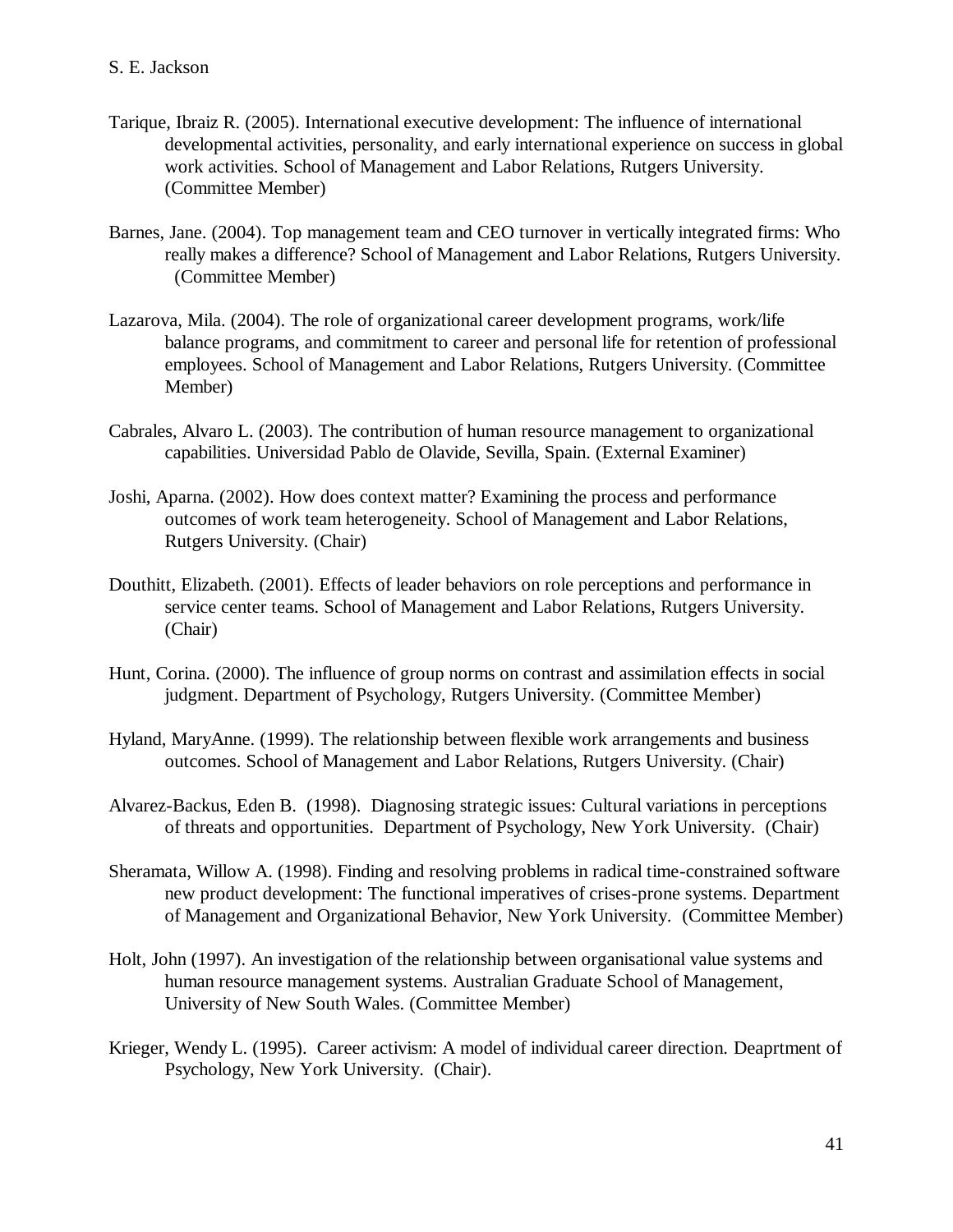Tarique, Ibraiz R. (2005). International executive development: The influence of international developmental activities, personality, and early international experience on success in global work activities. School of Management and Labor Relations, Rutgers University. (Committee Member)

Barnes, Jane. (2004). Top management team and CEO turnover in vertically integrated firms: Who really makes a difference? School of Management and Labor Relations, Rutgers University. (Committee Member)

Lazarova, Mila. (2004). The role of organizational career development programs, work/life balance programs, and commitment to career and personal life for retention of professional employees. School of Management and Labor Relations, Rutgers University. (Committee Member)

Cabrales, Alvaro L. (2003). The contribution of human resource management to organizational capabilities. Universidad Pablo de Olavide, Sevilla, Spain. (External Examiner)

Joshi, Aparna. (2002). How does context matter? Examining the process and performance outcomes of work team heterogeneity. School of Management and Labor Relations, Rutgers University. (Chair)

Douthitt, Elizabeth. (2001). Effects of leader behaviors on role perceptions and performance in service center teams. School of Management and Labor Relations, Rutgers University. (Chair)

Hunt, Corina. (2000). The influence of group norms on contrast and assimilation effects in social judgment. Department of Psychology, Rutgers University. (Committee Member)

Hyland, MaryAnne. (1999). The relationship between flexible work arrangements and business outcomes. School of Management and Labor Relations, Rutgers University. (Chair)

Alvarez-Backus, Eden B. (1998). Diagnosing strategic issues: Cultural variations in perceptions of threats and opportunities. Department of Psychology, New York University. (Chair)

Sheramata, Willow A. (1998). Finding and resolving problems in radical time-constrained software new product development: The functional imperatives of crises-prone systems. Department of Management and Organizational Behavior, New York University. (Committee Member)

Holt, John (1997). An investigation of the relationship between organisational value systems and human resource management systems. Australian Graduate School of Management, University of New South Wales. (Committee Member)

Krieger, Wendy L. (1995). Career activism: A model of individual career direction. Deaprtment of Psychology, New York University. (Chair).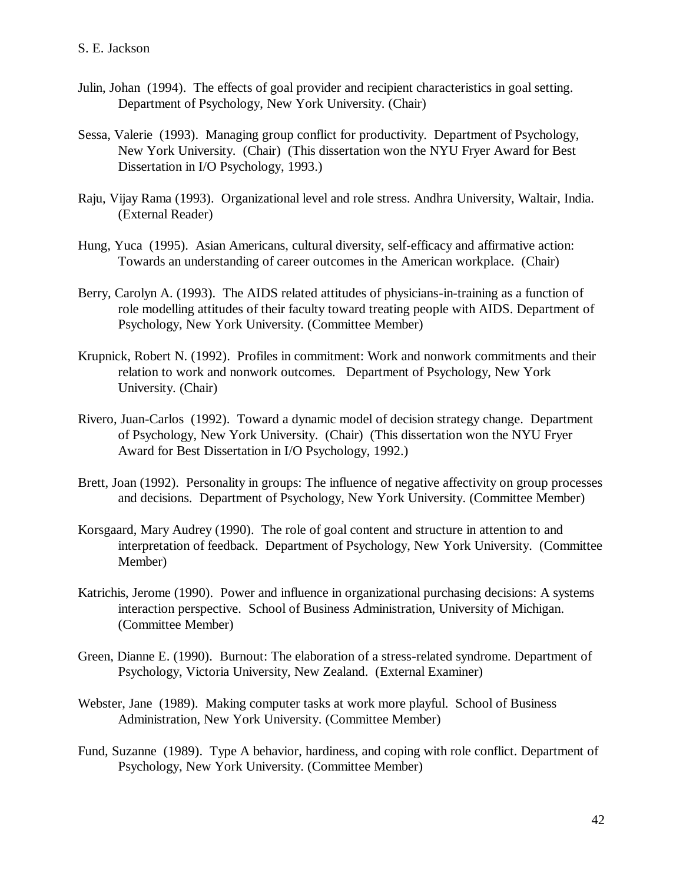Julin, Johan (1994). The effects of goal provider and recipient characteristics in goal setting. Department of Psychology, New York University. (Chair)

Sessa, Valerie (1993). Managing group conflict for productivity. Department of Psychology, New York University. (Chair) (This dissertation won the NYU Fryer Award for Best Dissertation in I/O Psychology, 1993.)

Raju, Vijay Rama (1993). Organizational level and role stress. Andhra University, Waltair, India. (External Reader)

Hung, Yuca (1995). Asian Americans, cultural diversity, self-efficacy and affirmative action: Towards an understanding of career outcomes in the American workplace. (Chair)

Berry, Carolyn A. (1993). The AIDS related attitudes of physicians-in-training as a function of role modelling attitudes of their faculty toward treating people with AIDS. Department of Psychology, New York University. (Committee Member)

Krupnick, Robert N. (1992). Profiles in commitment: Work and nonwork commitments and their relation to work and nonwork outcomes. Department of Psychology, New York University. (Chair)

Rivero, Juan-Carlos (1992). Toward a dynamic model of decision strategy change. Department of Psychology, New York University. (Chair) (This dissertation won the NYU Fryer Award for Best Dissertation in I/O Psychology, 1992.)

Brett, Joan (1992). Personality in groups: The influence of negative affectivity on group processes and decisions. Department of Psychology, New York University. (Committee Member)

Korsgaard, Mary Audrey (1990). The role of goal content and structure in attention to and interpretation of feedback. Department of Psychology, New York University. (Committee Member)

Katrichis, Jerome (1990). Power and influence in organizational purchasing decisions: A systems interaction perspective. School of Business Administration, University of Michigan. (Committee Member)

Green, Dianne E. (1990). Burnout: The elaboration of a stress-related syndrome. Department of Psychology, Victoria University, New Zealand. (External Examiner)

Webster, Jane (1989). Making computer tasks at work more playful. School of Business Administration, New York University. (Committee Member)

Fund, Suzanne (1989). Type A behavior, hardiness, and coping with role conflict. Department of Psychology, New York University. (Committee Member)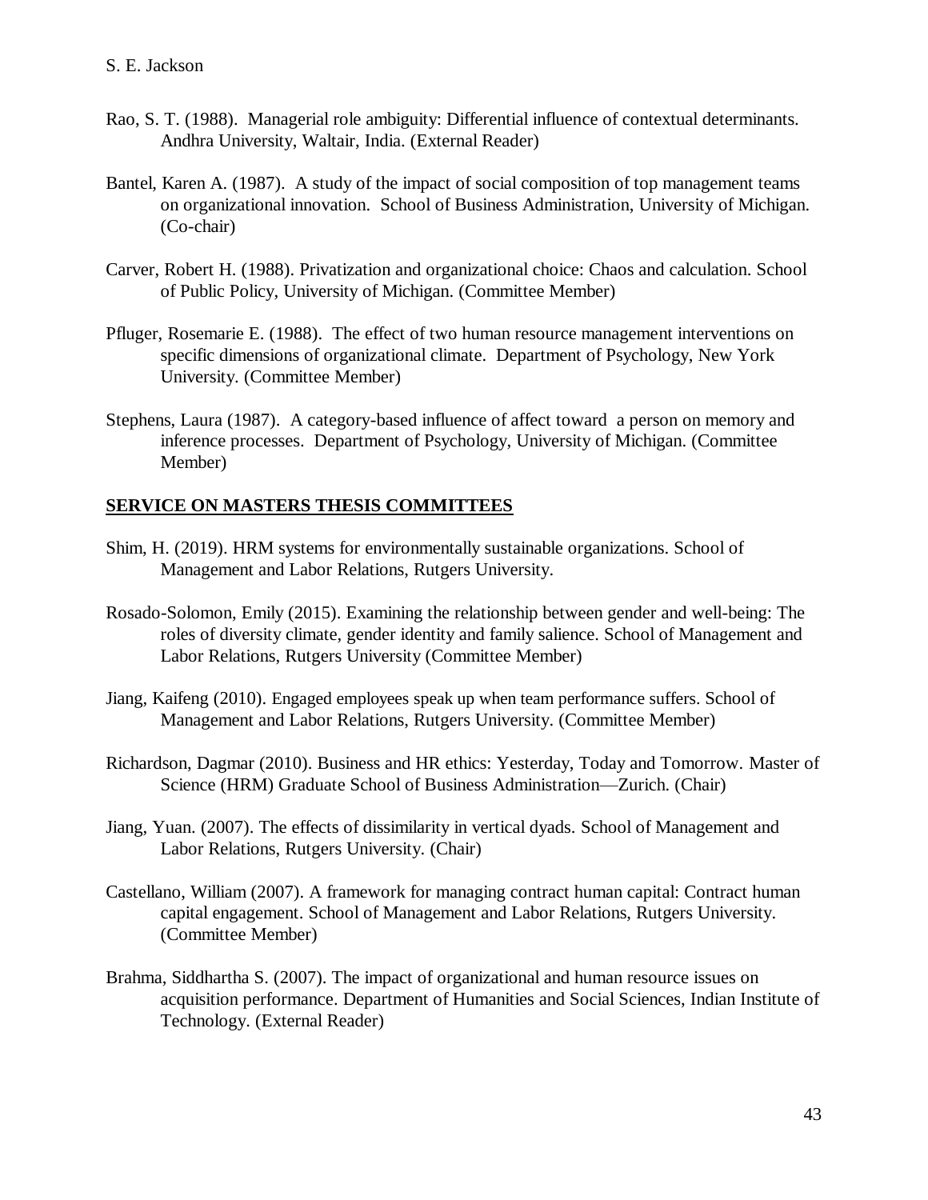Rao, S. T. (1988). Managerial role ambiguity: Differential influence of contextual determinants. Andhra University, Waltair, India. (External Reader)

Bantel, Karen A. (1987). A study of the impact of social composition of top management teams on organizational innovation. School of Business Administration, University of Michigan. (Co-chair)

Carver, Robert H. (1988). Privatization and organizational choice: Chaos and calculation. School of Public Policy, University of Michigan. (Committee Member)

Pfluger, Rosemarie E. (1988). The effect of two human resource management interventions on specific dimensions of organizational climate. Department of Psychology, New York University. (Committee Member)

Stephens, Laura (1987). A category-based influence of affect toward a person on memory and inference processes. Department of Psychology, University of Michigan. (Committee Member)

## SERVICE ON MASTERS THESIS COMMITTEES

Shim, H. (2019). HRM systems for environmentally sustainable organizations. School of Management and Labor Relations, Rutgers University.

Rosado-Solomon, Emily (2015). Examining the relationship between gender and well-being: The roles of diversity climate, gender identity and family salience. School of Management and Labor Relations, Rutgers University (Committee Member)

Jiang, Kaifeng (2010). Engaged employees speak up when team performance suffers. School of Management and Labor Relations, Rutgers University. (Committee Member)

Richardson, Dagmar (2010). Business and HR ethics: Yesterday, Today and Tomorrow. Master of Science (HRM) Graduate School of Business Administration—Zurich. (Chair)

Jiang, Yuan. (2007). The effects of dissimilarity in vertical dyads. School of Management and Labor Relations, Rutgers University. (Chair)

Castellano, William (2007). A framework for managing contract human capital: Contract human capital engagement. School of Management and Labor Relations, Rutgers University. (Committee Member)

Brahma, Siddhartha S. (2007). The impact of organizational and human resource issues on acquisition performance. Department of Humanities and Social Sciences, Indian Institute of Technology. (External Reader)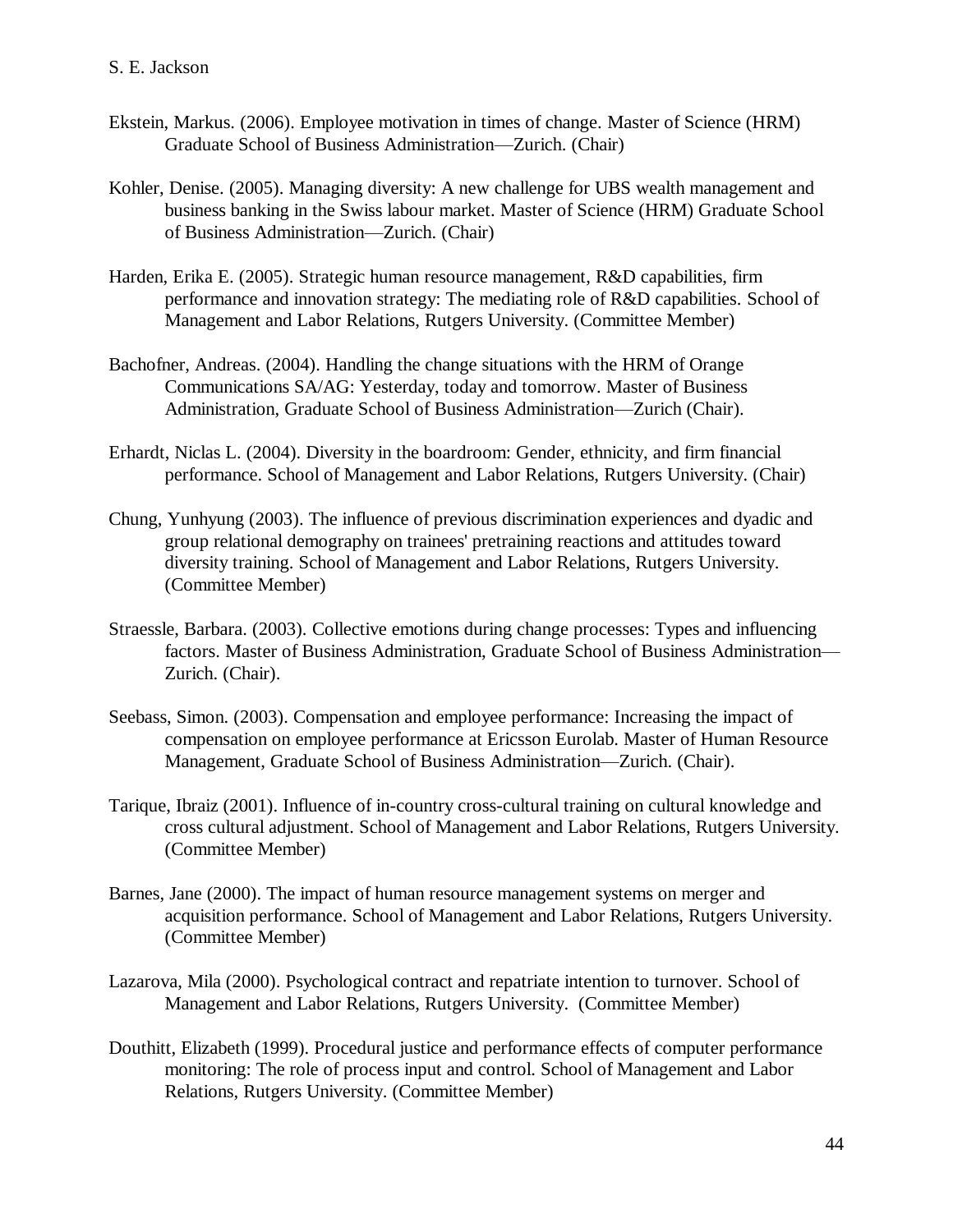Ekstein, Markus. (2006). Employee motivation in times of change. Master of Science (HRM) Graduate School of Business Administration—Zurich. (Chair)

Kohler, Denise. (2005). Managing diversity: A new challenge for UBS wealth management and business banking in the Swiss labour market. Master of Science (HRM) Graduate School of Business Administration—Zurich. (Chair)

Harden, Erika E. (2005). Strategic human resource management, R&D capabilities, firm performance and innovation strategy: The mediating role of R&D capabilities. School of Management and Labor Relations, Rutgers University. (Committee Member)

Bachofner, Andreas. (2004). Handling the change situations with the HRM of Orange Communications SA/AG: Yesterday, today and tomorrow. Master of Business Administration, Graduate School of Business Administration—Zurich (Chair).

Erhardt, Niclas L. (2004). Diversity in the boardroom: Gender, ethnicity, and firm financial performance. School of Management and Labor Relations, Rutgers University. (Chair)

Chung, Yunhyung (2003). The influence of previous discrimination experiences and dyadic and group relational demography on trainees' pretraining reactions and attitudes toward diversity training. School of Management and Labor Relations, Rutgers University. (Committee Member)

Straessle, Barbara. (2003). Collective emotions during change processes: Types and influencing factors. Master of Business Administration, Graduate School of Business Administration—Zurich. (Chair).

Seebass, Simon. (2003). Compensation and employee performance: Increasing the impact of compensation on employee performance at Ericsson Eurolab. Master of Human Resource Management, Graduate School of Business Administration—Zurich. (Chair).

Tarique, Ibraiz (2001). Influence of in-country cross-cultural training on cultural knowledge and cross cultural adjustment. School of Management and Labor Relations, Rutgers University. (Committee Member)

Barnes, Jane (2000). The impact of human resource management systems on merger and acquisition performance. School of Management and Labor Relations, Rutgers University. (Committee Member)

Lazarova, Mila (2000). Psychological contract and repatriate intention to turnover. School of Management and Labor Relations, Rutgers University. (Committee Member)

Douthitt, Elizabeth (1999). Procedural justice and performance effects of computer performance monitoring: The role of process input and control. School of Management and Labor Relations, Rutgers University. (Committee Member)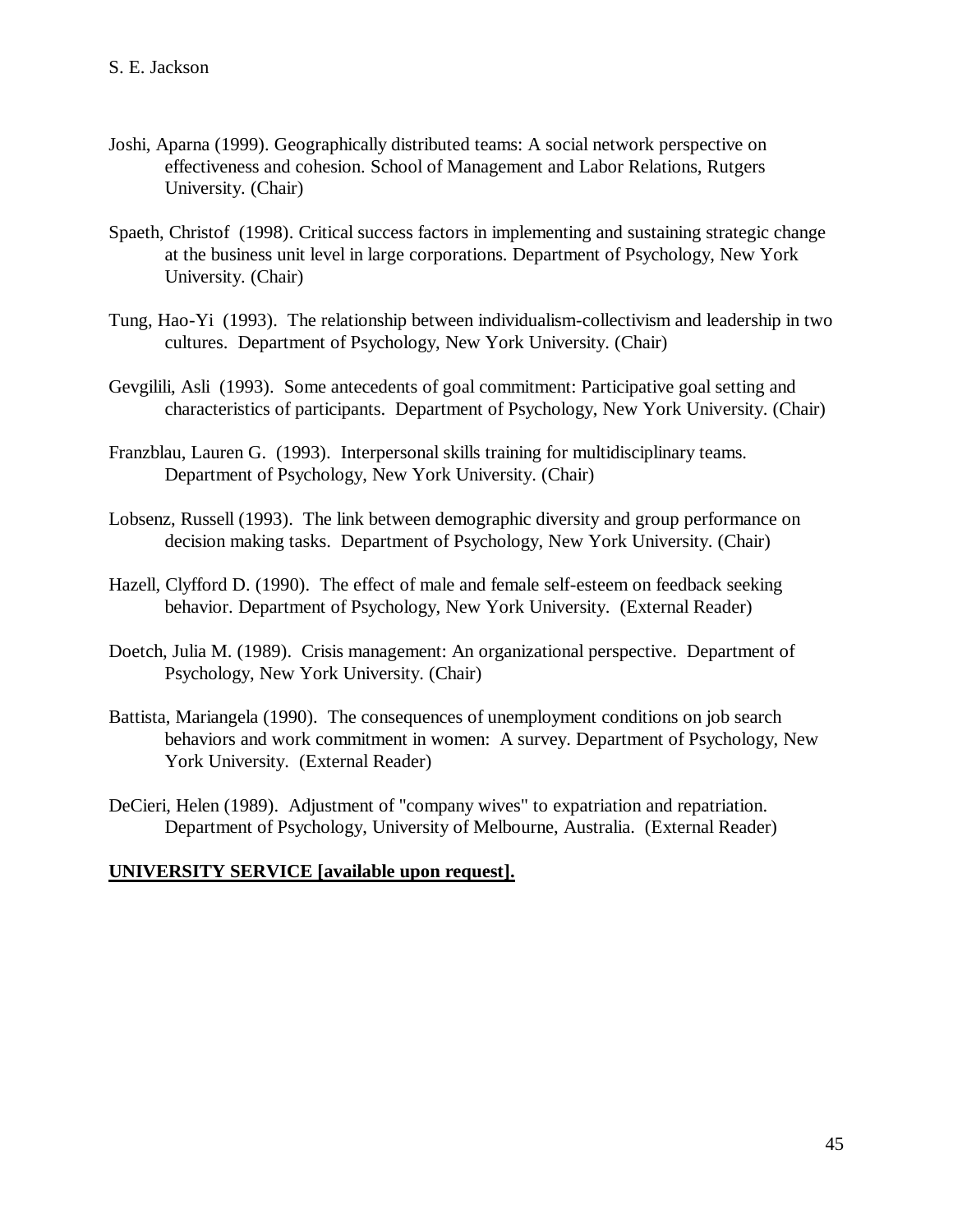Joshi, Aparna (1999). Geographically distributed teams: A social network perspective on effectiveness and cohesion. School of Management and Labor Relations, Rutgers University. (Chair)

Spaeth, Christof (1998). Critical success factors in implementing and sustaining strategic change at the business unit level in large corporations. Department of Psychology, New York University. (Chair)

Tung, Hao-Yi (1993). The relationship between individualism-collectivism and leadership in two cultures. Department of Psychology, New York University. (Chair)

Gevgilili, Asli (1993). Some antecedents of goal commitment: Participative goal setting and characteristics of participants. Department of Psychology, New York University. (Chair)

Franzblau, Lauren G. (1993). Interpersonal skills training for multidisciplinary teams. Department of Psychology, New York University. (Chair)

Lobsenz, Russell (1993). The link between demographic diversity and group performance on decision making tasks. Department of Psychology, New York University. (Chair)

Hazell, Clyfford D. (1990). The effect of male and female self-esteem on feedback seeking behavior. Department of Psychology, New York University. (External Reader)

Doetch, Julia M. (1989). Crisis management: An organizational perspective. Department of Psychology, New York University. (Chair)

Battista, Mariangela (1990). The consequences of unemployment conditions on job search behaviors and work commitment in women: A survey. Department of Psychology, New York University. (External Reader)

DeCieri, Helen (1989). Adjustment of "company wives" to expatriation and repatriation. Department of Psychology, University of Melbourne, Australia. (External Reader)

**UNIVERSITY SERVICE [available upon request].**